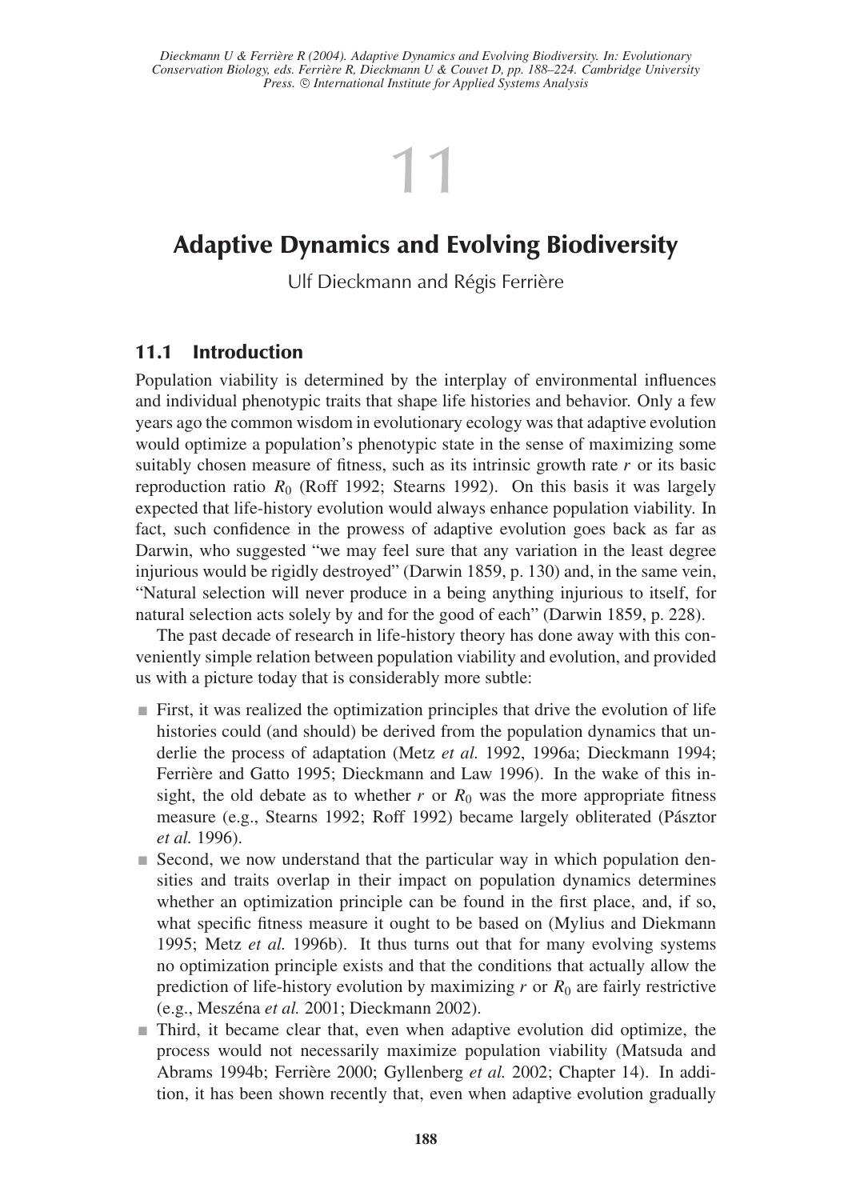Dieckmann U & Ferrière R (2004). Adaptive Dynamics and Evolving Biodiversity. In: Evolutionary Conservation Biology, eds. Ferrière R, Dieckmann U & Couvet D, pp. 188–224. Cambridge University Press. © International Institute for Applied Systems Analysis

# 11

# Adaptive Dynamics and Evolving Biodiversity

Ulf Dieckmann and Régis Ferrière

## 11.1 Introduction

Population viability is determined by the interplay of environmental influences and individual phenotypic traits that shape life histories and behavior. Only a few years ago the common wisdom in evolutionary ecology was that adaptive evolution would optimize a population's phenotypic state in the sense of maximizing some suitably chosen measure of fitness, such as its intrinsic growth rate $r$ or its basic reproduction ratio $R_0$ (Roff 1992; Stearns 1992). On this basis it was largely expected that life-history evolution would always enhance population viability. In fact, such confidence in the prowess of adaptive evolution goes back as far as Darwin, who suggested "we may feel sure that any variation in the least degree injurious would be rigidly destroyed" (Darwin 1859, p. 130) and, in the same vein, "Natural selection will never produce in a being anything injurious to itself, for natural selection acts solely by and for the good of each" (Darwin 1859, p. 228).

The past decade of research in life-history theory has done away with this conveniently simple relation between population viability and evolution, and provided us with a picture today that is considerably more subtle:

- First, it was realized the optimization principles that drive the evolution of life histories could (and should) be derived from the population dynamics that underlie the process of adaptation (Metz *et al.* 1992, 1996a; Dieckmann 1994; Ferrière and Gatto 1995; Dieckmann and Law 1996). In the wake of this insight, the old debate as to whether $r$ or $R_0$ was the more appropriate fitness measure (e.g., Stearns 1992; Roff 1992) became largely obliterated (Pásztor *et al.* 1996).
- Second, we now understand that the particular way in which population densities and traits overlap in their impact on population dynamics determines whether an optimization principle can be found in the first place, and, if so, what specific fitness measure it ought to be based on (Mylius and Diekmann 1995; Metz *et al.* 1996b). It thus turns out that for many evolving systems no optimization principle exists and that the conditions that actually allow the prediction of life-history evolution by maximizing $r$ or $R_0$ are fairly restrictive (e.g., Meszéna *et al.* 2001; Dieckmann 2002).
- Third, it became clear that, even when adaptive evolution did optimize, the process would not necessarily maximize population viability (Matsuda and Abrams 1994b; Ferrière 2000; Gyllenberg *et al.* 2002; Chapter 14). In addition, it has been shown recently that, even when adaptive evolution gradually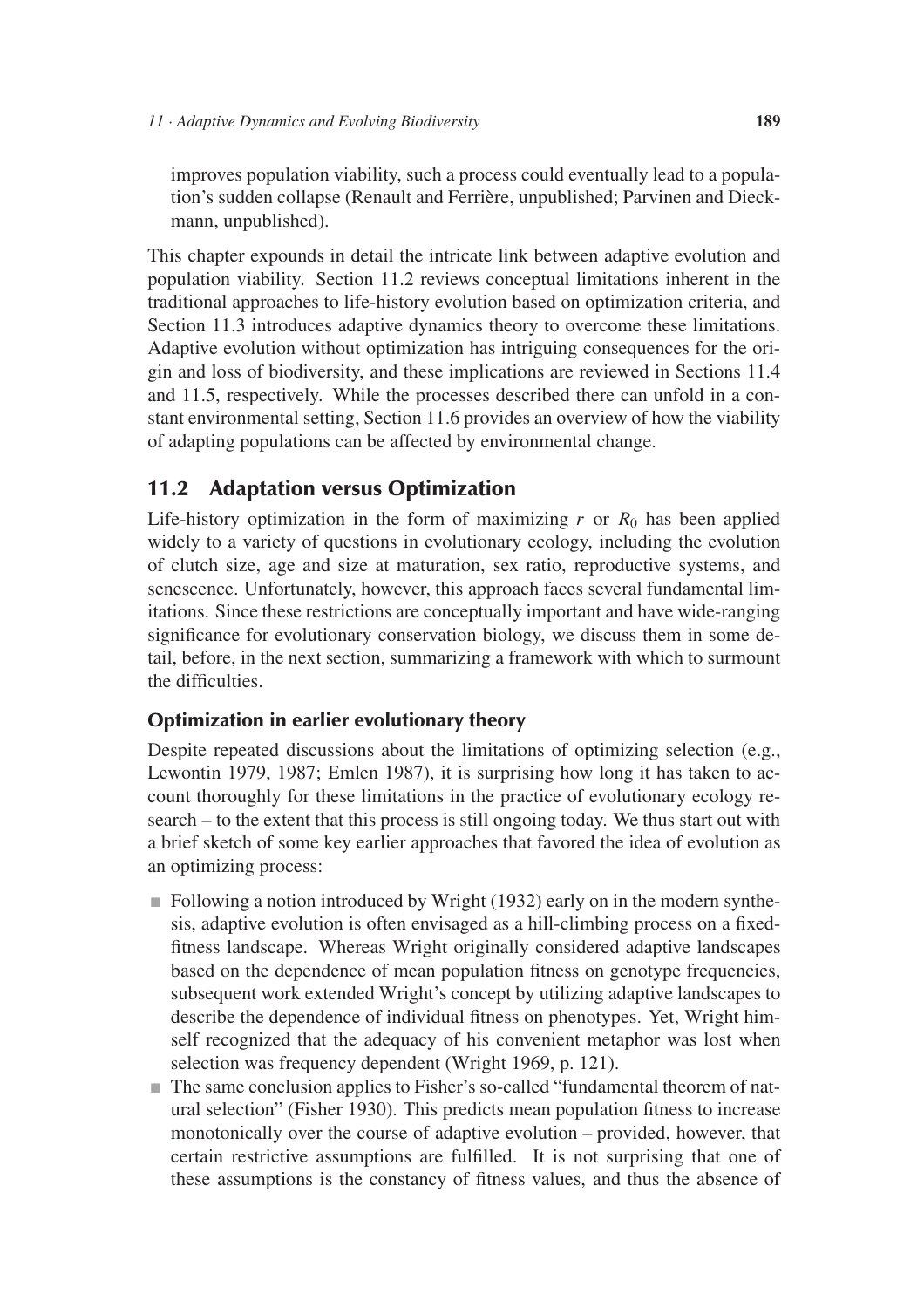improves population viability, such a process could eventually lead to a population's sudden collapse (Renault and Ferrière, unpublished; Parvinen and Dieckmann, unpublished).

This chapter expounds in detail the intricate link between adaptive evolution and population viability. Section 11.2 reviews conceptual limitations inherent in the traditional approaches to life-history evolution based on optimization criteria, and Section 11.3 introduces adaptive dynamics theory to overcome these limitations. Adaptive evolution without optimization has intriguing consequences for the origin and loss of biodiversity, and these implications are reviewed in Sections 11.4 and 11.5, respectively. While the processes described there can unfold in a constant environmental setting, Section 11.6 provides an overview of how the viability of adapting populations can be affected by environmental change.

## 11.2 Adaptation versus Optimization

Life-history optimization in the form of maximizing $r$ or $R_0$ has been applied widely to a variety of questions in evolutionary ecology, including the evolution of clutch size, age and size at maturation, sex ratio, reproductive systems, and senescence. Unfortunately, however, this approach faces several fundamental limitations. Since these restrictions are conceptually important and have wide-ranging significance for evolutionary conservation biology, we discuss them in some detail, before, in the next section, summarizing a framework with which to surmount the difficulties.

### Optimization in earlier evolutionary theory

Despite repeated discussions about the limitations of optimizing selection (e.g., Lewontin 1979, 1987; Emlen 1987), it is surprising how long it has taken to account thoroughly for these limitations in the practice of evolutionary ecology research – to the extent that this process is still ongoing today. We thus start out with a brief sketch of some key earlier approaches that favored the idea of evolution as an optimizing process:

- Following a notion introduced by Wright (1932) early on in the modern synthesis, adaptive evolution is often envisaged as a hill-climbing process on a fixed-fitness landscape. Whereas Wright originally considered adaptive landscapes based on the dependence of mean population fitness on genotype frequencies, subsequent work extended Wright's concept by utilizing adaptive landscapes to describe the dependence of individual fitness on phenotypes. Yet, Wright himself recognized that the adequacy of his convenient metaphor was lost when selection was frequency dependent (Wright 1969, p. 121).
- The same conclusion applies to Fisher's so-called "fundamental theorem of natural selection" (Fisher 1930). This predicts mean population fitness to increase monotonically over the course of adaptive evolution – provided, however, that certain restrictive assumptions are fulfilled. It is not surprising that one of these assumptions is the constancy of fitness values, and thus the absence of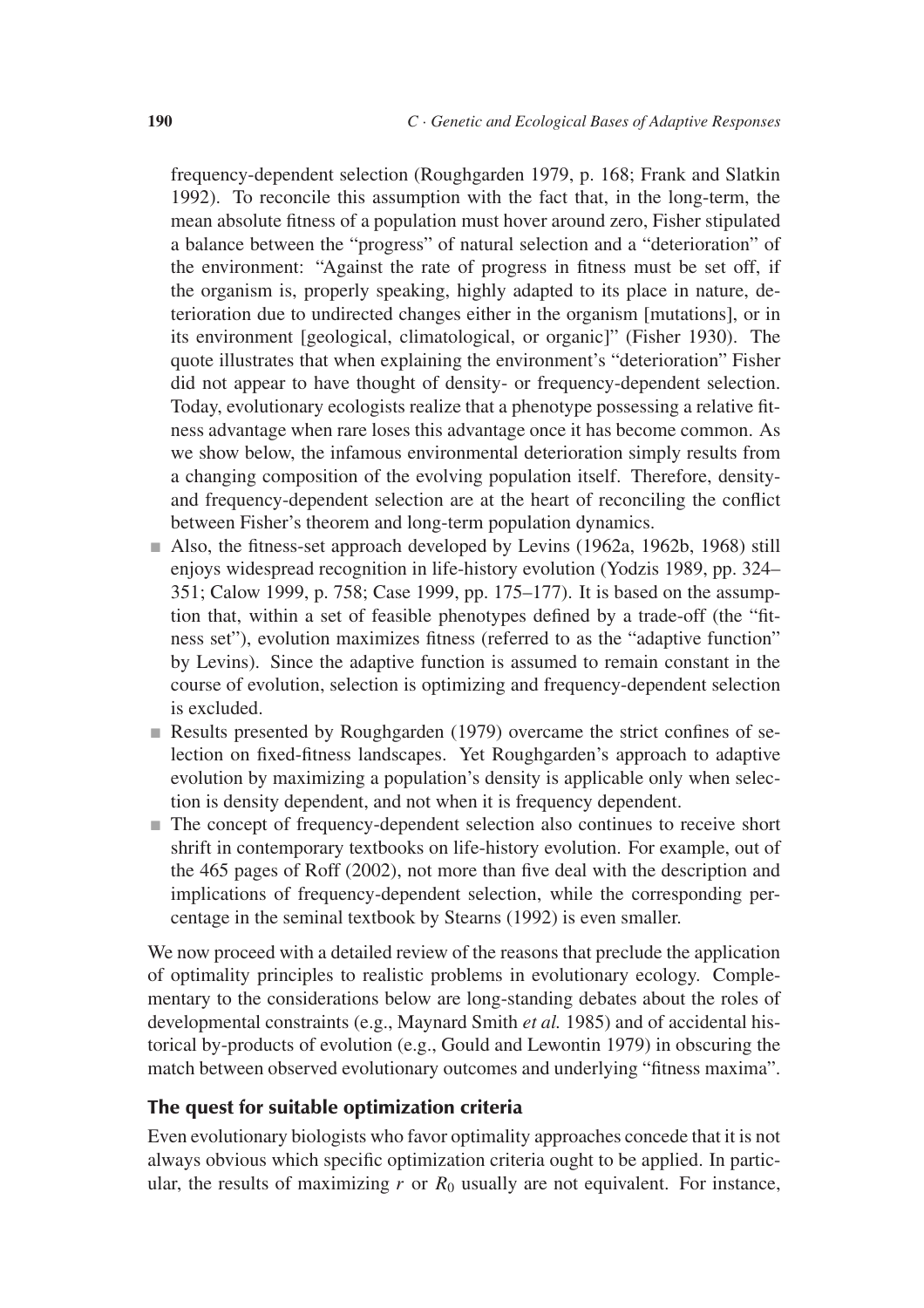frequency-dependent selection (Roughgarden 1979, p. 168; Frank and Slatkin 1992). To reconcile this assumption with the fact that, in the long-term, the mean absolute fitness of a population must hover around zero, Fisher stipulated a balance between the "progress" of natural selection and a "deterioration" of the environment: "Against the rate of progress in fitness must be set off, if the organism is, properly speaking, highly adapted to its place in nature, deterioration due to undirected changes either in the organism [mutations], or in its environment [geological, climatological, or organic]" (Fisher 1930). The quote illustrates that when explaining the environment's "deterioration" Fisher did not appear to have thought of density- or frequency-dependent selection. Today, evolutionary ecologists realize that a phenotype possessing a relative fitness advantage when rare loses this advantage once it has become common. As we show below, the infamous environmental deterioration simply results from a changing composition of the evolving population itself. Therefore, density- and frequency-dependent selection are at the heart of reconciling the conflict between Fisher's theorem and long-term population dynamics.

- Also, the fitness-set approach developed by Levins (1962a, 1962b, 1968) still enjoys widespread recognition in life-history evolution (Yodzis 1989, pp. 324–351; Calow 1999, p. 758; Case 1999, pp. 175–177). It is based on the assumption that, within a set of feasible phenotypes defined by a trade-off (the "fitness set"), evolution maximizes fitness (referred to as the "adaptive function" by Levins). Since the adaptive function is assumed to remain constant in the course of evolution, selection is optimizing and frequency-dependent selection is excluded.
- Results presented by Roughgarden (1979) overcame the strict confines of selection on fixed-fitness landscapes. Yet Roughgarden's approach to adaptive evolution by maximizing a population's density is applicable only when selection is density dependent, and not when it is frequency dependent.
- The concept of frequency-dependent selection also continues to receive short shrift in contemporary textbooks on life-history evolution. For example, out of the 465 pages of Roff (2002), not more than five deal with the description and implications of frequency-dependent selection, while the corresponding percentage in the seminal textbook by Stearns (1992) is even smaller.

We now proceed with a detailed review of the reasons that preclude the application of optimality principles to realistic problems in evolutionary ecology. Complementary to the considerations below are long-standing debates about the roles of developmental constraints (e.g., Maynard Smith *et al.* 1985) and of accidental historical by-products of evolution (e.g., Gould and Lewontin 1979) in obscuring the match between observed evolutionary outcomes and underlying "fitness maxima".

### The quest for suitable optimization criteria

Even evolutionary biologists who favor optimality approaches concede that it is not always obvious which specific optimization criteria ought to be applied. In particular, the results of maximizing $r$ or $R_0$ usually are not equivalent. For instance,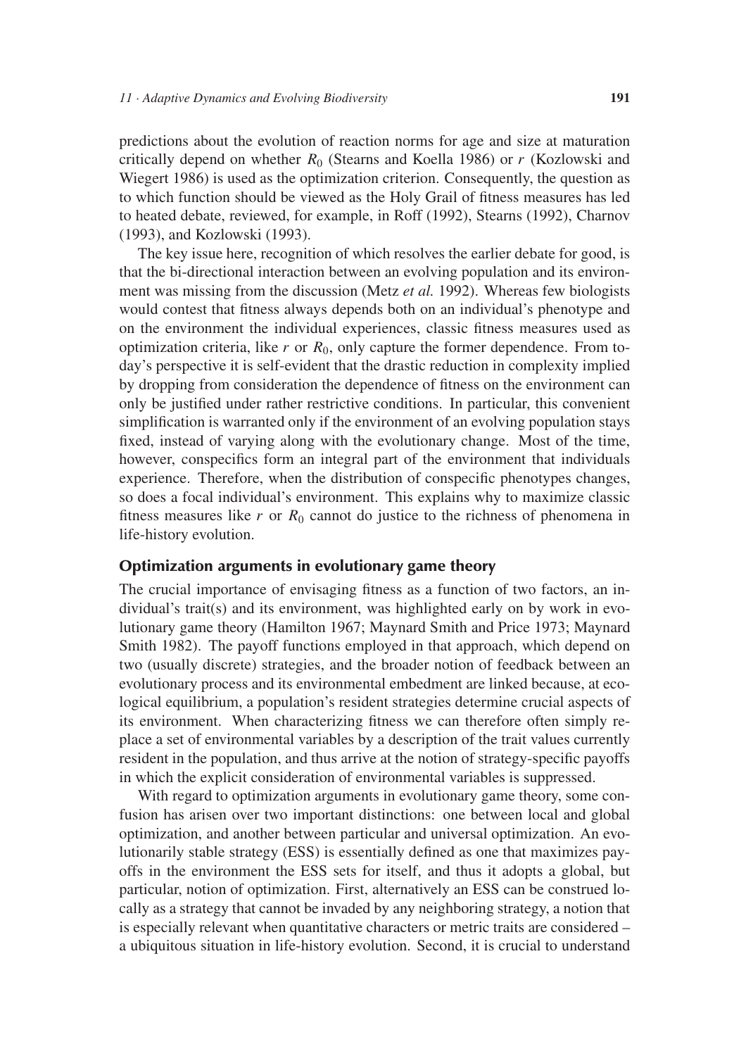predictions about the evolution of reaction norms for age and size at maturation critically depend on whether $R_0$ (Stearns and Koella 1986) or $r$ (Kozlowski and Wiegert 1986) is used as the optimization criterion. Consequently, the question as to which function should be viewed as the Holy Grail of fitness measures has led to heated debate, reviewed, for example, in Roff (1992), Stearns (1992), Charnov (1993), and Kozlowski (1993).

The key issue here, recognition of which resolves the earlier debate for good, is that the bi-directional interaction between an evolving population and its environment was missing from the discussion (Metz *et al.* 1992). Whereas few biologists would contest that fitness always depends both on an individual's phenotype and on the environment the individual experiences, classic fitness measures used as optimization criteria, like $r$ or $R_0$, only capture the former dependence. From today's perspective it is self-evident that the drastic reduction in complexity implied by dropping from consideration the dependence of fitness on the environment can only be justified under rather restrictive conditions. In particular, this convenient simplification is warranted only if the environment of an evolving population stays fixed, instead of varying along with the evolutionary change. Most of the time, however, conspecifics form an integral part of the environment that individuals experience. Therefore, when the distribution of conspecific phenotypes changes, so does a focal individual's environment. This explains why to maximize classic fitness measures like $r$ or $R_0$ cannot do justice to the richness of phenomena in life-history evolution.

## Optimization arguments in evolutionary game theory

The crucial importance of envisaging fitness as a function of two factors, an individual's trait(s) and its environment, was highlighted early on by work in evolutionary game theory (Hamilton 1967; Maynard Smith and Price 1973; Maynard Smith 1982). The payoff functions employed in that approach, which depend on two (usually discrete) strategies, and the broader notion of feedback between an evolutionary process and its environmental embedment are linked because, at ecological equilibrium, a population's resident strategies determine crucial aspects of its environment. When characterizing fitness we can therefore often simply replace a set of environmental variables by a description of the trait values currently resident in the population, and thus arrive at the notion of strategy-specific payoffs in which the explicit consideration of environmental variables is suppressed.

With regard to optimization arguments in evolutionary game theory, some confusion has arisen over two important distinctions: one between local and global optimization, and another between particular and universal optimization. An evolutionarily stable strategy (ESS) is essentially defined as one that maximizes payoffs in the environment the ESS sets for itself, and thus it adopts a global, but particular, notion of optimization. First, alternatively an ESS can be construed locally as a strategy that cannot be invaded by any neighboring strategy, a notion that is especially relevant when quantitative characters or metric traits are considered – a ubiquitous situation in life-history evolution. Second, it is crucial to understand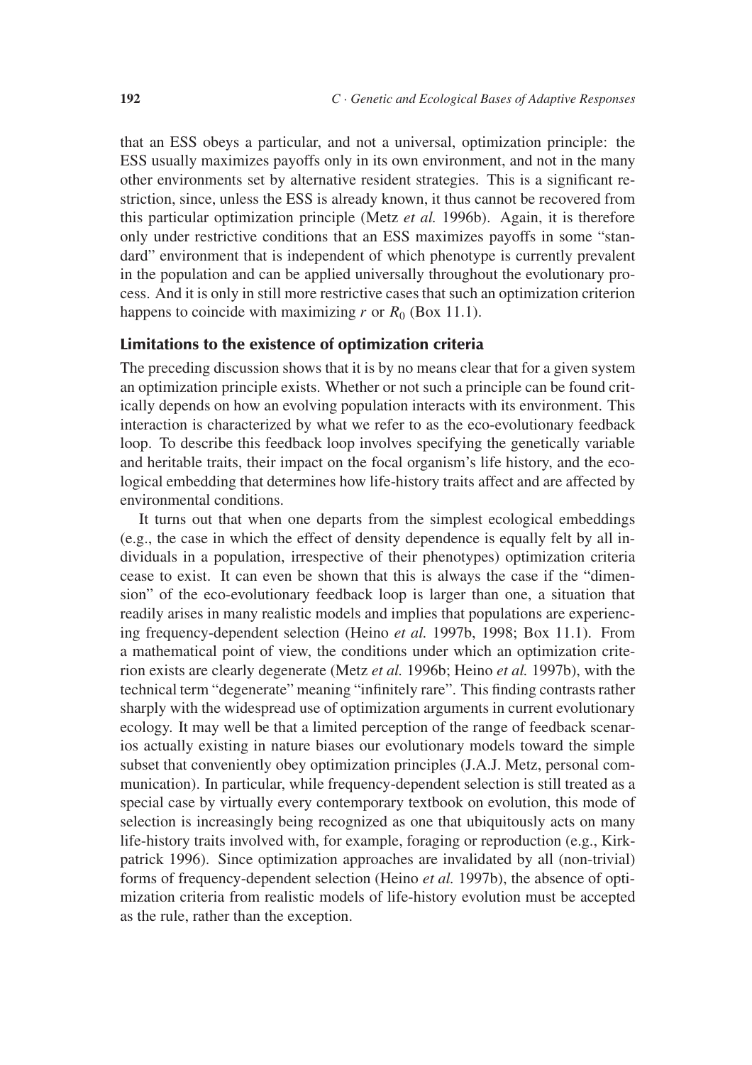that an ESS obeys a particular, and not a universal, optimization principle: the ESS usually maximizes payoffs only in its own environment, and not in the many other environments set by alternative resident strategies. This is a significant restriction, since, unless the ESS is already known, it thus cannot be recovered from this particular optimization principle (Metz *et al.* 1996b). Again, it is therefore only under restrictive conditions that an ESS maximizes payoffs in some "standard" environment that is independent of which phenotype is currently prevalent in the population and can be applied universally throughout the evolutionary process. And it is only in still more restrictive cases that such an optimization criterion happens to coincide with maximizing $r$ or $R_0$ (Box 11.1).

## Limitations to the existence of optimization criteria

The preceding discussion shows that it is by no means clear that for a given system an optimization principle exists. Whether or not such a principle can be found critically depends on how an evolving population interacts with its environment. This interaction is characterized by what we refer to as the eco-evolutionary feedback loop. To describe this feedback loop involves specifying the genetically variable and heritable traits, their impact on the focal organism's life history, and the ecological embedding that determines how life-history traits affect and are affected by environmental conditions.

It turns out that when one departs from the simplest ecological embeddings (e.g., the case in which the effect of density dependence is equally felt by all individuals in a population, irrespective of their phenotypes) optimization criteria cease to exist. It can even be shown that this is always the case if the "dimension" of the eco-evolutionary feedback loop is larger than one, a situation that readily arises in many realistic models and implies that populations are experiencing frequency-dependent selection (Heino *et al.* 1997b, 1998; Box 11.1). From a mathematical point of view, the conditions under which an optimization criterion exists are clearly degenerate (Metz *et al.* 1996b; Heino *et al.* 1997b), with the technical term "degenerate" meaning "infinitely rare". This finding contrasts rather sharply with the widespread use of optimization arguments in current evolutionary ecology. It may well be that a limited perception of the range of feedback scenarios actually existing in nature biases our evolutionary models toward the simple subset that conveniently obey optimization principles (J.A.J. Metz, personal communication). In particular, while frequency-dependent selection is still treated as a special case by virtually every contemporary textbook on evolution, this mode of selection is increasingly being recognized as one that ubiquitously acts on many life-history traits involved with, for example, foraging or reproduction (e.g., Kirkpatrick 1996). Since optimization approaches are invalidated by all (non-trivial) forms of frequency-dependent selection (Heino *et al.* 1997b), the absence of optimization criteria from realistic models of life-history evolution must be accepted as the rule, rather than the exception.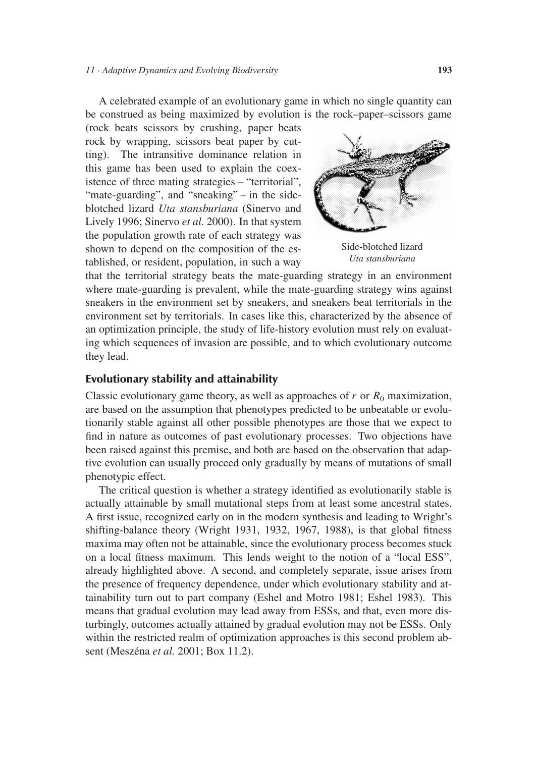A celebrated example of an evolutionary game in which no single quantity can be construed as being maximized by evolution is the rock–paper–scissors game (rock beats scissors by crushing, paper beats rock by wrapping, scissors beat paper by cutting). The intransitive dominance relation in this game has been used to explain the coexistence of three mating strategies – "territorial", "mate-guarding", and "sneaking" – in the side-blotched lizard *Uta stansburiana* (Sinervo and Lively 1996; Sinervo *et al.* 2000). In that system the population growth rate of each strategy was shown to depend on the composition of the established, or resident, population, in such a way that the territorial strategy beats the mate-guarding strategy in an environment where mate-guarding is prevalent, while the mate-guarding strategy wins against sneakers in the environment set by sneakers, and sneakers beat territorials in the environment set by territorials. In cases like this, characterized by the absence of an optimization principle, the study of life-history evolution must rely on evaluating which sequences of invasion are possible, and to which evolutionary outcome they lead.

Side-blotched lizard
*Uta stansburiana*

## Evolutionary stability and attainability

Classic evolutionary game theory, as well as approaches of $r$ or $R_0$ maximization, are based on the assumption that phenotypes predicted to be unbeatable or evolutionarily stable against all other possible phenotypes are those that we expect to find in nature as outcomes of past evolutionary processes. Two objections have been raised against this premise, and both are based on the observation that adaptive evolution can usually proceed only gradually by means of mutations of small phenotypic effect.

The critical question is whether a strategy identified as evolutionarily stable is actually attainable by small mutational steps from at least some ancestral states. A first issue, recognized early on in the modern synthesis and leading to Wright's shifting-balance theory (Wright 1931, 1932, 1967, 1988), is that global fitness maxima may often not be attainable, since the evolutionary process becomes stuck on a local fitness maximum. This lends weight to the notion of a "local ESS", already highlighted above. A second, and completely separate, issue arises from the presence of frequency dependence, under which evolutionary stability and attainability turn out to part company (Eshel and Motro 1981; Eshel 1983). This means that gradual evolution may lead away from ESSs, and that, even more disturbingly, outcomes actually attained by gradual evolution may not be ESSs. Only within the restricted realm of optimization approaches is this second problem absent (Meszéna *et al.* 2001; Box 11.2).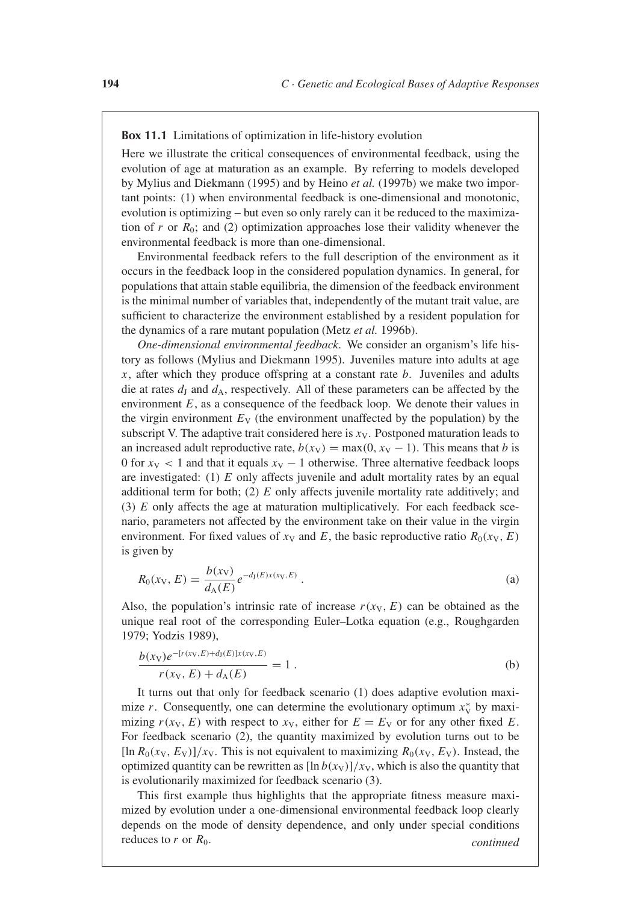**Box 11.1** Limitations of optimization in life-history evolution

Here we illustrate the critical consequences of environmental feedback, using the evolution of age at maturation as an example. By referring to models developed by Mylius and Diekmann (1995) and by Heino *et al.* (1997b) we make two important points: (1) when environmental feedback is one-dimensional and monotonic, evolution is optimizing – but even so only rarely can it be reduced to the maximization of $r$ or $R_0$; and (2) optimization approaches lose their validity whenever the environmental feedback is more than one-dimensional.

Environmental feedback refers to the full description of the environment as it occurs in the feedback loop in the considered population dynamics. In general, for populations that attain stable equilibria, the dimension of the feedback environment is the minimal number of variables that, independently of the mutant trait value, are sufficient to characterize the environment established by a resident population for the dynamics of a rare mutant population (Metz *et al.* 1996b).

*One-dimensional environmental feedback*. We consider an organism's life history as follows (Mylius and Diekmann 1995). Juveniles mature into adults at age $x$, after which they produce offspring at a constant rate $b$. Juveniles and adults die at rates $d_J$ and $d_A$, respectively. All of these parameters can be affected by the environment $E$, as a consequence of the feedback loop. We denote their values in the virgin environment $E_V$ (the environment unaffected by the population) by the subscript V. The adaptive trait considered here is $x_V$. Postponed maturation leads to an increased adult reproductive rate, $b(x_V) = \max(0, x_V - 1)$. This means that $b$ is 0 for $x_V < 1$ and that it equals $x_V - 1$ otherwise. Three alternative feedback loops are investigated: (1) $E$ only affects juvenile and adult mortality rates by an equal additional term for both; (2) $E$ only affects juvenile mortality rate additively; and (3) $E$ only affects the age at maturation multiplicatively. For each feedback scenario, parameters not affected by the environment take on their value in the virgin environment. For fixed values of $x_V$ and $E$, the basic reproductive ratio $R_0(x_V, E)$ is given by

$$R_0(x_V, E) = \frac{b(x_V)}{d_A(E)} e^{-d_J(E)x(x_V,E)} . \tag{a}$$

Also, the population's intrinsic rate of increase $r(x_V, E)$ can be obtained as the unique real root of the corresponding Euler–Lotka equation (e.g., Roughgarden 1979; Yodzis 1989),

$$\frac{b(x_V)e^{-[r(x_V,E)+d_J(E)]x(x_V,E)}}{r(x_V, E) + d_A(E)} = 1 . \tag{b}$$

It turns out that only for feedback scenario (1) does adaptive evolution maximize $r$. Consequently, one can determine the evolutionary optimum $x_V^*$ by maximizing $r(x_V, E)$ with respect to $x_V$, either for $E = E_V$ or for any other fixed $E$. For feedback scenario (2), the quantity maximized by evolution turns out to be $[\ln R_0(x_V, E_V)]/x_V$. This is not equivalent to maximizing $R_0(x_V, E_V)$. Instead, the optimized quantity can be rewritten as $[\ln b(x_V)]/x_V$, which is also the quantity that is evolutionarily maximized for feedback scenario (3).

This first example thus highlights that the appropriate fitness measure maximized by evolution under a one-dimensional environmental feedback loop clearly depends on the mode of density dependence, and only under special conditions reduces to $r$ or $R_0$.

*continued*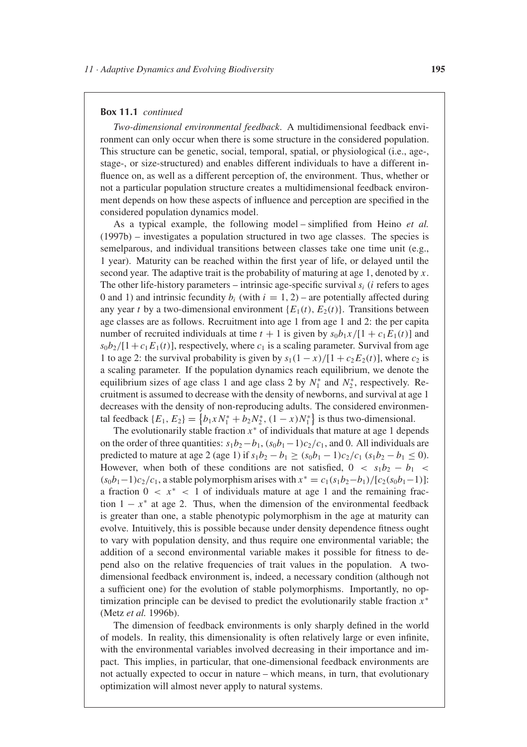**Box 11.1** *continued*

*Two-dimensional environmental feedback*. A multidimensional feedback environment can only occur when there is some structure in the considered population. This structure can be genetic, social, temporal, spatial, or physiological (i.e., age-, stage-, or size-structured) and enables different individuals to have a different influence on, as well as a different perception of, the environment. Thus, whether or not a particular population structure creates a multidimensional feedback environment depends on how these aspects of influence and perception are specified in the considered population dynamics model.

As a typical example, the following model – simplified from Heino *et al.* (1997b) – investigates a population structured in two age classes. The species is semelparous, and individual transitions between classes take one time unit (e.g., 1 year). Maturity can be reached within the first year of life, or delayed until the second year. The adaptive trait is the probability of maturing at age 1, denoted by $x$. The other life-history parameters – intrinsic age-specific survival $s_i$ ($i$ refers to ages 0 and 1) and intrinsic fecundity $b_i$ (with $i = 1, 2$) – are potentially affected during any year $t$ by a two-dimensional environment $\{E_1(t), E_2(t)\}$. Transitions between age classes are as follows. Recruitment into age 1 from age 1 and 2: the per capita number of recruited individuals at time $t + 1$ is given by $s_0 b_1 x/[1 + c_1 E_1(t)]$ and $s_0 b_2/[1 + c_1 E_1(t)]$, respectively, where $c_1$ is a scaling parameter. Survival from age 1 to age 2: the survival probability is given by $s_1(1 - x)/[1 + c_2 E_2(t)]$, where $c_2$ is a scaling parameter. If the population dynamics reach equilibrium, we denote the equilibrium sizes of age class 1 and age class 2 by $N_1^*$ and $N_2^*$, respectively. Recruitment is assumed to decrease with the density of newborns, and survival at age 1 decreases with the density of non-reproducing adults. The considered environmental feedback $\{E_1, E_2\} = \{b_1 x N_1^* + b_2 N_2^*, (1 - x)N_1^*\}$ is thus two-dimensional.

The evolutionarily stable fraction $x^*$ of individuals that mature at age 1 depends on the order of three quantities: $s_1 b_2 - b_1$, $(s_0 b_1 - 1)c_2/c_1$, and 0. All individuals are predicted to mature at age 2 (age 1) if $s_1 b_2 - b_1 \geq (s_0 b_1 - 1)c_2/c_1$ ($s_1 b_2 - b_1 \leq 0$). However, when both of these conditions are not satisfied, $0 < s_1 b_2 - b_1 < (s_0 b_1 - 1)c_2/c_1$, a stable polymorphism arises with $x^* = c_1(s_1 b_2 - b_1)/[c_2(s_0 b_1 - 1)]$: a fraction $0 < x^* < 1$ of individuals mature at age 1 and the remaining fraction $1 - x^*$ at age 2. Thus, when the dimension of the environmental feedback is greater than one, a stable phenotypic polymorphism in the age at maturity can evolve. Intuitively, this is possible because under density dependence fitness ought to vary with population density, and thus require one environmental variable; the addition of a second environmental variable makes it possible for fitness to depend also on the relative frequencies of trait values in the population. A two-dimensional feedback environment is, indeed, a necessary condition (although not a sufficient one) for the evolution of stable polymorphisms. Importantly, no optimization principle can be devised to predict the evolutionarily stable fraction $x^*$ (Metz *et al.* 1996b).

The dimension of feedback environments is only sharply defined in the world of models. In reality, this dimensionality is often relatively large or even infinite, with the environmental variables involved decreasing in their importance and impact. This implies, in particular, that one-dimensional feedback environments are not actually expected to occur in nature – which means, in turn, that evolutionary optimization will almost never apply to natural systems.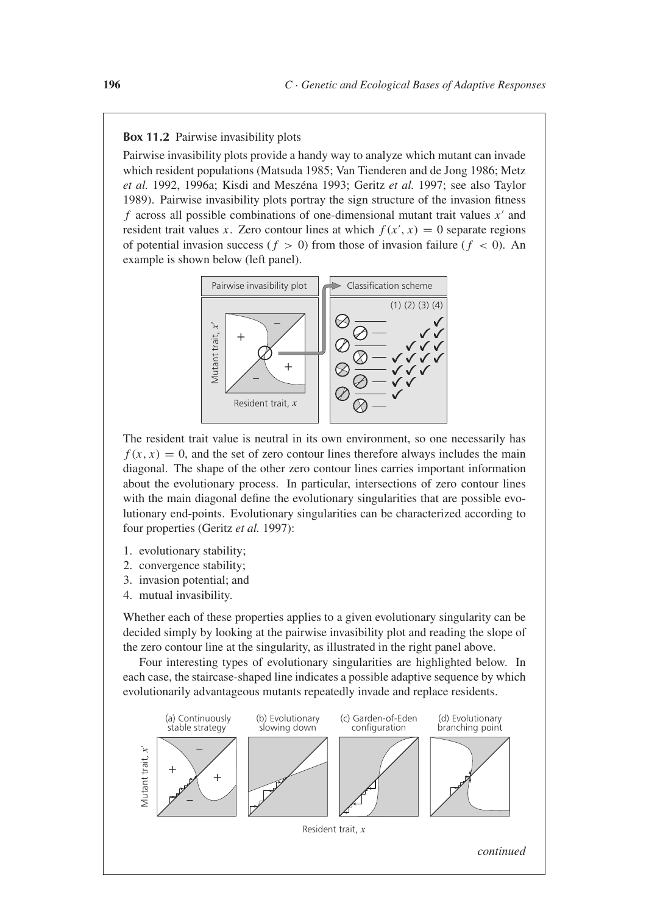**Box 11.2** Pairwise invasibility plots

Pairwise invasibility plots provide a handy way to analyze which mutant can invade which resident populations (Matsuda 1985; Van Tienderen and de Jong 1986; Metz *et al.* 1992, 1996a; Kisdi and Meszéna 1993; Geritz *et al.* 1997; see also Taylor 1989). Pairwise invasibility plots portray the sign structure of the invasion fitness $f$ across all possible combinations of one-dimensional mutant trait values $x'$ and resident trait values $x$. Zero contour lines at which $f(x', x) = 0$ separate regions of potential invasion success ($f > 0$) from those of invasion failure ($f < 0$). An example is shown below (left panel).

The resident trait value is neutral in its own environment, so one necessarily has $f(x, x) = 0$, and the set of zero contour lines therefore always includes the main diagonal. The shape of the other zero contour lines carries important information about the evolutionary process. In particular, intersections of zero contour lines with the main diagonal define the evolutionary singularities that are possible evolutionary end-points. Evolutionary singularities can be characterized according to four properties (Geritz *et al.* 1997):

1. evolutionary stability;
2. convergence stability;
3. invasion potential; and
4. mutual invasibility.

Whether each of these properties applies to a given evolutionary singularity can be decided simply by looking at the pairwise invasibility plot and reading the slope of the zero contour line at the singularity, as illustrated in the right panel above.

Four interesting types of evolutionary singularities are highlighted below. In each case, the staircase-shaped line indicates a possible adaptive sequence by which evolutionarily advantageous mutants repeatedly invade and replace residents.

*continued*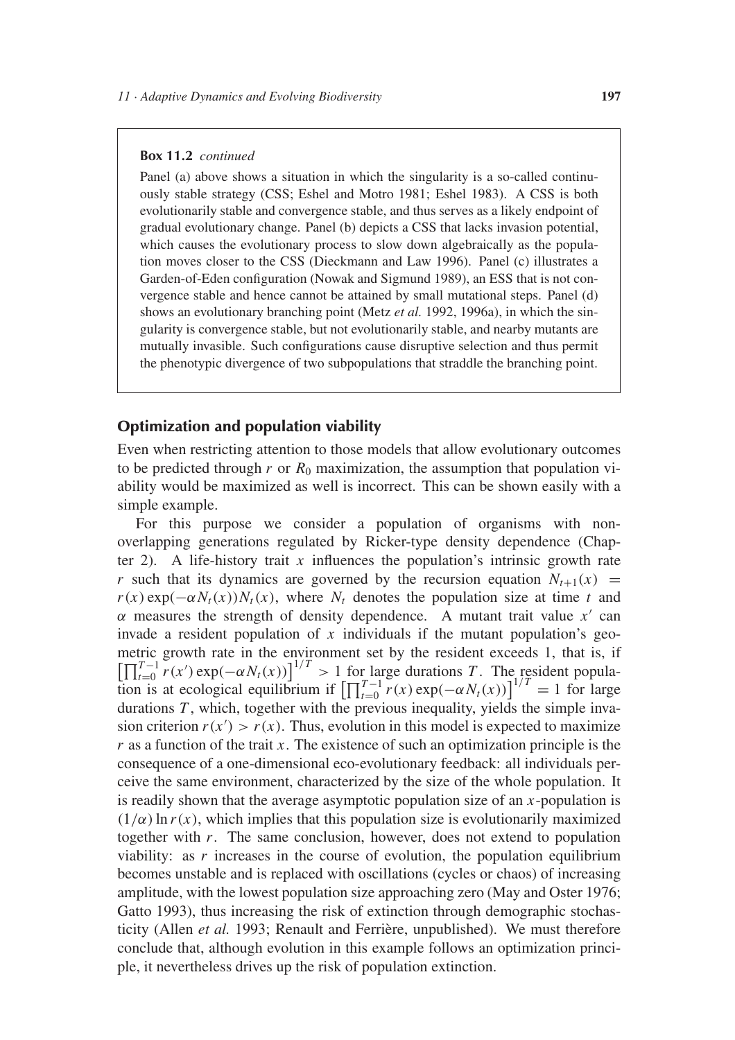**Box 11.2** *continued*

Panel (a) above shows a situation in which the singularity is a so-called continuously stable strategy (CSS; Eshel and Motro 1981; Eshel 1983). A CSS is both evolutionarily stable and convergence stable, and thus serves as a likely endpoint of gradual evolutionary change. Panel (b) depicts a CSS that lacks invasion potential, which causes the evolutionary process to slow down algebraically as the population moves closer to the CSS (Dieckmann and Law 1996). Panel (c) illustrates a Garden-of-Eden configuration (Nowak and Sigmund 1989), an ESS that is not convergence stable and hence cannot be attained by small mutational steps. Panel (d) shows an evolutionary branching point (Metz *et al.* 1992, 1996a), in which the singularity is convergence stable, but not evolutionarily stable, and nearby mutants are mutually invasible. Such configurations cause disruptive selection and thus permit the phenotypic divergence of two subpopulations that straddle the branching point.

## Optimization and population viability

Even when restricting attention to those models that allow evolutionary outcomes to be predicted through $r$ or $R_0$ maximization, the assumption that population viability would be maximized as well is incorrect. This can be shown easily with a simple example.

For this purpose we consider a population of organisms with nonoverlapping generations regulated by Ricker-type density dependence (Chapter 2). A life-history trait $x$ influences the population's intrinsic growth rate $r$ such that its dynamics are governed by the recursion equation $N_{t+1}(x) = r(x)\exp(-\alpha N_t(x))N_t(x)$, where $N_t$ denotes the population size at time $t$ and $\alpha$ measures the strength of density dependence. A mutant trait value $x'$ can invade a resident population of $x$ individuals if the mutant population's geometric growth rate in the environment set by the resident exceeds 1, that is, if $\left[\prod_{t=0}^{T-1} r(x')\exp(-\alpha N_t(x))\right]^{1/T} > 1$ for large durations $T$. The resident population is at ecological equilibrium if $\left[\prod_{t=0}^{T-1} r(x)\exp(-\alpha N_t(x))\right]^{1/T} = 1$ for large durations $T$, which, together with the previous inequality, yields the simple invasion criterion $r(x') > r(x)$. Thus, evolution in this model is expected to maximize $r$ as a function of the trait $x$. The existence of such an optimization principle is the consequence of a one-dimensional eco-evolutionary feedback: all individuals perceive the same environment, characterized by the size of the whole population. It is readily shown that the average asymptotic population size of an $x$-population is $(1/\alpha)\ln r(x)$, which implies that this population size is evolutionarily maximized together with $r$. The same conclusion, however, does not extend to population viability: as $r$ increases in the course of evolution, the population equilibrium becomes unstable and is replaced with oscillations (cycles or chaos) of increasing amplitude, with the lowest population size approaching zero (May and Oster 1976; Gatto 1993), thus increasing the risk of extinction through demographic stochasticity (Allen *et al.* 1993; Renault and Ferrière, unpublished). We must therefore conclude that, although evolution in this example follows an optimization principle, it nevertheless drives up the risk of population extinction.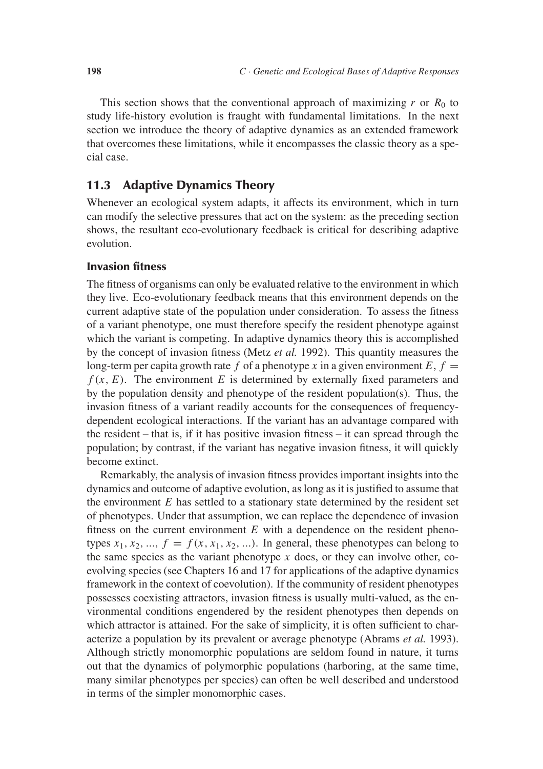This section shows that the conventional approach of maximizing $r$ or $R_0$ to study life-history evolution is fraught with fundamental limitations. In the next section we introduce the theory of adaptive dynamics as an extended framework that overcomes these limitations, while it encompasses the classic theory as a special case.

## 11.3 Adaptive Dynamics Theory

Whenever an ecological system adapts, it affects its environment, which in turn can modify the selective pressures that act on the system: as the preceding section shows, the resultant eco-evolutionary feedback is critical for describing adaptive evolution.

### Invasion fitness

The fitness of organisms can only be evaluated relative to the environment in which they live. Eco-evolutionary feedback means that this environment depends on the current adaptive state of the population under consideration. To assess the fitness of a variant phenotype, one must therefore specify the resident phenotype against which the variant is competing. In adaptive dynamics theory this is accomplished by the concept of invasion fitness (Metz *et al.* 1992). This quantity measures the long-term per capita growth rate $f$ of a phenotype $x$ in a given environment $E$, $f = f(x, E)$. The environment $E$ is determined by externally fixed parameters and by the population density and phenotype of the resident population(s). Thus, the invasion fitness of a variant readily accounts for the consequences of frequency-dependent ecological interactions. If the variant has an advantage compared with the resident – that is, if it has positive invasion fitness – it can spread through the population; by contrast, if the variant has negative invasion fitness, it will quickly become extinct.

Remarkably, the analysis of invasion fitness provides important insights into the dynamics and outcome of adaptive evolution, as long as it is justified to assume that the environment $E$ has settled to a stationary state determined by the resident set of phenotypes. Under that assumption, we can replace the dependence of invasion fitness on the current environment $E$ with a dependence on the resident phenotypes $x_1, x_2, ..., f = f(x, x_1, x_2, ...)$. In general, these phenotypes can belong to the same species as the variant phenotype $x$ does, or they can involve other, coevolving species (see Chapters 16 and 17 for applications of the adaptive dynamics framework in the context of coevolution). If the community of resident phenotypes possesses coexisting attractors, invasion fitness is usually multi-valued, as the environmental conditions engendered by the resident phenotypes then depends on which attractor is attained. For the sake of simplicity, it is often sufficient to characterize a population by its prevalent or average phenotype (Abrams *et al.* 1993). Although strictly monomorphic populations are seldom found in nature, it turns out that the dynamics of polymorphic populations (harboring, at the same time, many similar phenotypes per species) can often be well described and understood in terms of the simpler monomorphic cases.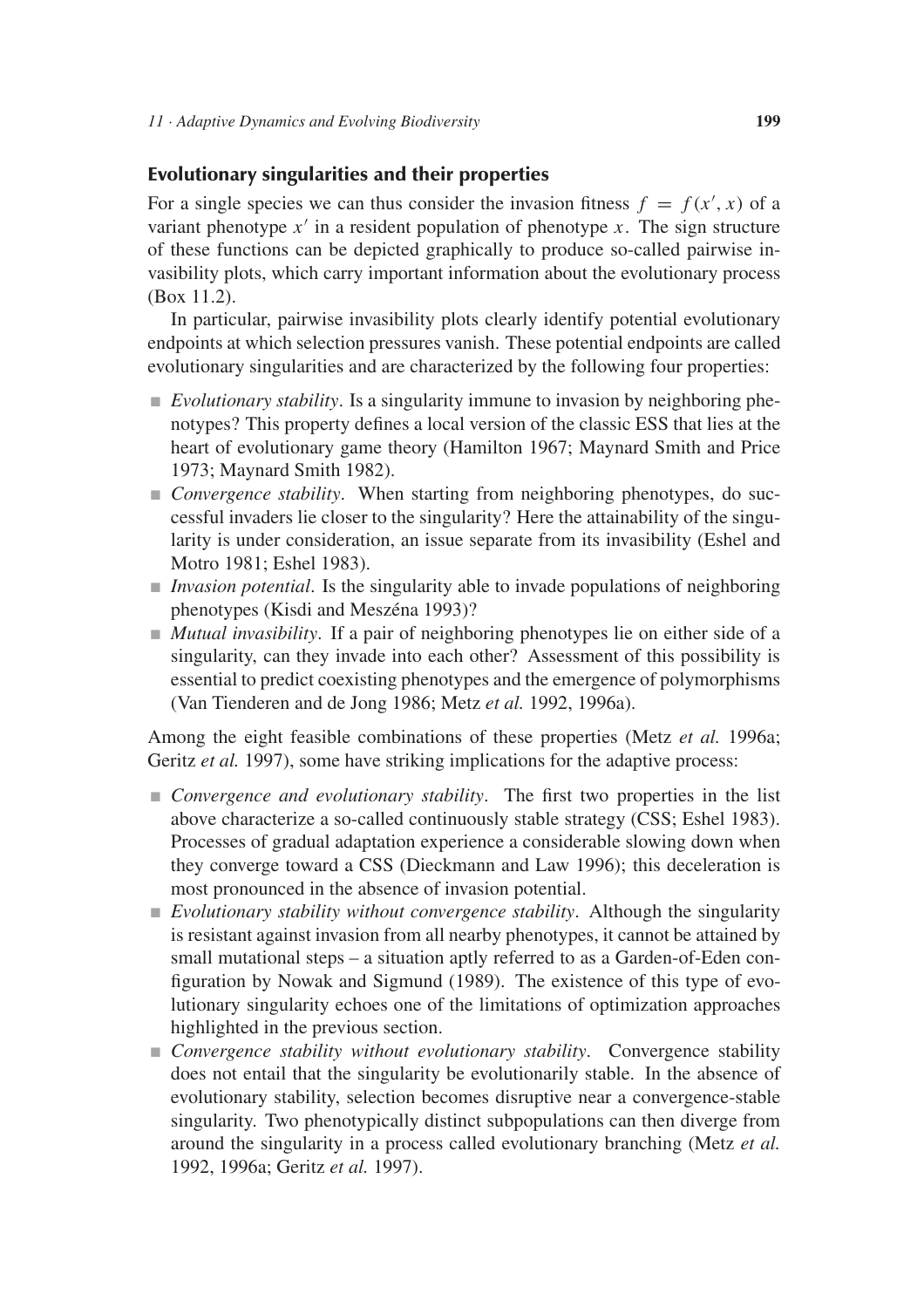## Evolutionary singularities and their properties

For a single species we can thus consider the invasion fitness $f = f(x', x)$ of a variant phenotype $x'$ in a resident population of phenotype $x$. The sign structure of these functions can be depicted graphically to produce so-called pairwise invasibility plots, which carry important information about the evolutionary process (Box 11.2).

In particular, pairwise invasibility plots clearly identify potential evolutionary endpoints at which selection pressures vanish. These potential endpoints are called evolutionary singularities and are characterized by the following four properties:

- *Evolutionary stability*. Is a singularity immune to invasion by neighboring phenotypes? This property defines a local version of the classic ESS that lies at the heart of evolutionary game theory (Hamilton 1967; Maynard Smith and Price 1973; Maynard Smith 1982).
- *Convergence stability*. When starting from neighboring phenotypes, do successful invaders lie closer to the singularity? Here the attainability of the singularity is under consideration, an issue separate from its invasibility (Eshel and Motro 1981; Eshel 1983).
- *Invasion potential*. Is the singularity able to invade populations of neighboring phenotypes (Kisdi and Meszéna 1993)?
- *Mutual invasibility*. If a pair of neighboring phenotypes lie on either side of a singularity, can they invade into each other? Assessment of this possibility is essential to predict coexisting phenotypes and the emergence of polymorphisms (Van Tienderen and de Jong 1986; Metz *et al.* 1992, 1996a).

Among the eight feasible combinations of these properties (Metz *et al.* 1996a; Geritz *et al.* 1997), some have striking implications for the adaptive process:

- *Convergence and evolutionary stability*. The first two properties in the list above characterize a so-called continuously stable strategy (CSS; Eshel 1983). Processes of gradual adaptation experience a considerable slowing down when they converge toward a CSS (Dieckmann and Law 1996); this deceleration is most pronounced in the absence of invasion potential.
- *Evolutionary stability without convergence stability*. Although the singularity is resistant against invasion from all nearby phenotypes, it cannot be attained by small mutational steps – a situation aptly referred to as a Garden-of-Eden configuration by Nowak and Sigmund (1989). The existence of this type of evolutionary singularity echoes one of the limitations of optimization approaches highlighted in the previous section.
- *Convergence stability without evolutionary stability*. Convergence stability does not entail that the singularity be evolutionarily stable. In the absence of evolutionary stability, selection becomes disruptive near a convergence-stable singularity. Two phenotypically distinct subpopulations can then diverge from around the singularity in a process called evolutionary branching (Metz *et al.* 1992, 1996a; Geritz *et al.* 1997).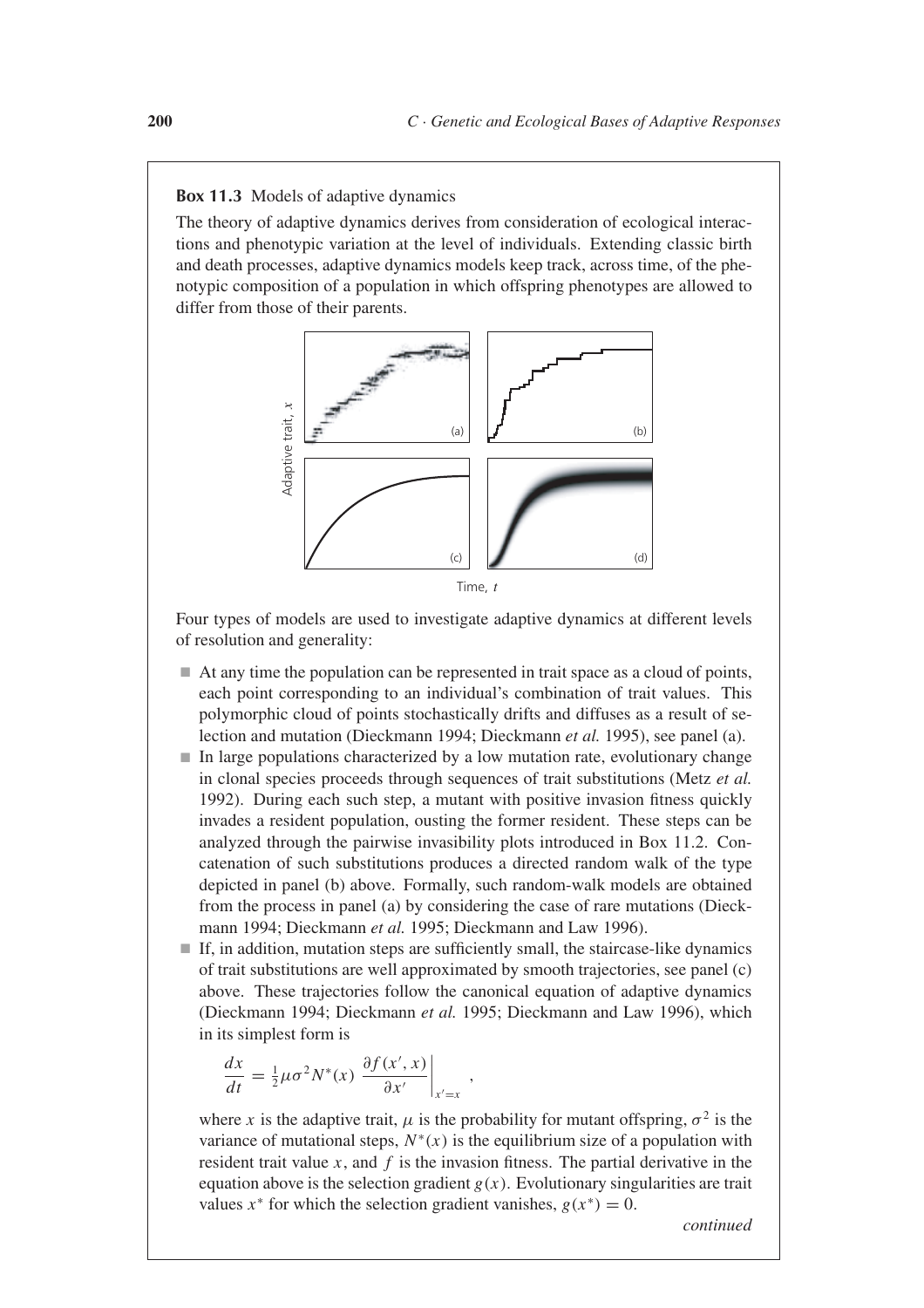**Box 11.3** Models of adaptive dynamics

The theory of adaptive dynamics derives from consideration of ecological interactions and phenotypic variation at the level of individuals. Extending classic birth and death processes, adaptive dynamics models keep track, across time, of the phenotypic composition of a population in which offspring phenotypes are allowed to differ from those of their parents.

Four types of models are used to investigate adaptive dynamics at different levels of resolution and generality:

- At any time the population can be represented in trait space as a cloud of points, each point corresponding to an individual's combination of trait values. This polymorphic cloud of points stochastically drifts and diffuses as a result of selection and mutation (Dieckmann 1994; Dieckmann *et al.* 1995), see panel (a).
- In large populations characterized by a low mutation rate, evolutionary change in clonal species proceeds through sequences of trait substitutions (Metz *et al.* 1992). During each such step, a mutant with positive invasion fitness quickly invades a resident population, ousting the former resident. These steps can be analyzed through the pairwise invasibility plots introduced in Box 11.2. Concatenation of such substitutions produces a directed random walk of the type depicted in panel (b) above. Formally, such random-walk models are obtained from the process in panel (a) by considering the case of rare mutations (Dieckmann 1994; Dieckmann *et al.* 1995; Dieckmann and Law 1996).
- If, in addition, mutation steps are sufficiently small, the staircase-like dynamics of trait substitutions are well approximated by smooth trajectories, see panel (c) above. These trajectories follow the canonical equation of adaptive dynamics (Dieckmann 1994; Dieckmann *et al.* 1995; Dieckmann and Law 1996), which in its simplest form is

$$\frac{dx}{dt} = \tfrac{1}{2}\mu\sigma^2 N^*(x) \left.\frac{\partial f(x', x)}{\partial x'}\right|_{x'=x},$$

where $x$ is the adaptive trait, $\mu$ is the probability for mutant offspring, $\sigma^2$ is the variance of mutational steps, $N^*(x)$ is the equilibrium size of a population with resident trait value $x$, and $f$ is the invasion fitness. The partial derivative in the equation above is the selection gradient $g(x)$. Evolutionary singularities are trait values $x^*$ for which the selection gradient vanishes, $g(x^*) = 0$.

*continued*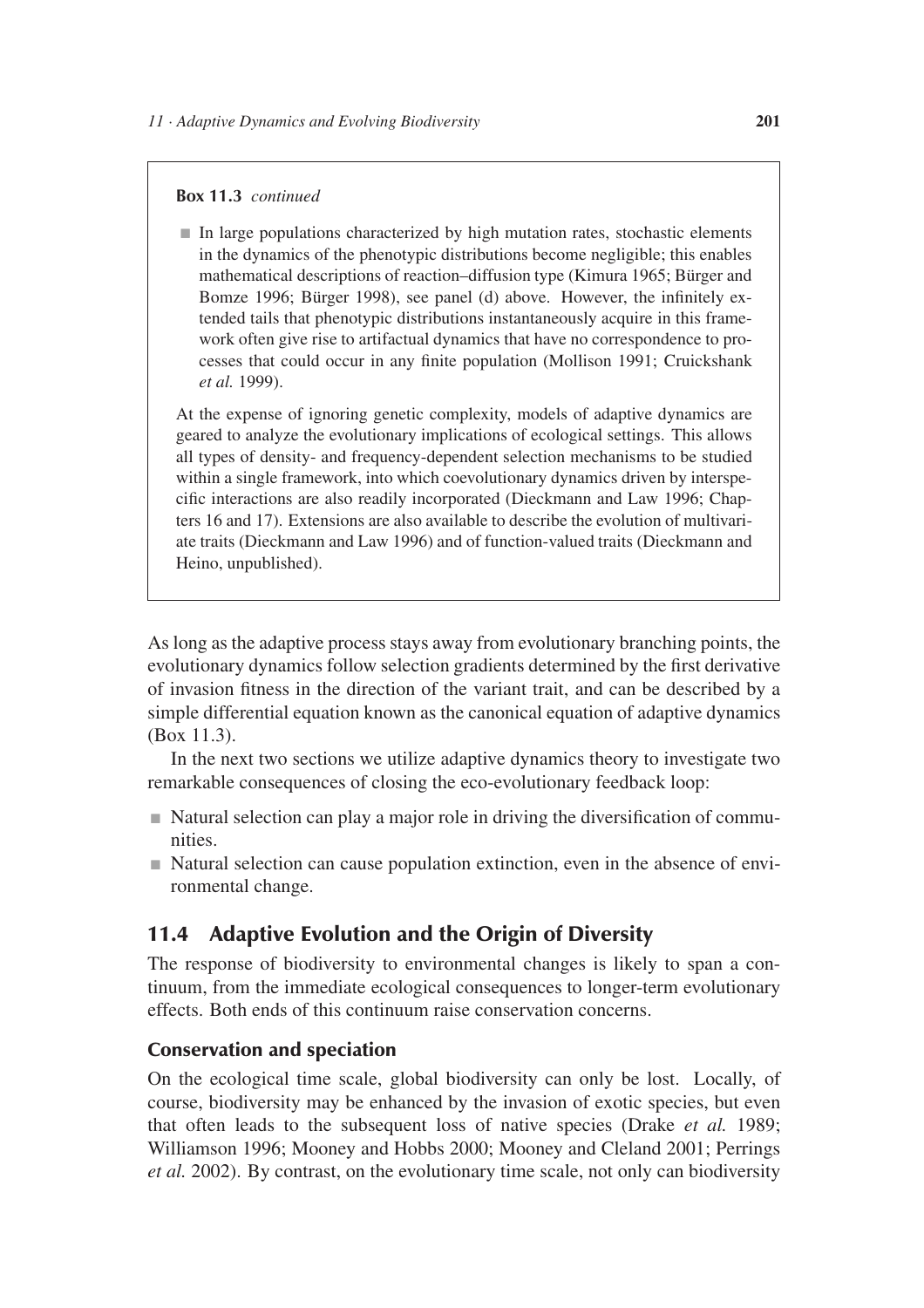**Box 11.3** *continued*

- In large populations characterized by high mutation rates, stochastic elements in the dynamics of the phenotypic distributions become negligible; this enables mathematical descriptions of reaction–diffusion type (Kimura 1965; Bürger and Bomze 1996; Bürger 1998), see panel (d) above. However, the infinitely extended tails that phenotypic distributions instantaneously acquire in this framework often give rise to artifactual dynamics that have no correspondence to processes that could occur in any finite population (Mollison 1991; Cruickshank *et al.* 1999).

At the expense of ignoring genetic complexity, models of adaptive dynamics are geared to analyze the evolutionary implications of ecological settings. This allows all types of density- and frequency-dependent selection mechanisms to be studied within a single framework, into which coevolutionary dynamics driven by interspecific interactions are also readily incorporated (Dieckmann and Law 1996; Chapters 16 and 17). Extensions are also available to describe the evolution of multivariate traits (Dieckmann and Law 1996) and of function-valued traits (Dieckmann and Heino, unpublished).

As long as the adaptive process stays away from evolutionary branching points, the evolutionary dynamics follow selection gradients determined by the first derivative of invasion fitness in the direction of the variant trait, and can be described by a simple differential equation known as the canonical equation of adaptive dynamics (Box 11.3).

In the next two sections we utilize adaptive dynamics theory to investigate two remarkable consequences of closing the eco-evolutionary feedback loop:

- Natural selection can play a major role in driving the diversification of communities.
- Natural selection can cause population extinction, even in the absence of environmental change.

## 11.4 Adaptive Evolution and the Origin of Diversity

The response of biodiversity to environmental changes is likely to span a continuum, from the immediate ecological consequences to longer-term evolutionary effects. Both ends of this continuum raise conservation concerns.

### Conservation and speciation

On the ecological time scale, global biodiversity can only be lost. Locally, of course, biodiversity may be enhanced by the invasion of exotic species, but even that often leads to the subsequent loss of native species (Drake *et al.* 1989; Williamson 1996; Mooney and Hobbs 2000; Mooney and Cleland 2001; Perrings *et al.* 2002). By contrast, on the evolutionary time scale, not only can biodiversity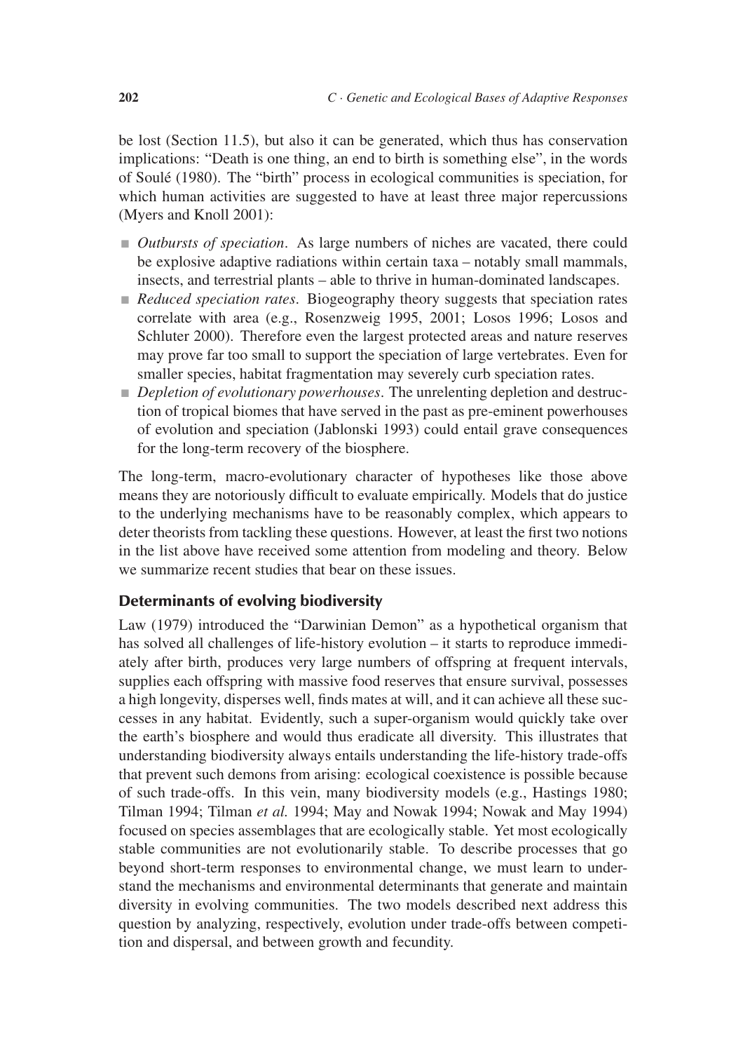be lost (Section 11.5), but also it can be generated, which thus has conservation implications: "Death is one thing, an end to birth is something else", in the words of Soulé (1980). The "birth" process in ecological communities is speciation, for which human activities are suggested to have at least three major repercussions (Myers and Knoll 2001):

- *Outbursts of speciation*. As large numbers of niches are vacated, there could be explosive adaptive radiations within certain taxa – notably small mammals, insects, and terrestrial plants – able to thrive in human-dominated landscapes.
- *Reduced speciation rates*. Biogeography theory suggests that speciation rates correlate with area (e.g., Rosenzweig 1995, 2001; Losos 1996; Losos and Schluter 2000). Therefore even the largest protected areas and nature reserves may prove far too small to support the speciation of large vertebrates. Even for smaller species, habitat fragmentation may severely curb speciation rates.
- *Depletion of evolutionary powerhouses*. The unrelenting depletion and destruction of tropical biomes that have served in the past as pre-eminent powerhouses of evolution and speciation (Jablonski 1993) could entail grave consequences for the long-term recovery of the biosphere.

The long-term, macro-evolutionary character of hypotheses like those above means they are notoriously difficult to evaluate empirically. Models that do justice to the underlying mechanisms have to be reasonably complex, which appears to deter theorists from tackling these questions. However, at least the first two notions in the list above have received some attention from modeling and theory. Below we summarize recent studies that bear on these issues.

### Determinants of evolving biodiversity

Law (1979) introduced the "Darwinian Demon" as a hypothetical organism that has solved all challenges of life-history evolution – it starts to reproduce immediately after birth, produces very large numbers of offspring at frequent intervals, supplies each offspring with massive food reserves that ensure survival, possesses a high longevity, disperses well, finds mates at will, and it can achieve all these successes in any habitat. Evidently, such a super-organism would quickly take over the earth's biosphere and would thus eradicate all diversity. This illustrates that understanding biodiversity always entails understanding the life-history trade-offs that prevent such demons from arising: ecological coexistence is possible because of such trade-offs. In this vein, many biodiversity models (e.g., Hastings 1980; Tilman 1994; Tilman *et al.* 1994; May and Nowak 1994; Nowak and May 1994) focused on species assemblages that are ecologically stable. Yet most ecologically stable communities are not evolutionarily stable. To describe processes that go beyond short-term responses to environmental change, we must learn to understand the mechanisms and environmental determinants that generate and maintain diversity in evolving communities. The two models described next address this question by analyzing, respectively, evolution under trade-offs between competition and dispersal, and between growth and fecundity.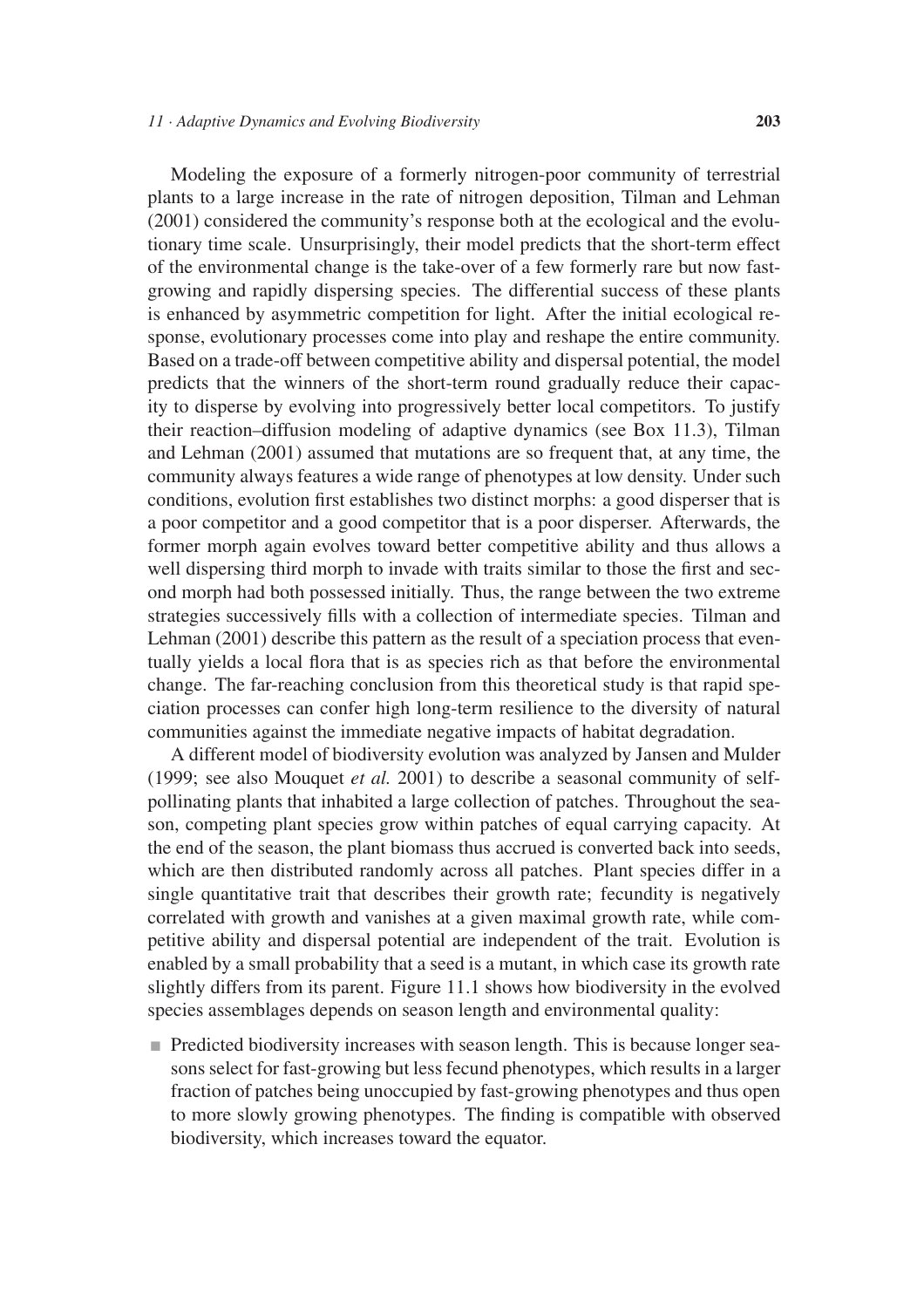Modeling the exposure of a formerly nitrogen-poor community of terrestrial plants to a large increase in the rate of nitrogen deposition, Tilman and Lehman (2001) considered the community's response both at the ecological and the evolutionary time scale. Unsurprisingly, their model predicts that the short-term effect of the environmental change is the take-over of a few formerly rare but now fast-growing and rapidly dispersing species. The differential success of these plants is enhanced by asymmetric competition for light. After the initial ecological response, evolutionary processes come into play and reshape the entire community. Based on a trade-off between competitive ability and dispersal potential, the model predicts that the winners of the short-term round gradually reduce their capacity to disperse by evolving into progressively better local competitors. To justify their reaction–diffusion modeling of adaptive dynamics (see Box 11.3), Tilman and Lehman (2001) assumed that mutations are so frequent that, at any time, the community always features a wide range of phenotypes at low density. Under such conditions, evolution first establishes two distinct morphs: a good disperser that is a poor competitor and a good competitor that is a poor disperser. Afterwards, the former morph again evolves toward better competitive ability and thus allows a well dispersing third morph to invade with traits similar to those the first and second morph had both possessed initially. Thus, the range between the two extreme strategies successively fills with a collection of intermediate species. Tilman and Lehman (2001) describe this pattern as the result of a speciation process that eventually yields a local flora that is as species rich as that before the environmental change. The far-reaching conclusion from this theoretical study is that rapid speciation processes can confer high long-term resilience to the diversity of natural communities against the immediate negative impacts of habitat degradation.

A different model of biodiversity evolution was analyzed by Jansen and Mulder (1999; see also Mouquet *et al.* 2001) to describe a seasonal community of self-pollinating plants that inhabited a large collection of patches. Throughout the season, competing plant species grow within patches of equal carrying capacity. At the end of the season, the plant biomass thus accrued is converted back into seeds, which are then distributed randomly across all patches. Plant species differ in a single quantitative trait that describes their growth rate; fecundity is negatively correlated with growth and vanishes at a given maximal growth rate, while competitive ability and dispersal potential are independent of the trait. Evolution is enabled by a small probability that a seed is a mutant, in which case its growth rate slightly differs from its parent. Figure 11.1 shows how biodiversity in the evolved species assemblages depends on season length and environmental quality:

- Predicted biodiversity increases with season length. This is because longer seasons select for fast-growing but less fecund phenotypes, which results in a larger fraction of patches being unoccupied by fast-growing phenotypes and thus open to more slowly growing phenotypes. The finding is compatible with observed biodiversity, which increases toward the equator.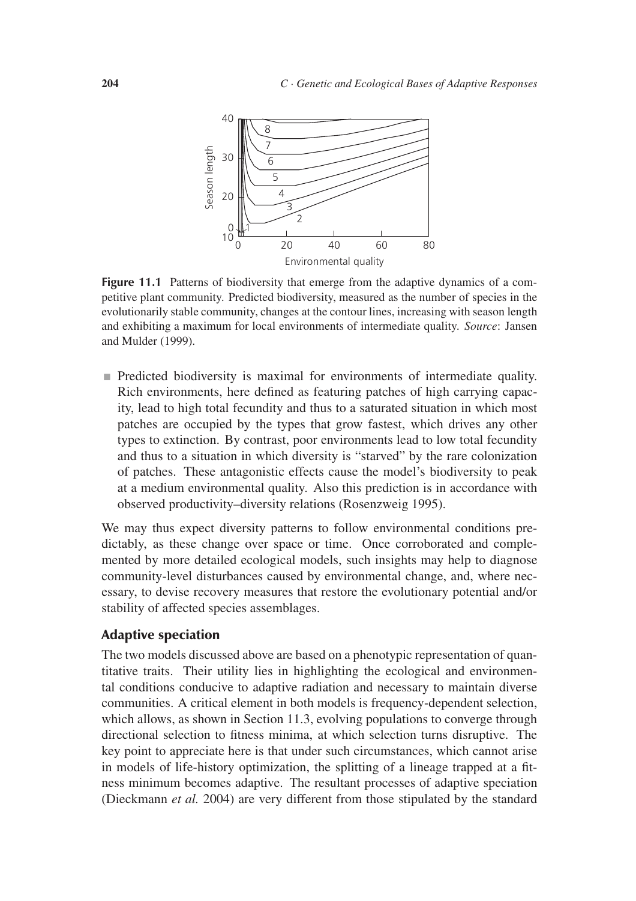Figure 11.1 Patterns of biodiversity that emerge from the adaptive dynamics of a competitive plant community. Predicted biodiversity, measured as the number of species in the evolutionarily stable community, changes at the contour lines, increasing with season length and exhibiting a maximum for local environments of intermediate quality. *Source*: Jansen and Mulder (1999).

- Predicted biodiversity is maximal for environments of intermediate quality. Rich environments, here defined as featuring patches of high carrying capacity, lead to high total fecundity and thus to a saturated situation in which most patches are occupied by the types that grow fastest, which drives any other types to extinction. By contrast, poor environments lead to low total fecundity and thus to a situation in which diversity is "starved" by the rare colonization of patches. These antagonistic effects cause the model's biodiversity to peak at a medium environmental quality. Also this prediction is in accordance with observed productivity–diversity relations (Rosenzweig 1995).

We may thus expect diversity patterns to follow environmental conditions predictably, as these change over space or time. Once corroborated and complemented by more detailed ecological models, such insights may help to diagnose community-level disturbances caused by environmental change, and, where necessary, to devise recovery measures that restore the evolutionary potential and/or stability of affected species assemblages.

### Adaptive speciation

The two models discussed above are based on a phenotypic representation of quantitative traits. Their utility lies in highlighting the ecological and environmental conditions conducive to adaptive radiation and necessary to maintain diverse communities. A critical element in both models is frequency-dependent selection, which allows, as shown in Section 11.3, evolving populations to converge through directional selection to fitness minima, at which selection turns disruptive. The key point to appreciate here is that under such circumstances, which cannot arise in models of life-history optimization, the splitting of a lineage trapped at a fitness minimum becomes adaptive. The resultant processes of adaptive speciation (Dieckmann *et al.* 2004) are very different from those stipulated by the standard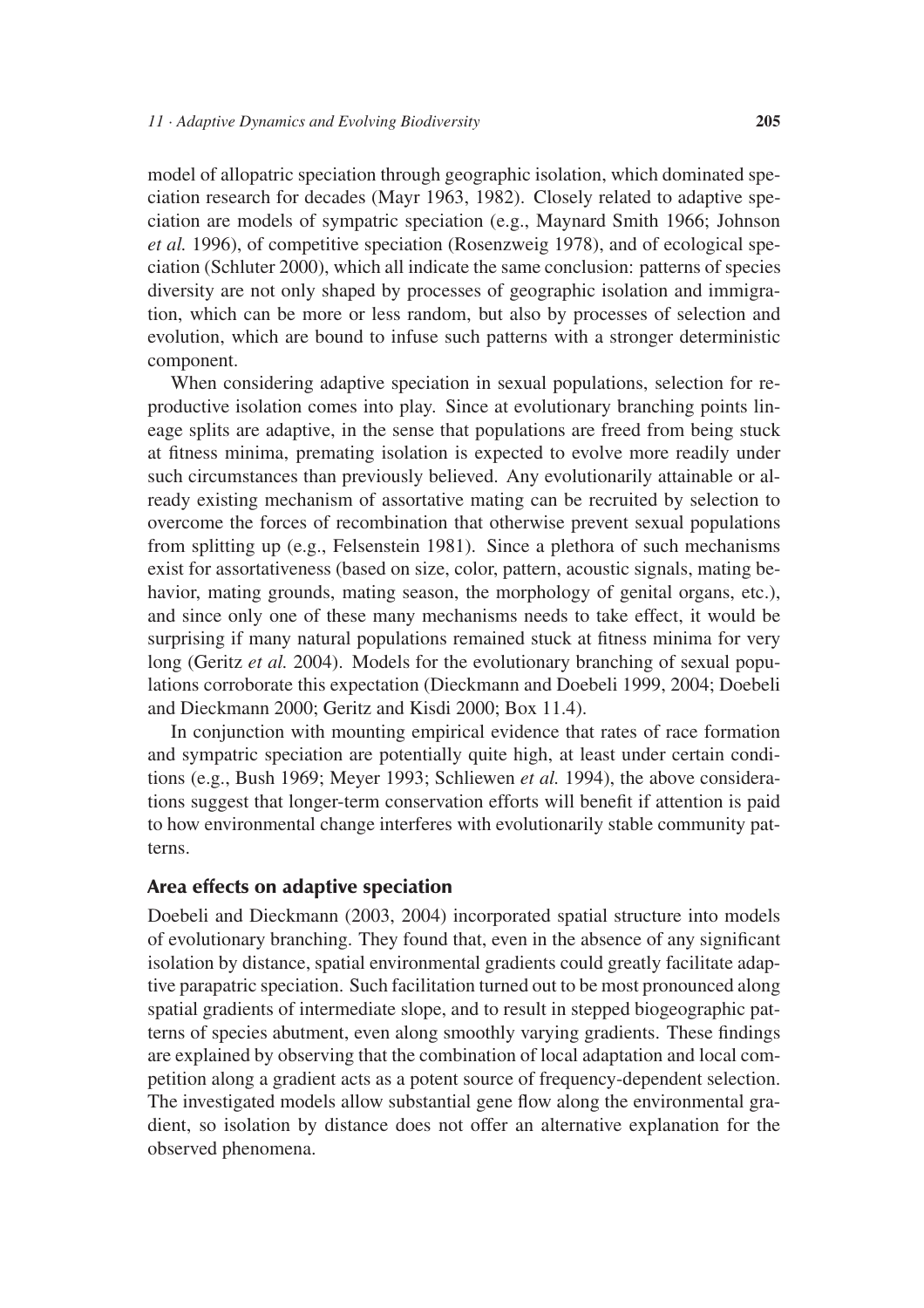model of allopatric speciation through geographic isolation, which dominated speciation research for decades (Mayr 1963, 1982). Closely related to adaptive speciation are models of sympatric speciation (e.g., Maynard Smith 1966; Johnson *et al.* 1996), of competitive speciation (Rosenzweig 1978), and of ecological speciation (Schluter 2000), which all indicate the same conclusion: patterns of species diversity are not only shaped by processes of geographic isolation and immigration, which can be more or less random, but also by processes of selection and evolution, which are bound to infuse such patterns with a stronger deterministic component.

When considering adaptive speciation in sexual populations, selection for reproductive isolation comes into play. Since at evolutionary branching points lineage splits are adaptive, in the sense that populations are freed from being stuck at fitness minima, premating isolation is expected to evolve more readily under such circumstances than previously believed. Any evolutionarily attainable or already existing mechanism of assortative mating can be recruited by selection to overcome the forces of recombination that otherwise prevent sexual populations from splitting up (e.g., Felsenstein 1981). Since a plethora of such mechanisms exist for assortativeness (based on size, color, pattern, acoustic signals, mating behavior, mating grounds, mating season, the morphology of genital organs, etc.), and since only one of these many mechanisms needs to take effect, it would be surprising if many natural populations remained stuck at fitness minima for very long (Geritz *et al.* 2004). Models for the evolutionary branching of sexual populations corroborate this expectation (Dieckmann and Doebeli 1999, 2004; Doebeli and Dieckmann 2000; Geritz and Kisdi 2000; Box 11.4).

In conjunction with mounting empirical evidence that rates of race formation and sympatric speciation are potentially quite high, at least under certain conditions (e.g., Bush 1969; Meyer 1993; Schliewen *et al.* 1994), the above considerations suggest that longer-term conservation efforts will benefit if attention is paid to how environmental change interferes with evolutionarily stable community patterns.

## Area effects on adaptive speciation

Doebeli and Dieckmann (2003, 2004) incorporated spatial structure into models of evolutionary branching. They found that, even in the absence of any significant isolation by distance, spatial environmental gradients could greatly facilitate adaptive parapatric speciation. Such facilitation turned out to be most pronounced along spatial gradients of intermediate slope, and to result in stepped biogeographic patterns of species abutment, even along smoothly varying gradients. These findings are explained by observing that the combination of local adaptation and local competition along a gradient acts as a potent source of frequency-dependent selection. The investigated models allow substantial gene flow along the environmental gradient, so isolation by distance does not offer an alternative explanation for the observed phenomena.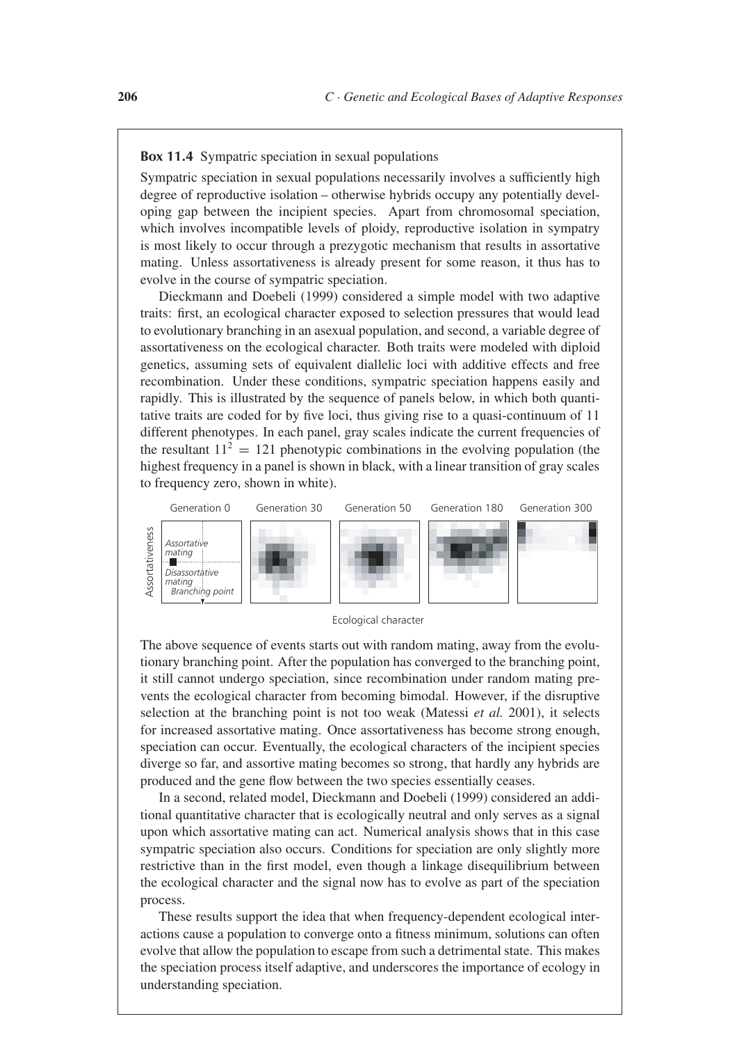**Box 11.4** Sympatric speciation in sexual populations

Sympatric speciation in sexual populations necessarily involves a sufficiently high degree of reproductive isolation – otherwise hybrids occupy any potentially developing gap between the incipient species. Apart from chromosomal speciation, which involves incompatible levels of ploidy, reproductive isolation in sympatry is most likely to occur through a prezygotic mechanism that results in assortative mating. Unless assortativeness is already present for some reason, it thus has to evolve in the course of sympatric speciation.

Dieckmann and Doebeli (1999) considered a simple model with two adaptive traits: first, an ecological character exposed to selection pressures that would lead to evolutionary branching in an asexual population, and second, a variable degree of assortativeness on the ecological character. Both traits were modeled with diploid genetics, assuming sets of equivalent diallelic loci with additive effects and free recombination. Under these conditions, sympatric speciation happens easily and rapidly. This is illustrated by the sequence of panels below, in which both quantitative traits are coded for by five loci, thus giving rise to a quasi-continuum of 11 different phenotypes. In each panel, gray scales indicate the current frequencies of the resultant $11^2 = 121$ phenotypic combinations in the evolving population (the highest frequency in a panel is shown in black, with a linear transition of gray scales to frequency zero, shown in white).

Generation 0 | Generation 30 | Generation 50 | Generation 180 | Generation 300

Assortativeness; *Assortative mating*; *Disassortative mating*; *Branching point*

Ecological character

The above sequence of events starts out with random mating, away from the evolutionary branching point. After the population has converged to the branching point, it still cannot undergo speciation, since recombination under random mating prevents the ecological character from becoming bimodal. However, if the disruptive selection at the branching point is not too weak (Matessi *et al.* 2001), it selects for increased assortative mating. Once assortativeness has become strong enough, speciation can occur. Eventually, the ecological characters of the incipient species diverge so far, and assortative mating becomes so strong, that hardly any hybrids are produced and the gene flow between the two species essentially ceases.

In a second, related model, Dieckmann and Doebeli (1999) considered an additional quantitative character that is ecologically neutral and only serves as a signal upon which assortative mating can act. Numerical analysis shows that in this case sympatric speciation also occurs. Conditions for speciation are only slightly more restrictive than in the first model, even though a linkage disequilibrium between the ecological character and the signal now has to evolve as part of the speciation process.

These results support the idea that when frequency-dependent ecological interactions cause a population to converge onto a fitness minimum, solutions can often evolve that allow the population to escape from such a detrimental state. This makes the speciation process itself adaptive, and underscores the importance of ecology in understanding speciation.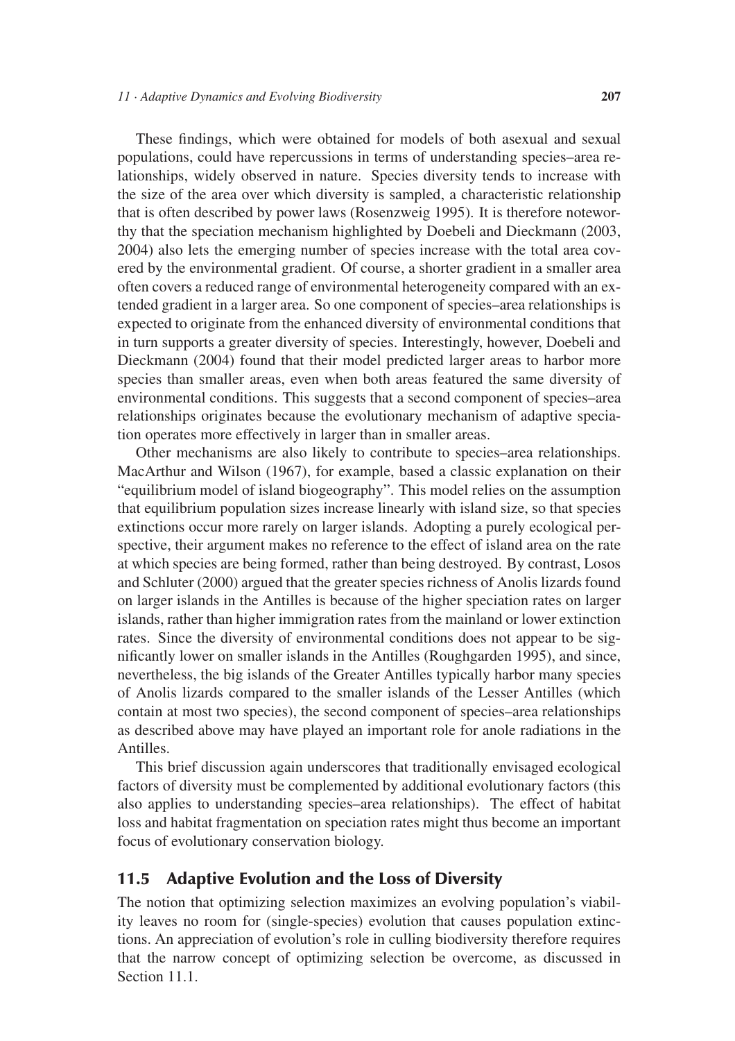These findings, which were obtained for models of both asexual and sexual populations, could have repercussions in terms of understanding species–area relationships, widely observed in nature. Species diversity tends to increase with the size of the area over which diversity is sampled, a characteristic relationship that is often described by power laws (Rosenzweig 1995). It is therefore noteworthy that the speciation mechanism highlighted by Doebeli and Dieckmann (2003, 2004) also lets the emerging number of species increase with the total area covered by the environmental gradient. Of course, a shorter gradient in a smaller area often covers a reduced range of environmental heterogeneity compared with an extended gradient in a larger area. So one component of species–area relationships is expected to originate from the enhanced diversity of environmental conditions that in turn supports a greater diversity of species. Interestingly, however, Doebeli and Dieckmann (2004) found that their model predicted larger areas to harbor more species than smaller areas, even when both areas featured the same diversity of environmental conditions. This suggests that a second component of species–area relationships originates because the evolutionary mechanism of adaptive speciation operates more effectively in larger than in smaller areas.

Other mechanisms are also likely to contribute to species–area relationships. MacArthur and Wilson (1967), for example, based a classic explanation on their "equilibrium model of island biogeography". This model relies on the assumption that equilibrium population sizes increase linearly with island size, so that species extinctions occur more rarely on larger islands. Adopting a purely ecological perspective, their argument makes no reference to the effect of island area on the rate at which species are being formed, rather than being destroyed. By contrast, Losos and Schluter (2000) argued that the greater species richness of Anolis lizards found on larger islands in the Antilles is because of the higher speciation rates on larger islands, rather than higher immigration rates from the mainland or lower extinction rates. Since the diversity of environmental conditions does not appear to be significantly lower on smaller islands in the Antilles (Roughgarden 1995), and since, nevertheless, the big islands of the Greater Antilles typically harbor many species of Anolis lizards compared to the smaller islands of the Lesser Antilles (which contain at most two species), the second component of species–area relationships as described above may have played an important role for anole radiations in the Antilles.

This brief discussion again underscores that traditionally envisaged ecological factors of diversity must be complemented by additional evolutionary factors (this also applies to understanding species–area relationships). The effect of habitat loss and habitat fragmentation on speciation rates might thus become an important focus of evolutionary conservation biology.

## 11.5 Adaptive Evolution and the Loss of Diversity

The notion that optimizing selection maximizes an evolving population's viability leaves no room for (single-species) evolution that causes population extinctions. An appreciation of evolution's role in culling biodiversity therefore requires that the narrow concept of optimizing selection be overcome, as discussed in Section 11.1.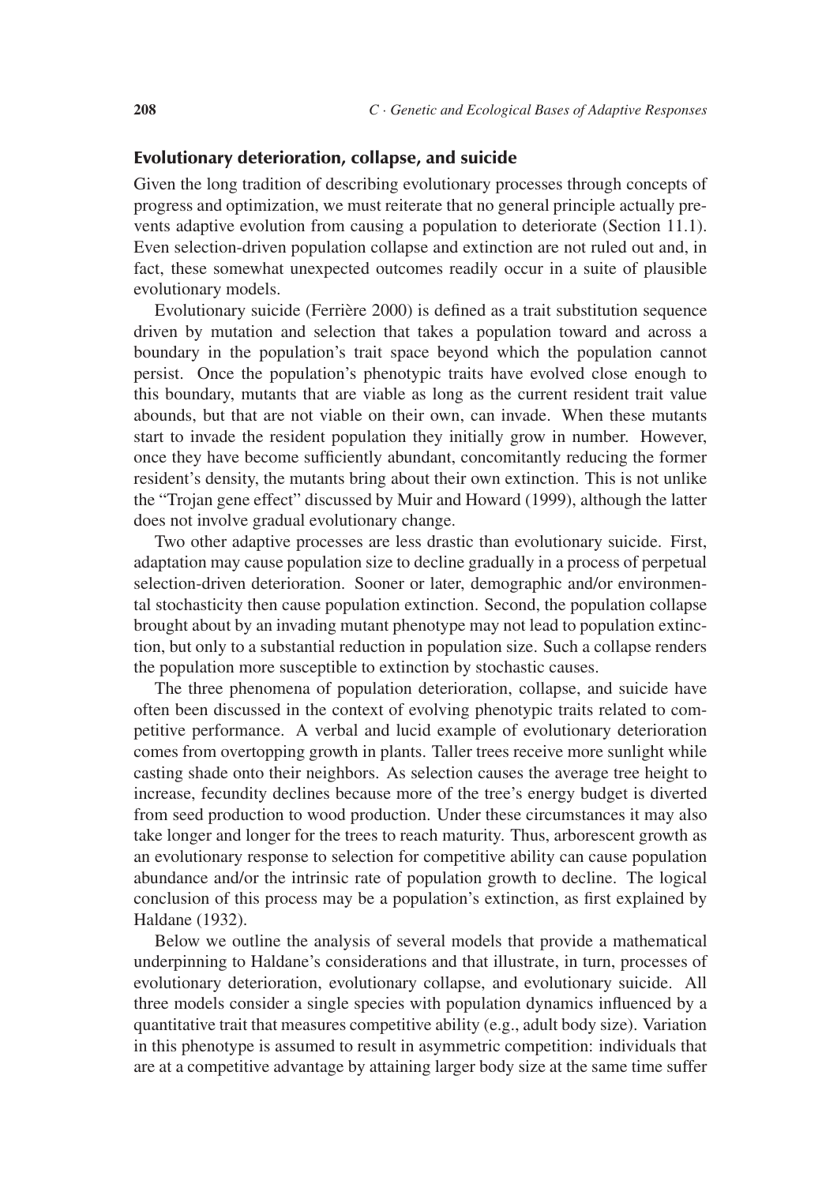## Evolutionary deterioration, collapse, and suicide

Given the long tradition of describing evolutionary processes through concepts of progress and optimization, we must reiterate that no general principle actually prevents adaptive evolution from causing a population to deteriorate (Section 11.1). Even selection-driven population collapse and extinction are not ruled out and, in fact, these somewhat unexpected outcomes readily occur in a suite of plausible evolutionary models.

Evolutionary suicide (Ferrière 2000) is defined as a trait substitution sequence driven by mutation and selection that takes a population toward and across a boundary in the population's trait space beyond which the population cannot persist. Once the population's phenotypic traits have evolved close enough to this boundary, mutants that are viable as long as the current resident trait value abounds, but that are not viable on their own, can invade. When these mutants start to invade the resident population they initially grow in number. However, once they have become sufficiently abundant, concomitantly reducing the former resident's density, the mutants bring about their own extinction. This is not unlike the "Trojan gene effect" discussed by Muir and Howard (1999), although the latter does not involve gradual evolutionary change.

Two other adaptive processes are less drastic than evolutionary suicide. First, adaptation may cause population size to decline gradually in a process of perpetual selection-driven deterioration. Sooner or later, demographic and/or environmental stochasticity then cause population extinction. Second, the population collapse brought about by an invading mutant phenotype may not lead to population extinction, but only to a substantial reduction in population size. Such a collapse renders the population more susceptible to extinction by stochastic causes.

The three phenomena of population deterioration, collapse, and suicide have often been discussed in the context of evolving phenotypic traits related to competitive performance. A verbal and lucid example of evolutionary deterioration comes from overtopping growth in plants. Taller trees receive more sunlight while casting shade onto their neighbors. As selection causes the average tree height to increase, fecundity declines because more of the tree's energy budget is diverted from seed production to wood production. Under these circumstances it may also take longer and longer for the trees to reach maturity. Thus, arborescent growth as an evolutionary response to selection for competitive ability can cause population abundance and/or the intrinsic rate of population growth to decline. The logical conclusion of this process may be a population's extinction, as first explained by Haldane (1932).

Below we outline the analysis of several models that provide a mathematical underpinning to Haldane's considerations and that illustrate, in turn, processes of evolutionary deterioration, evolutionary collapse, and evolutionary suicide. All three models consider a single species with population dynamics influenced by a quantitative trait that measures competitive ability (e.g., adult body size). Variation in this phenotype is assumed to result in asymmetric competition: individuals that are at a competitive advantage by attaining larger body size at the same time suffer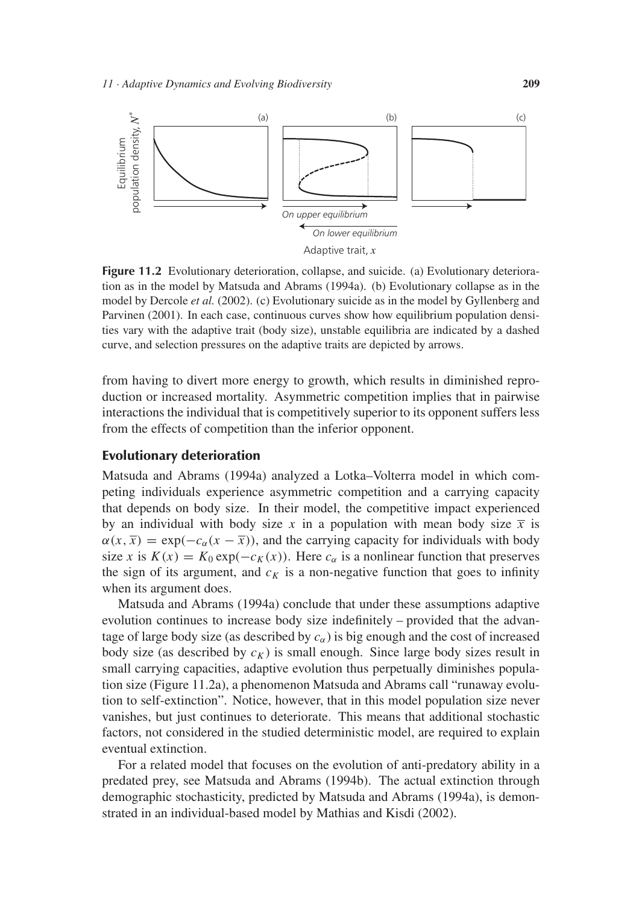**Figure 11.2** Evolutionary deterioration, collapse, and suicide. (a) Evolutionary deterioration as in the model by Matsuda and Abrams (1994a). (b) Evolutionary collapse as in the model by Dercole *et al.* (2002). (c) Evolutionary suicide as in the model by Gyllenberg and Parvinen (2001). In each case, continuous curves show how equilibrium population densities vary with the adaptive trait (body size), unstable equilibria are indicated by a dashed curve, and selection pressures on the adaptive traits are depicted by arrows.

from having to divert more energy to growth, which results in diminished reproduction or increased mortality. Asymmetric competition implies that in pairwise interactions the individual that is competitively superior to its opponent suffers less from the effects of competition than the inferior opponent.

## Evolutionary deterioration

Matsuda and Abrams (1994a) analyzed a Lotka–Volterra model in which competing individuals experience asymmetric competition and a carrying capacity that depends on body size. In their model, the competitive impact experienced by an individual with body size $x$ in a population with mean body size $\overline{x}$ is $\alpha(x, \overline{x}) = \exp(-c_\alpha(x - \overline{x}))$, and the carrying capacity for individuals with body size $x$ is $K(x) = K_0 \exp(-c_K(x))$. Here $c_\alpha$ is a nonlinear function that preserves the sign of its argument, and $c_K$ is a non-negative function that goes to infinity when its argument does.

Matsuda and Abrams (1994a) conclude that under these assumptions adaptive evolution continues to increase body size indefinitely – provided that the advantage of large body size (as described by $c_\alpha$) is big enough and the cost of increased body size (as described by $c_K$) is small enough. Since large body sizes result in small carrying capacities, adaptive evolution thus perpetually diminishes population size (Figure 11.2a), a phenomenon Matsuda and Abrams call "runaway evolution to self-extinction". Notice, however, that in this model population size never vanishes, but just continues to deteriorate. This means that additional stochastic factors, not considered in the studied deterministic model, are required to explain eventual extinction.

For a related model that focuses on the evolution of anti-predatory ability in a predated prey, see Matsuda and Abrams (1994b). The actual extinction through demographic stochasticity, predicted by Matsuda and Abrams (1994a), is demonstrated in an individual-based model by Mathias and Kisdi (2002).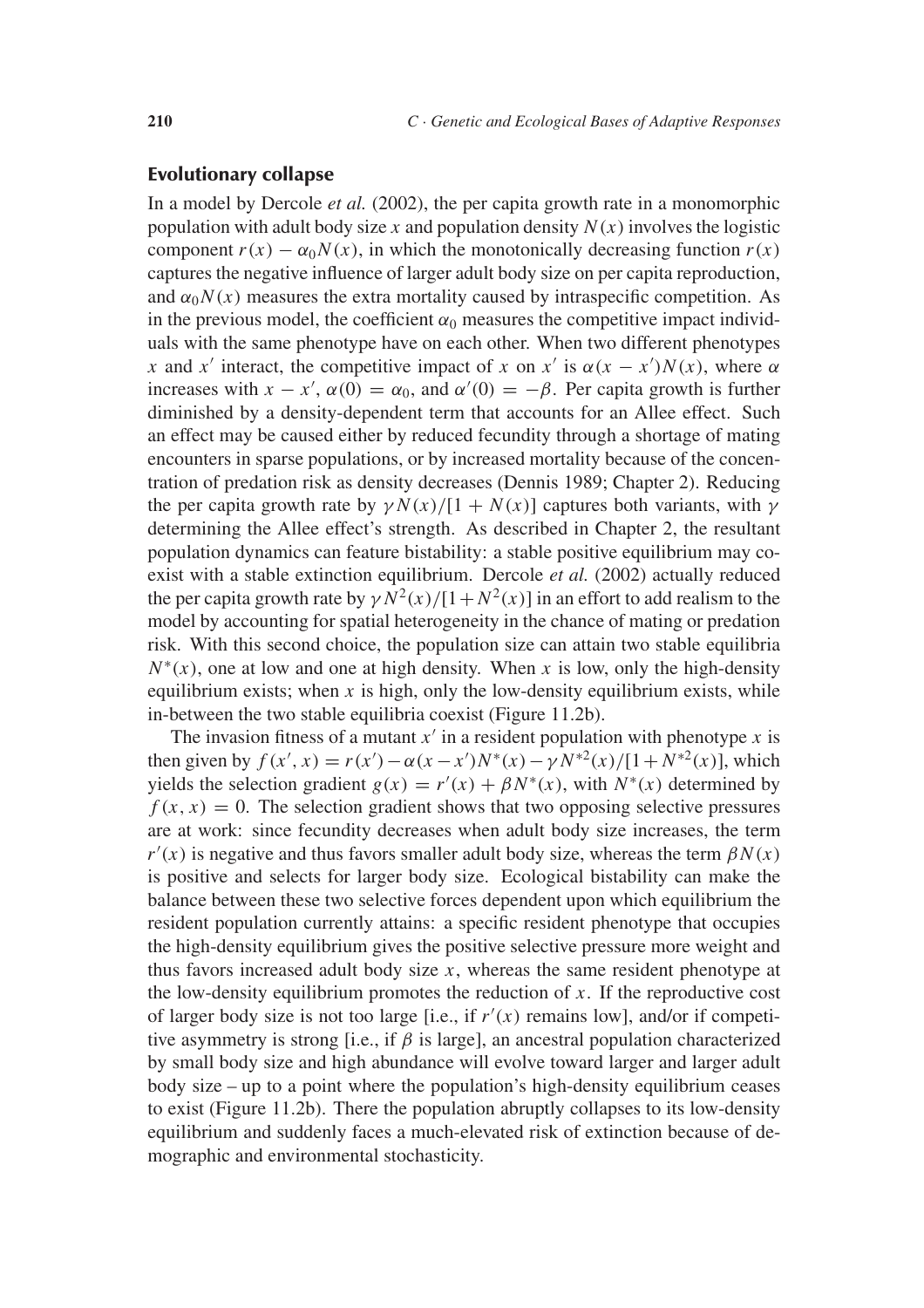### Evolutionary collapse

In a model by Dercole *et al.* (2002), the per capita growth rate in a monomorphic population with adult body size $x$ and population density $N(x)$ involves the logistic component $r(x) - \alpha_0 N(x)$, in which the monotonically decreasing function $r(x)$ captures the negative influence of larger adult body size on per capita reproduction, and $\alpha_0 N(x)$ measures the extra mortality caused by intraspecific competition. As in the previous model, the coefficient $\alpha_0$ measures the competitive impact individuals with the same phenotype have on each other. When two different phenotypes $x$ and $x'$ interact, the competitive impact of $x$ on $x'$ is $\alpha(x - x')N(x)$, where $\alpha$ increases with $x - x'$, $\alpha(0) = \alpha_0$, and $\alpha'(0) = -\beta$. Per capita growth is further diminished by a density-dependent term that accounts for an Allee effect. Such an effect may be caused either by reduced fecundity through a shortage of mating encounters in sparse populations, or by increased mortality because of the concentration of predation risk as density decreases (Dennis 1989; Chapter 2). Reducing the per capita growth rate by $\gamma N(x)/[1 + N(x)]$ captures both variants, with $\gamma$ determining the Allee effect's strength. As described in Chapter 2, the resultant population dynamics can feature bistability: a stable positive equilibrium may coexist with a stable extinction equilibrium. Dercole *et al.* (2002) actually reduced the per capita growth rate by $\gamma N^2(x)/[1 + N^2(x)]$ in an effort to add realism to the model by accounting for spatial heterogeneity in the chance of mating or predation risk. With this second choice, the population size can attain two stable equilibria $N^*(x)$, one at low and one at high density. When $x$ is low, only the high-density equilibrium exists; when $x$ is high, only the low-density equilibrium exists, while in-between the two stable equilibria coexist (Figure 11.2b).

The invasion fitness of a mutant $x'$ in a resident population with phenotype $x$ is then given by $f(x', x) = r(x') - \alpha(x - x')N^*(x) - \gamma N^{*2}(x)/[1 + N^{*2}(x)]$, which yields the selection gradient $g(x) = r'(x) + \beta N^*(x)$, with $N^*(x)$ determined by $f(x, x) = 0$. The selection gradient shows that two opposing selective pressures are at work: since fecundity decreases when adult body size increases, the term $r'(x)$ is negative and thus favors smaller adult body size, whereas the term $\beta N(x)$ is positive and selects for larger body size. Ecological bistability can make the balance between these two selective forces dependent upon which equilibrium the resident population currently attains: a specific resident phenotype that occupies the high-density equilibrium gives the positive selective pressure more weight and thus favors increased adult body size $x$, whereas the same resident phenotype at the low-density equilibrium promotes the reduction of $x$. If the reproductive cost of larger body size is not too large [i.e., if $r'(x)$ remains low], and/or if competitive asymmetry is strong [i.e., if $\beta$ is large], an ancestral population characterized by small body size and high abundance will evolve toward larger and larger adult body size – up to a point where the population's high-density equilibrium ceases to exist (Figure 11.2b). There the population abruptly collapses to its low-density equilibrium and suddenly faces a much-elevated risk of extinction because of demographic and environmental stochasticity.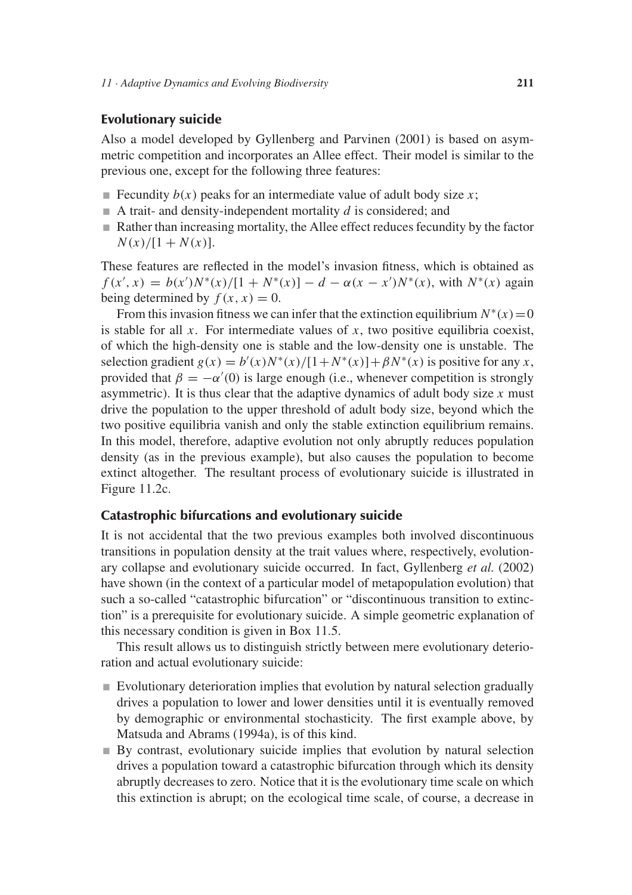### Evolutionary suicide

Also a model developed by Gyllenberg and Parvinen (2001) is based on asymmetric competition and incorporates an Allee effect. Their model is similar to the previous one, except for the following three features:

- Fecundity $b(x)$ peaks for an intermediate value of adult body size $x$;
- A trait- and density-independent mortality $d$ is considered; and
- Rather than increasing mortality, the Allee effect reduces fecundity by the factor $N(x)/[1 + N(x)]$.

These features are reflected in the model's invasion fitness, which is obtained as $f(x', x) = b(x')N^*(x)/[1 + N^*(x)] - d - \alpha(x - x')N^*(x)$, with $N^*(x)$ again being determined by $f(x, x) = 0$.

From this invasion fitness we can infer that the extinction equilibrium $N^*(x) = 0$ is stable for all $x$. For intermediate values of $x$, two positive equilibria coexist, of which the high-density one is stable and the low-density one is unstable. The selection gradient $g(x) = b'(x)N^*(x)/[1+N^*(x)]+\beta N^*(x)$ is positive for any $x$, provided that $\beta = -\alpha'(0)$ is large enough (i.e., whenever competition is strongly asymmetric). It is thus clear that the adaptive dynamics of adult body size $x$ must drive the population to the upper threshold of adult body size, beyond which the two positive equilibria vanish and only the stable extinction equilibrium remains. In this model, therefore, adaptive evolution not only abruptly reduces population density (as in the previous example), but also causes the population to become extinct altogether. The resultant process of evolutionary suicide is illustrated in Figure 11.2c.

### Catastrophic bifurcations and evolutionary suicide

It is not accidental that the two previous examples both involved discontinuous transitions in population density at the trait values where, respectively, evolutionary collapse and evolutionary suicide occurred. In fact, Gyllenberg *et al.* (2002) have shown (in the context of a particular model of metapopulation evolution) that such a so-called "catastrophic bifurcation" or "discontinuous transition to extinction" is a prerequisite for evolutionary suicide. A simple geometric explanation of this necessary condition is given in Box 11.5.

This result allows us to distinguish strictly between mere evolutionary deterioration and actual evolutionary suicide:

- Evolutionary deterioration implies that evolution by natural selection gradually drives a population to lower and lower densities until it is eventually removed by demographic or environmental stochasticity. The first example above, by Matsuda and Abrams (1994a), is of this kind.
- By contrast, evolutionary suicide implies that evolution by natural selection drives a population toward a catastrophic bifurcation through which its density abruptly decreases to zero. Notice that it is the evolutionary time scale on which this extinction is abrupt; on the ecological time scale, of course, a decrease in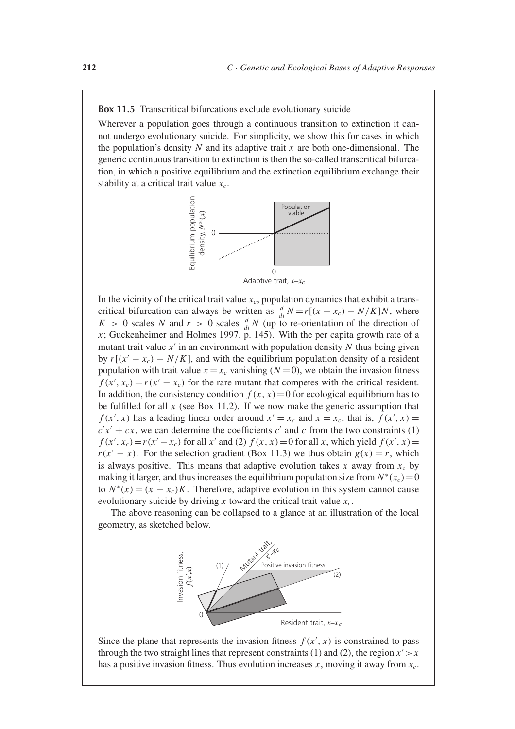**Box 11.5** Transcritical bifurcations exclude evolutionary suicide

Wherever a population goes through a continuous transition to extinction it cannot undergo evolutionary suicide. For simplicity, we show this for cases in which the population's density $N$ and its adaptive trait $x$ are both one-dimensional. The generic continuous transition to extinction is then the so-called transcritical bifurcation, in which a positive equilibrium and the extinction equilibrium exchange their stability at a critical trait value $x_c$.

In the vicinity of the critical trait value $x_c$, population dynamics that exhibit a transcritical bifurcation can always be written as $\frac{d}{dt}N = r[(x - x_c) - N/K]N$, where $K > 0$ scales $N$ and $r > 0$ scales $\frac{d}{dt}N$ (up to re-orientation of the direction of $x$; Guckenheimer and Holmes 1997, p. 145). With the per capita growth rate of a mutant trait value $x'$ in an environment with population density $N$ thus being given by $r[(x' - x_c) - N/K]$, and with the equilibrium population density of a resident population with trait value $x = x_c$ vanishing ($N = 0$), we obtain the invasion fitness $f(x', x_c) = r(x' - x_c)$ for the rare mutant that competes with the critical resident. In addition, the consistency condition $f(x, x) = 0$ for ecological equilibrium has to be fulfilled for all $x$ (see Box 11.2). If we now make the generic assumption that $f(x', x)$ has a leading linear order around $x' = x_c$ and $x = x_c$, that is, $f(x', x) = c'x' + cx$, we can determine the coefficients $c'$ and $c$ from the two constraints (1) $f(x', x_c) = r(x' - x_c)$ for all $x'$ and (2) $f(x, x) = 0$ for all $x$, which yield $f(x', x) = r(x' - x)$. For the selection gradient (Box 11.3) we thus obtain $g(x) = r$, which is always positive. This means that adaptive evolution takes $x$ away from $x_c$ by making it larger, and thus increases the equilibrium population size from $N^*(x_c) = 0$ to $N^*(x) = (x - x_c)K$. Therefore, adaptive evolution in this system cannot cause evolutionary suicide by driving $x$ toward the critical trait value $x_c$.

The above reasoning can be collapsed to a glance at an illustration of the local geometry, as sketched below.

Since the plane that represents the invasion fitness $f(x', x)$ is constrained to pass through the two straight lines that represent constraints (1) and (2), the region $x' > x$ has a positive invasion fitness. Thus evolution increases $x$, moving it away from $x_c$.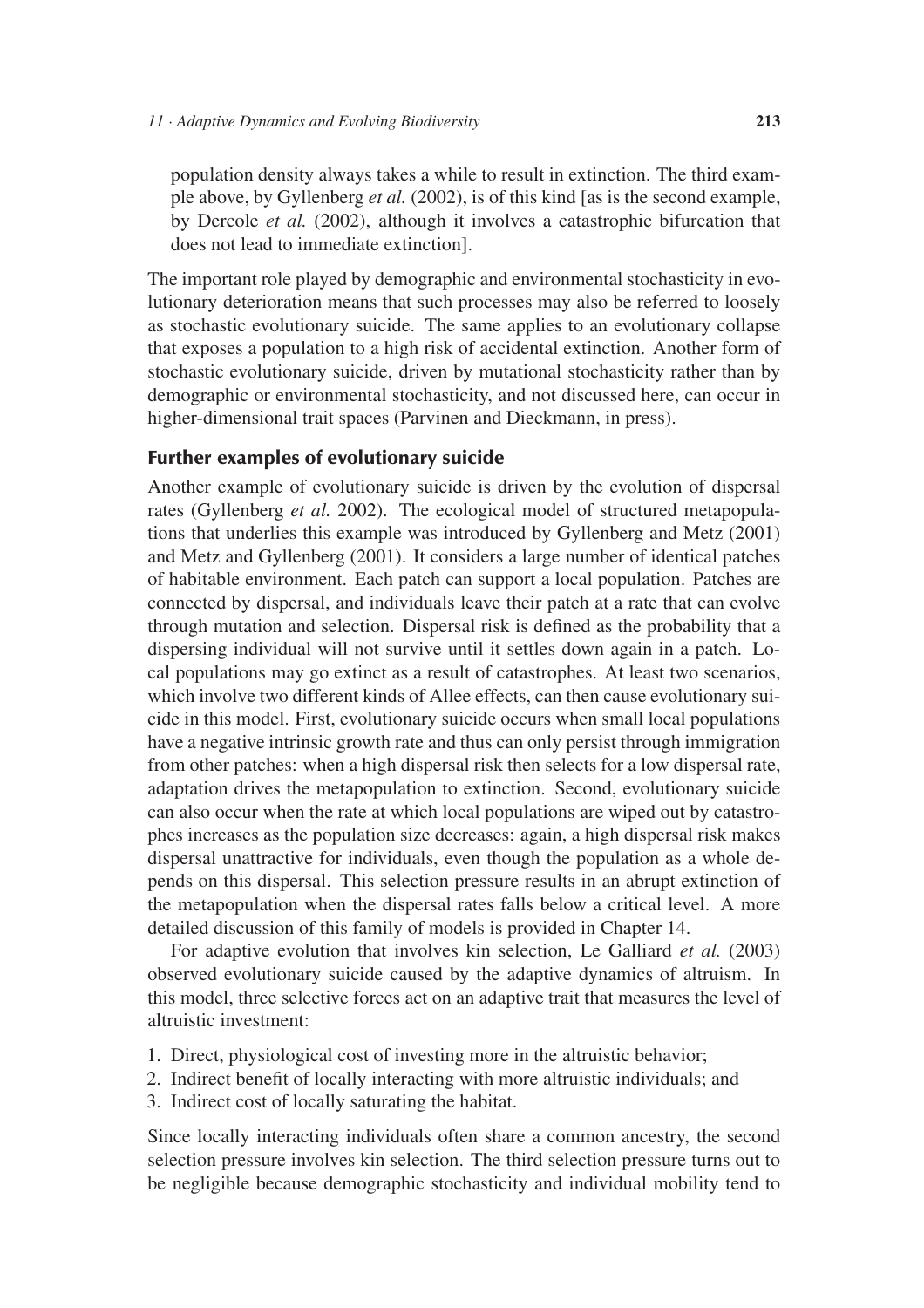population density always takes a while to result in extinction. The third example above, by Gyllenberg *et al.* (2002), is of this kind [as is the second example, by Dercole *et al.* (2002), although it involves a catastrophic bifurcation that does not lead to immediate extinction].

The important role played by demographic and environmental stochasticity in evolutionary deterioration means that such processes may also be referred to loosely as stochastic evolutionary suicide. The same applies to an evolutionary collapse that exposes a population to a high risk of accidental extinction. Another form of stochastic evolutionary suicide, driven by mutational stochasticity rather than by demographic or environmental stochasticity, and not discussed here, can occur in higher-dimensional trait spaces (Parvinen and Dieckmann, in press).

### Further examples of evolutionary suicide

Another example of evolutionary suicide is driven by the evolution of dispersal rates (Gyllenberg *et al.* 2002). The ecological model of structured metapopulations that underlies this example was introduced by Gyllenberg and Metz (2001) and Metz and Gyllenberg (2001). It considers a large number of identical patches of habitable environment. Each patch can support a local population. Patches are connected by dispersal, and individuals leave their patch at a rate that can evolve through mutation and selection. Dispersal risk is defined as the probability that a dispersing individual will not survive until it settles down again in a patch. Local populations may go extinct as a result of catastrophes. At least two scenarios, which involve two different kinds of Allee effects, can then cause evolutionary suicide in this model. First, evolutionary suicide occurs when small local populations have a negative intrinsic growth rate and thus can only persist through immigration from other patches: when a high dispersal risk then selects for a low dispersal rate, adaptation drives the metapopulation to extinction. Second, evolutionary suicide can also occur when the rate at which local populations are wiped out by catastrophes increases as the population size decreases: again, a high dispersal risk makes dispersal unattractive for individuals, even though the population as a whole depends on this dispersal. This selection pressure results in an abrupt extinction of the metapopulation when the dispersal rates falls below a critical level. A more detailed discussion of this family of models is provided in Chapter 14.

For adaptive evolution that involves kin selection, Le Galliard *et al.* (2003) observed evolutionary suicide caused by the adaptive dynamics of altruism. In this model, three selective forces act on an adaptive trait that measures the level of altruistic investment:

1. Direct, physiological cost of investing more in the altruistic behavior;
2. Indirect benefit of locally interacting with more altruistic individuals; and
3. Indirect cost of locally saturating the habitat.

Since locally interacting individuals often share a common ancestry, the second selection pressure involves kin selection. The third selection pressure turns out to be negligible because demographic stochasticity and individual mobility tend to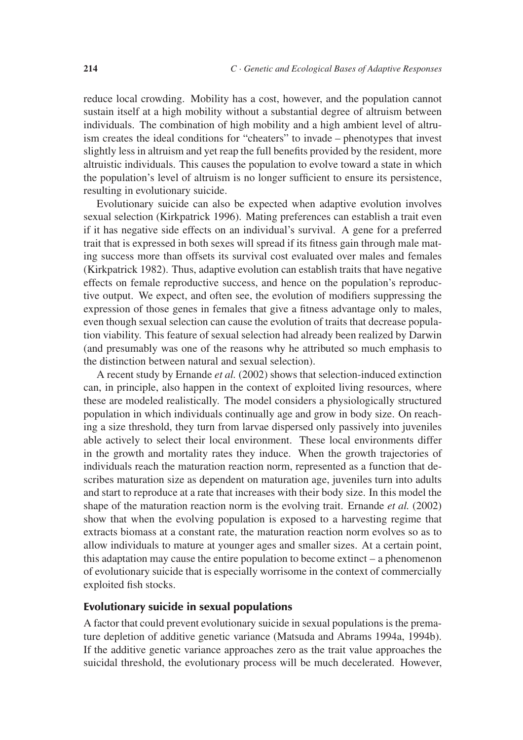reduce local crowding. Mobility has a cost, however, and the population cannot sustain itself at a high mobility without a substantial degree of altruism between individuals. The combination of high mobility and a high ambient level of altruism creates the ideal conditions for "cheaters" to invade – phenotypes that invest slightly less in altruism and yet reap the full benefits provided by the resident, more altruistic individuals. This causes the population to evolve toward a state in which the population's level of altruism is no longer sufficient to ensure its persistence, resulting in evolutionary suicide.

Evolutionary suicide can also be expected when adaptive evolution involves sexual selection (Kirkpatrick 1996). Mating preferences can establish a trait even if it has negative side effects on an individual's survival. A gene for a preferred trait that is expressed in both sexes will spread if its fitness gain through male mating success more than offsets its survival cost evaluated over males and females (Kirkpatrick 1982). Thus, adaptive evolution can establish traits that have negative effects on female reproductive success, and hence on the population's reproductive output. We expect, and often see, the evolution of modifiers suppressing the expression of those genes in females that give a fitness advantage only to males, even though sexual selection can cause the evolution of traits that decrease population viability. This feature of sexual selection had already been realized by Darwin (and presumably was one of the reasons why he attributed so much emphasis to the distinction between natural and sexual selection).

A recent study by Ernande *et al.* (2002) shows that selection-induced extinction can, in principle, also happen in the context of exploited living resources, where these are modeled realistically. The model considers a physiologically structured population in which individuals continually age and grow in body size. On reaching a size threshold, they turn from larvae dispersed only passively into juveniles able actively to select their local environment. These local environments differ in the growth and mortality rates they induce. When the growth trajectories of individuals reach the maturation reaction norm, represented as a function that describes maturation size as dependent on maturation age, juveniles turn into adults and start to reproduce at a rate that increases with their body size. In this model the shape of the maturation reaction norm is the evolving trait. Ernande *et al.* (2002) show that when the evolving population is exposed to a harvesting regime that extracts biomass at a constant rate, the maturation reaction norm evolves so as to allow individuals to mature at younger ages and smaller sizes. At a certain point, this adaptation may cause the entire population to become extinct – a phenomenon of evolutionary suicide that is especially worrisome in the context of commercially exploited fish stocks.

## Evolutionary suicide in sexual populations

A factor that could prevent evolutionary suicide in sexual populations is the premature depletion of additive genetic variance (Matsuda and Abrams 1994a, 1994b). If the additive genetic variance approaches zero as the trait value approaches the suicidal threshold, the evolutionary process will be much decelerated. However,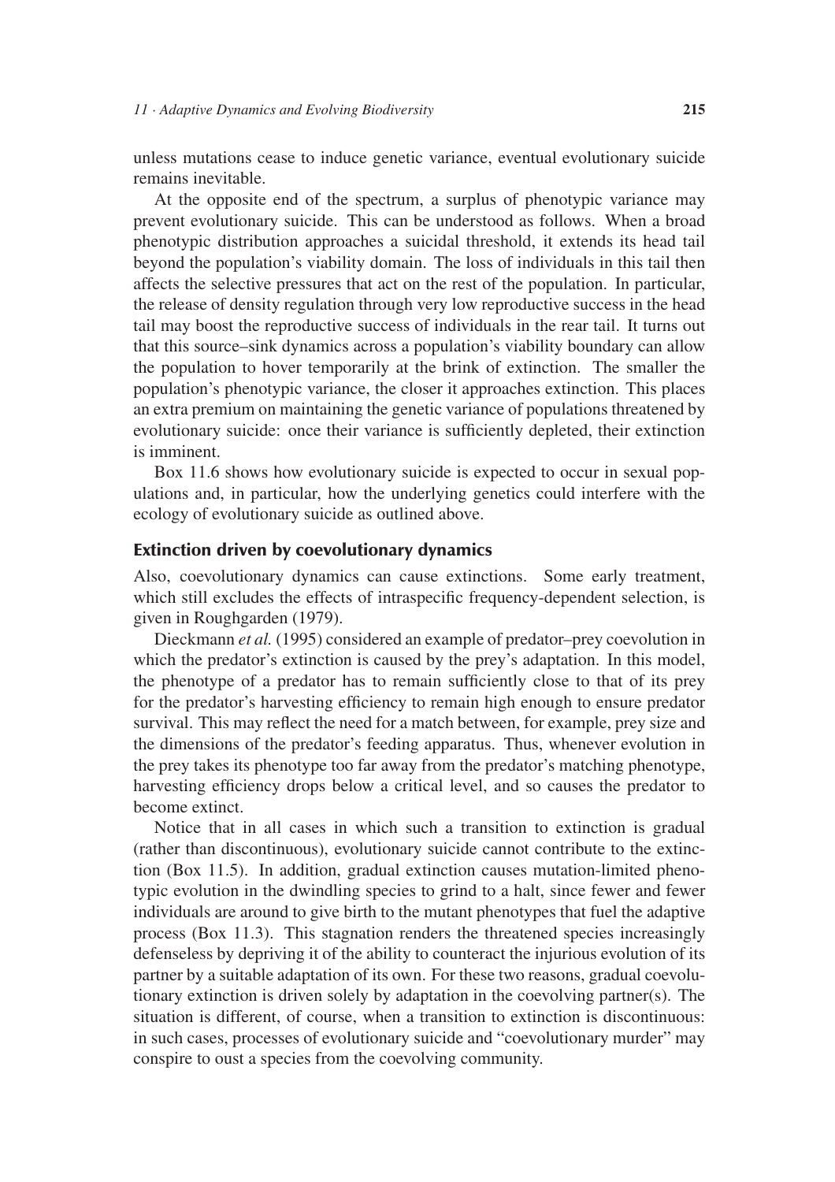unless mutations cease to induce genetic variance, eventual evolutionary suicide remains inevitable.

At the opposite end of the spectrum, a surplus of phenotypic variance may prevent evolutionary suicide. This can be understood as follows. When a broad phenotypic distribution approaches a suicidal threshold, it extends its head tail beyond the population's viability domain. The loss of individuals in this tail then affects the selective pressures that act on the rest of the population. In particular, the release of density regulation through very low reproductive success in the head tail may boost the reproductive success of individuals in the rear tail. It turns out that this source–sink dynamics across a population's viability boundary can allow the population to hover temporarily at the brink of extinction. The smaller the population's phenotypic variance, the closer it approaches extinction. This places an extra premium on maintaining the genetic variance of populations threatened by evolutionary suicide: once their variance is sufficiently depleted, their extinction is imminent.

Box 11.6 shows how evolutionary suicide is expected to occur in sexual populations and, in particular, how the underlying genetics could interfere with the ecology of evolutionary suicide as outlined above.

## Extinction driven by coevolutionary dynamics

Also, coevolutionary dynamics can cause extinctions. Some early treatment, which still excludes the effects of intraspecific frequency-dependent selection, is given in Roughgarden (1979).

Dieckmann *et al.* (1995) considered an example of predator–prey coevolution in which the predator's extinction is caused by the prey's adaptation. In this model, the phenotype of a predator has to remain sufficiently close to that of its prey for the predator's harvesting efficiency to remain high enough to ensure predator survival. This may reflect the need for a match between, for example, prey size and the dimensions of the predator's feeding apparatus. Thus, whenever evolution in the prey takes its phenotype too far away from the predator's matching phenotype, harvesting efficiency drops below a critical level, and so causes the predator to become extinct.

Notice that in all cases in which such a transition to extinction is gradual (rather than discontinuous), evolutionary suicide cannot contribute to the extinction (Box 11.5). In addition, gradual extinction causes mutation-limited phenotypic evolution in the dwindling species to grind to a halt, since fewer and fewer individuals are around to give birth to the mutant phenotypes that fuel the adaptive process (Box 11.3). This stagnation renders the threatened species increasingly defenseless by depriving it of the ability to counteract the injurious evolution of its partner by a suitable adaptation of its own. For these two reasons, gradual coevolutionary extinction is driven solely by adaptation in the coevolving partner(s). The situation is different, of course, when a transition to extinction is discontinuous: in such cases, processes of evolutionary suicide and "coevolutionary murder" may conspire to oust a species from the coevolving community.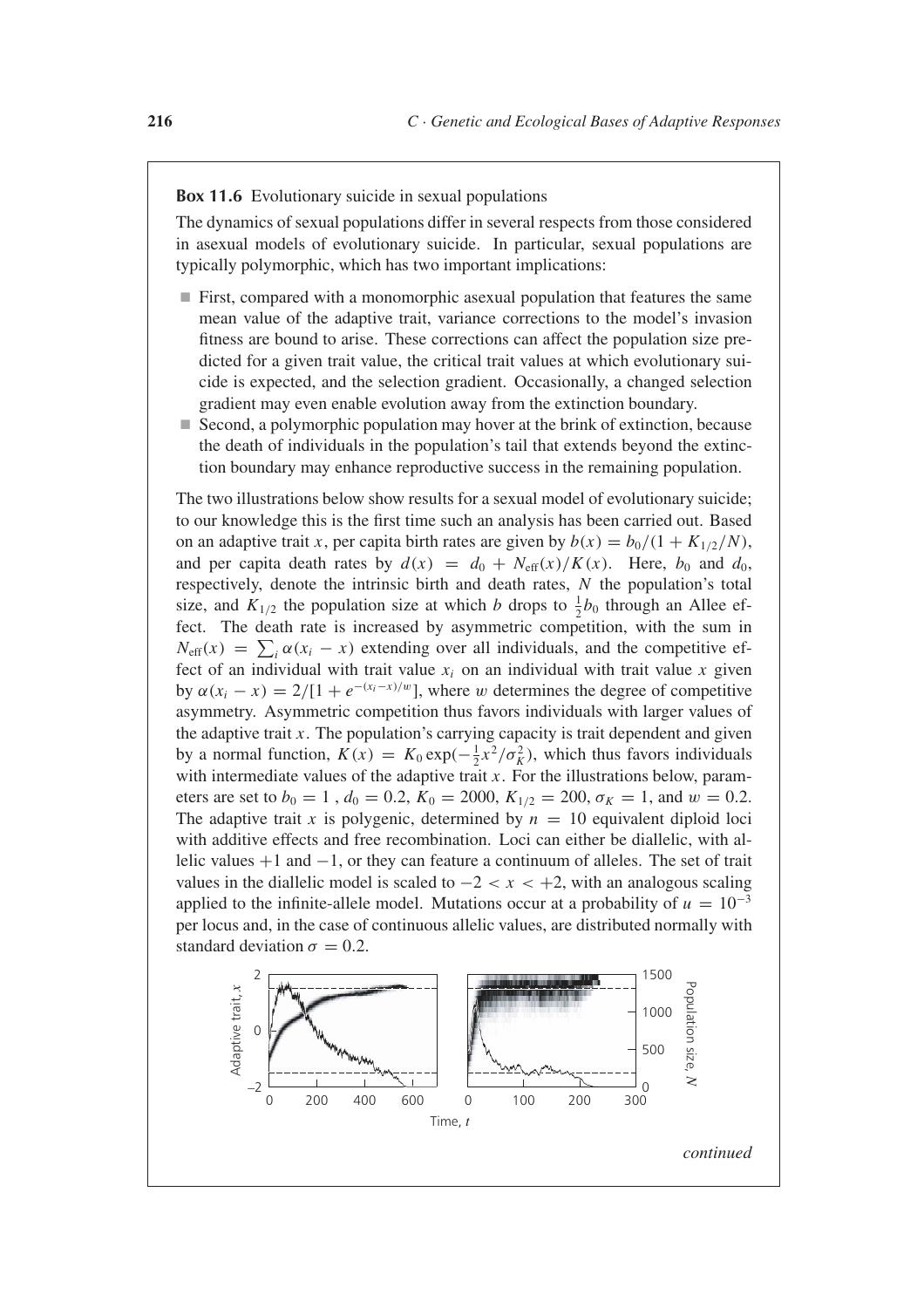**Box 11.6** Evolutionary suicide in sexual populations

The dynamics of sexual populations differ in several respects from those considered in asexual models of evolutionary suicide. In particular, sexual populations are typically polymorphic, which has two important implications:

- First, compared with a monomorphic asexual population that features the same mean value of the adaptive trait, variance corrections to the model's invasion fitness are bound to arise. These corrections can affect the population size predicted for a given trait value, the critical trait values at which evolutionary suicide is expected, and the selection gradient. Occasionally, a changed selection gradient may even enable evolution away from the extinction boundary.
- Second, a polymorphic population may hover at the brink of extinction, because the death of individuals in the population's tail that extends beyond the extinction boundary may enhance reproductive success in the remaining population.

The two illustrations below show results for a sexual model of evolutionary suicide; to our knowledge this is the first time such an analysis has been carried out. Based on an adaptive trait $x$, per capita birth rates are given by $b(x) = b_0/(1 + K_{1/2}/N)$, and per capita death rates by $d(x) = d_0 + N_{\text{eff}}(x)/K(x)$. Here, $b_0$ and $d_0$, respectively, denote the intrinsic birth and death rates, $N$ the population's total size, and $K_{1/2}$ the population size at which $b$ drops to $\frac{1}{2}b_0$ through an Allee effect. The death rate is increased by asymmetric competition, with the sum in $N_{\text{eff}}(x) = \sum_i \alpha(x_i - x)$ extending over all individuals, and the competitive effect of an individual with trait value $x_i$ on an individual with trait value $x$ given by $\alpha(x_i - x) = 2/[1 + e^{-(x_i - x)/w}]$, where $w$ determines the degree of competitive asymmetry. Asymmetric competition thus favors individuals with larger values of the adaptive trait $x$. The population's carrying capacity is trait dependent and given by a normal function, $K(x) = K_0 \exp(-\frac{1}{2}x^2/\sigma_K^2)$, which thus favors individuals with intermediate values of the adaptive trait $x$. For the illustrations below, parameters are set to $b_0 = 1$ , $d_0 = 0.2$, $K_0 = 2000$, $K_{1/2} = 200$, $\sigma_K = 1$, and $w = 0.2$. The adaptive trait $x$ is polygenic, determined by $n = 10$ equivalent diploid loci with additive effects and free recombination. Loci can either be diallelic, with allelic values $+1$ and $-1$, or they can feature a continuum of alleles. The set of trait values in the diallelic model is scaled to $-2 < x < +2$, with an analogous scaling applied to the infinite-allele model. Mutations occur at a probability of $u = 10^{-3}$ per locus and, in the case of continuous allelic values, are distributed normally with standard deviation $\sigma = 0.2$.

*continued*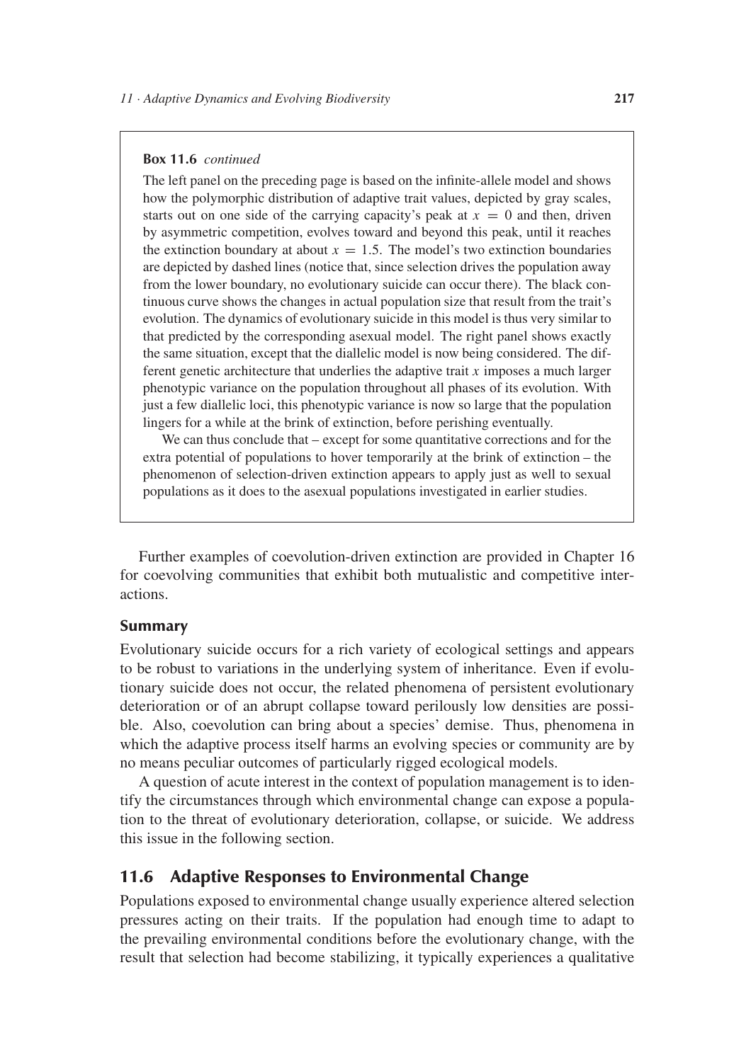**Box 11.6** *continued*

The left panel on the preceding page is based on the infinite-allele model and shows how the polymorphic distribution of adaptive trait values, depicted by gray scales, starts out on one side of the carrying capacity's peak at $x = 0$ and then, driven by asymmetric competition, evolves toward and beyond this peak, until it reaches the extinction boundary at about $x = 1.5$. The model's two extinction boundaries are depicted by dashed lines (notice that, since selection drives the population away from the lower boundary, no evolutionary suicide can occur there). The black continuous curve shows the changes in actual population size that result from the trait's evolution. The dynamics of evolutionary suicide in this model is thus very similar to that predicted by the corresponding asexual model. The right panel shows exactly the same situation, except that the diallelic model is now being considered. The different genetic architecture that underlies the adaptive trait $x$ imposes a much larger phenotypic variance on the population throughout all phases of its evolution. With just a few diallelic loci, this phenotypic variance is now so large that the population lingers for a while at the brink of extinction, before perishing eventually.

We can thus conclude that – except for some quantitative corrections and for the extra potential of populations to hover temporarily at the brink of extinction – the phenomenon of selection-driven extinction appears to apply just as well to sexual populations as it does to the asexual populations investigated in earlier studies.

Further examples of coevolution-driven extinction are provided in Chapter 16 for coevolving communities that exhibit both mutualistic and competitive interactions.

### Summary

Evolutionary suicide occurs for a rich variety of ecological settings and appears to be robust to variations in the underlying system of inheritance. Even if evolutionary suicide does not occur, the related phenomena of persistent evolutionary deterioration or of an abrupt collapse toward perilously low densities are possible. Also, coevolution can bring about a species' demise. Thus, phenomena in which the adaptive process itself harms an evolving species or community are by no means peculiar outcomes of particularly rigged ecological models.

A question of acute interest in the context of population management is to identify the circumstances through which environmental change can expose a population to the threat of evolutionary deterioration, collapse, or suicide. We address this issue in the following section.

## 11.6 Adaptive Responses to Environmental Change

Populations exposed to environmental change usually experience altered selection pressures acting on their traits. If the population had enough time to adapt to the prevailing environmental conditions before the evolutionary change, with the result that selection had become stabilizing, it typically experiences a qualitative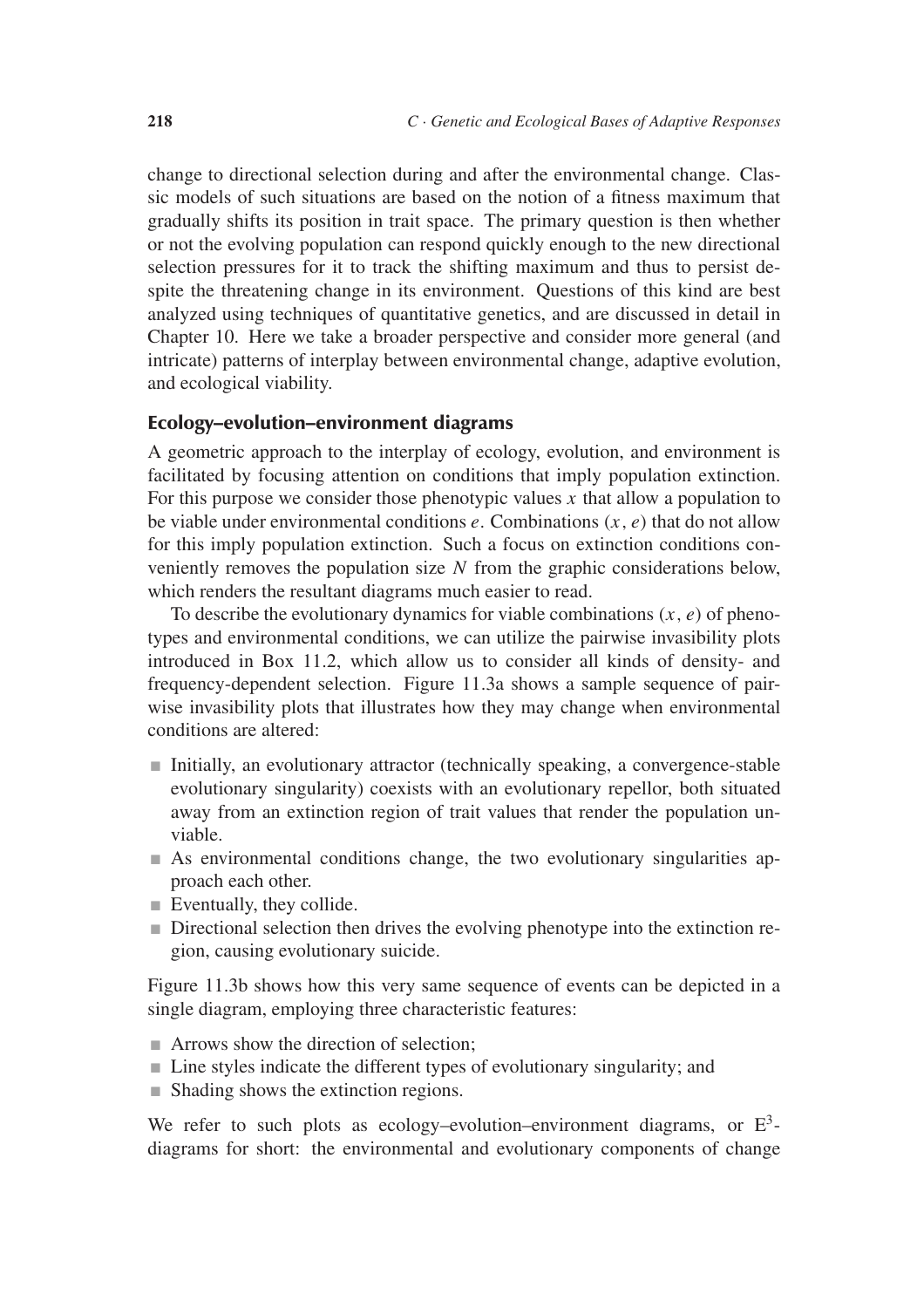change to directional selection during and after the environmental change. Classic models of such situations are based on the notion of a fitness maximum that gradually shifts its position in trait space. The primary question is then whether or not the evolving population can respond quickly enough to the new directional selection pressures for it to track the shifting maximum and thus to persist despite the threatening change in its environment. Questions of this kind are best analyzed using techniques of quantitative genetics, and are discussed in detail in Chapter 10. Here we take a broader perspective and consider more general (and intricate) patterns of interplay between environmental change, adaptive evolution, and ecological viability.

### Ecology–evolution–environment diagrams

A geometric approach to the interplay of ecology, evolution, and environment is facilitated by focusing attention on conditions that imply population extinction. For this purpose we consider those phenotypic values $x$ that allow a population to be viable under environmental conditions $e$. Combinations $(x, e)$ that do not allow for this imply population extinction. Such a focus on extinction conditions conveniently removes the population size $N$ from the graphic considerations below, which renders the resultant diagrams much easier to read.

To describe the evolutionary dynamics for viable combinations $(x, e)$ of phenotypes and environmental conditions, we can utilize the pairwise invasibility plots introduced in Box 11.2, which allow us to consider all kinds of density- and frequency-dependent selection. Figure 11.3a shows a sample sequence of pairwise invasibility plots that illustrates how they may change when environmental conditions are altered:

- Initially, an evolutionary attractor (technically speaking, a convergence-stable evolutionary singularity) coexists with an evolutionary repellor, both situated away from an extinction region of trait values that render the population unviable.
- As environmental conditions change, the two evolutionary singularities approach each other.
- Eventually, they collide.
- Directional selection then drives the evolving phenotype into the extinction region, causing evolutionary suicide.

Figure 11.3b shows how this very same sequence of events can be depicted in a single diagram, employing three characteristic features:

- Arrows show the direction of selection;
- Line styles indicate the different types of evolutionary singularity; and
- Shading shows the extinction regions.

We refer to such plots as ecology–evolution–environment diagrams, or $E^3$-diagrams for short: the environmental and evolutionary components of change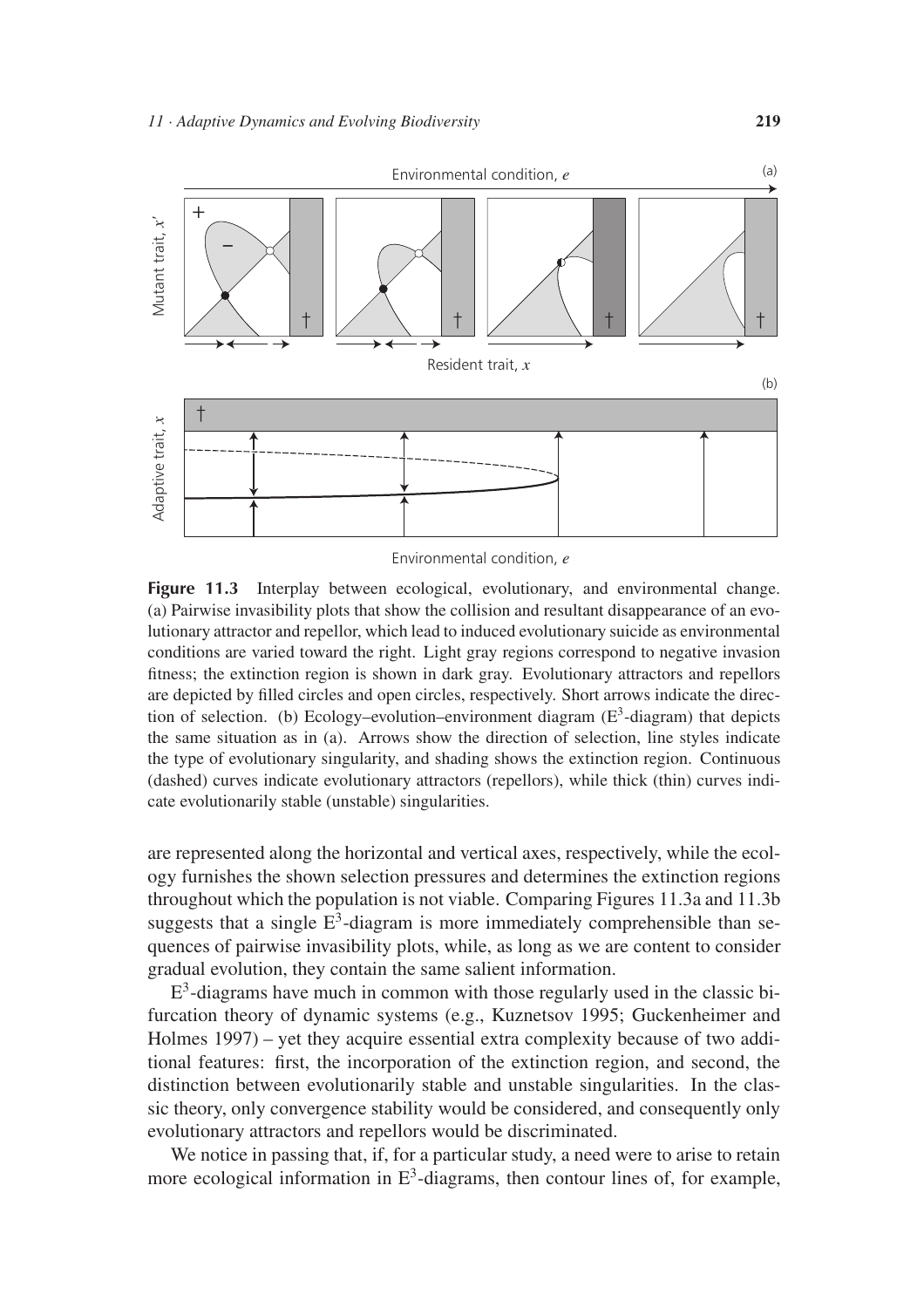**Figure 11.3** Interplay between ecological, evolutionary, and environmental change. (a) Pairwise invasibility plots that show the collision and resultant disappearance of an evolutionary attractor and repellor, which lead to induced evolutionary suicide as environmental conditions are varied toward the right. Light gray regions correspond to negative invasion fitness; the extinction region is shown in dark gray. Evolutionary attractors and repellors are depicted by filled circles and open circles, respectively. Short arrows indicate the direction of selection. (b) Ecology–evolution–environment diagram ($E^3$-diagram) that depicts the same situation as in (a). Arrows show the direction of selection, line styles indicate the type of evolutionary singularity, and shading shows the extinction region. Continuous (dashed) curves indicate evolutionary attractors (repellors), while thick (thin) curves indicate evolutionarily stable (unstable) singularities.

are represented along the horizontal and vertical axes, respectively, while the ecology furnishes the shown selection pressures and determines the extinction regions throughout which the population is not viable. Comparing Figures 11.3a and 11.3b suggests that a single $E^3$-diagram is more immediately comprehensible than sequences of pairwise invasibility plots, while, as long as we are content to consider gradual evolution, they contain the same salient information.

$E^3$-diagrams have much in common with those regularly used in the classic bifurcation theory of dynamic systems (e.g., Kuznetsov 1995; Guckenheimer and Holmes 1997) – yet they acquire essential extra complexity because of two additional features: first, the incorporation of the extinction region, and second, the distinction between evolutionarily stable and unstable singularities. In the classic theory, only convergence stability would be considered, and consequently only evolutionary attractors and repellors would be discriminated.

We notice in passing that, if, for a particular study, a need were to arise to retain more ecological information in $E^3$-diagrams, then contour lines of, for example,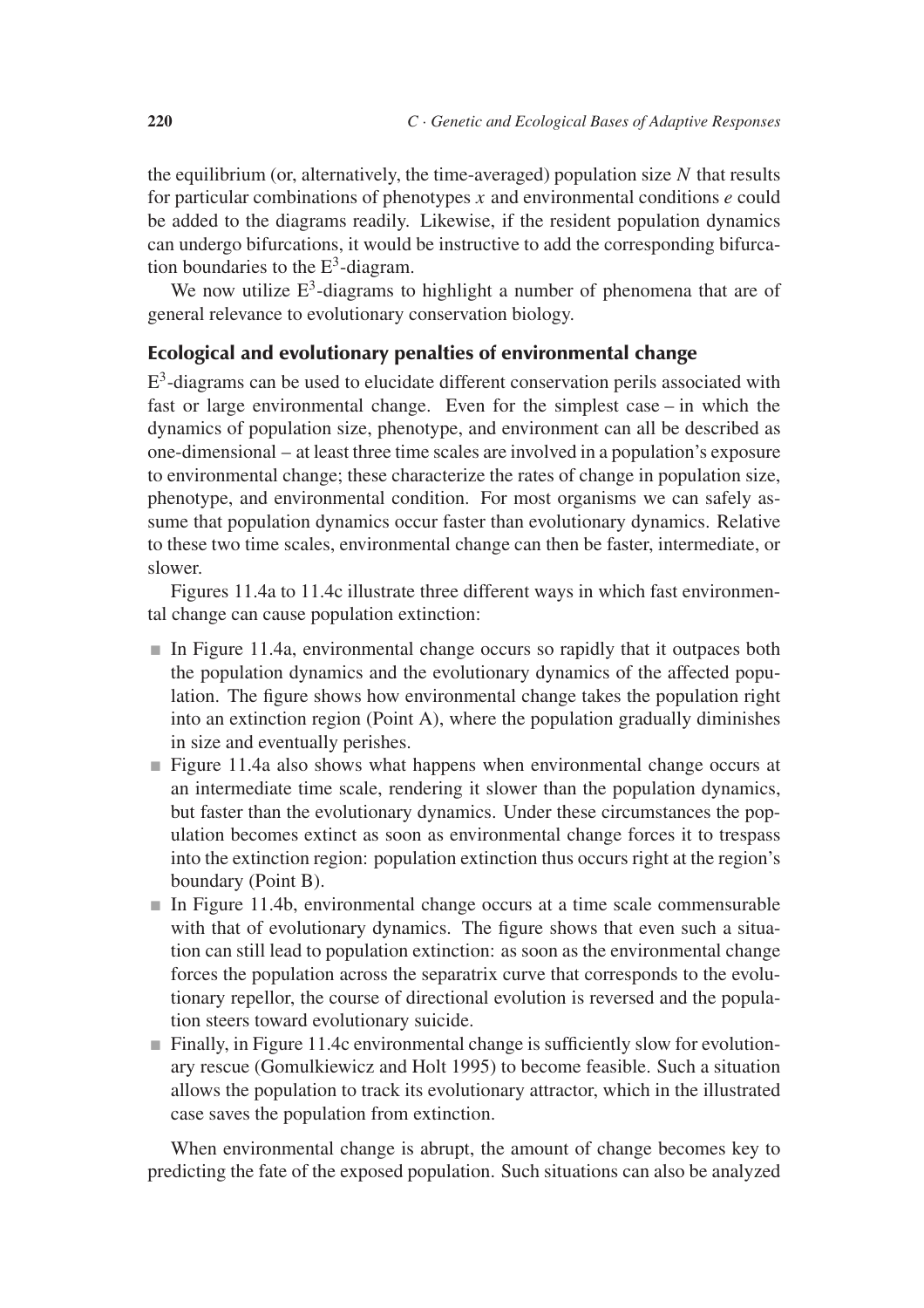the equilibrium (or, alternatively, the time-averaged) population size $N$ that results for particular combinations of phenotypes $x$ and environmental conditions $e$ could be added to the diagrams readily. Likewise, if the resident population dynamics can undergo bifurcations, it would be instructive to add the corresponding bifurcation boundaries to the $E^3$-diagram.

We now utilize $E^3$-diagrams to highlight a number of phenomena that are of general relevance to evolutionary conservation biology.

### Ecological and evolutionary penalties of environmental change

$E^3$-diagrams can be used to elucidate different conservation perils associated with fast or large environmental change. Even for the simplest case – in which the dynamics of population size, phenotype, and environment can all be described as one-dimensional – at least three time scales are involved in a population's exposure to environmental change; these characterize the rates of change in population size, phenotype, and environmental condition. For most organisms we can safely assume that population dynamics occur faster than evolutionary dynamics. Relative to these two time scales, environmental change can then be faster, intermediate, or slower.

Figures 11.4a to 11.4c illustrate three different ways in which fast environmental change can cause population extinction:

- In Figure 11.4a, environmental change occurs so rapidly that it outpaces both the population dynamics and the evolutionary dynamics of the affected population. The figure shows how environmental change takes the population right into an extinction region (Point A), where the population gradually diminishes in size and eventually perishes.
- Figure 11.4a also shows what happens when environmental change occurs at an intermediate time scale, rendering it slower than the population dynamics, but faster than the evolutionary dynamics. Under these circumstances the population becomes extinct as soon as environmental change forces it to trespass into the extinction region: population extinction thus occurs right at the region's boundary (Point B).
- In Figure 11.4b, environmental change occurs at a time scale commensurable with that of evolutionary dynamics. The figure shows that even such a situation can still lead to population extinction: as soon as the environmental change forces the population across the separatrix curve that corresponds to the evolutionary repellor, the course of directional evolution is reversed and the population steers toward evolutionary suicide.
- Finally, in Figure 11.4c environmental change is sufficiently slow for evolutionary rescue (Gomulkiewicz and Holt 1995) to become feasible. Such a situation allows the population to track its evolutionary attractor, which in the illustrated case saves the population from extinction.

When environmental change is abrupt, the amount of change becomes key to predicting the fate of the exposed population. Such situations can also be analyzed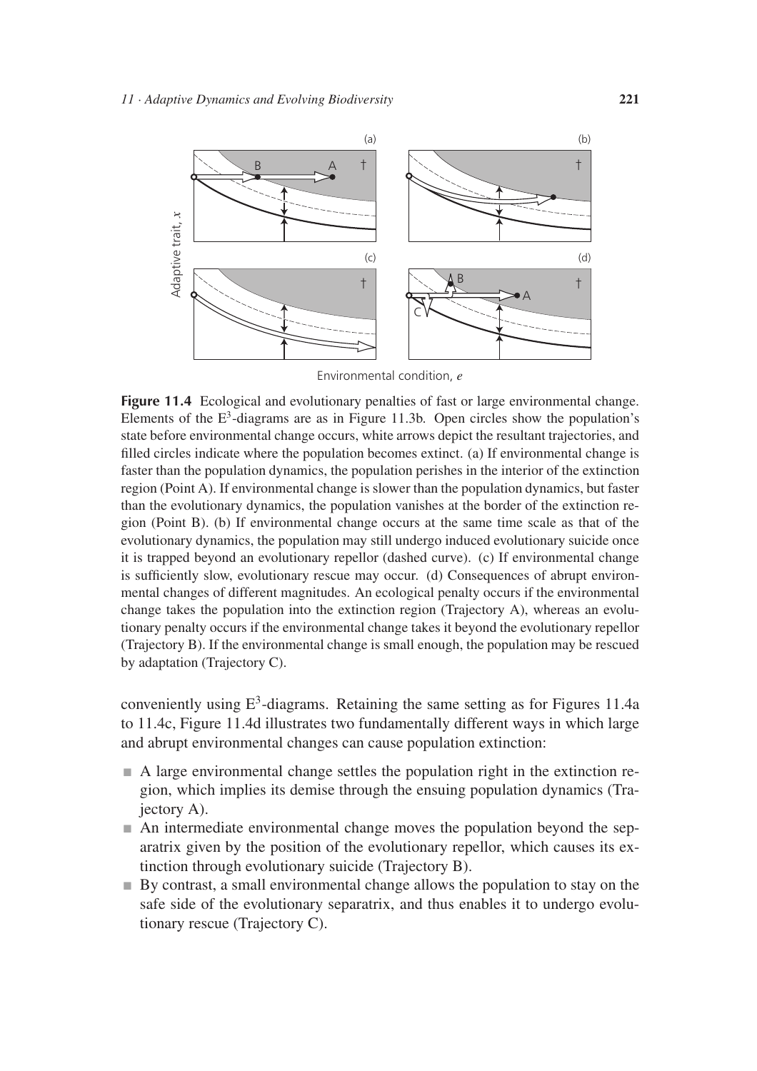**Figure 11.4** Ecological and evolutionary penalties of fast or large environmental change. Elements of the E$^3$-diagrams are as in Figure 11.3b. Open circles show the population's state before environmental change occurs, white arrows depict the resultant trajectories, and filled circles indicate where the population becomes extinct. (a) If environmental change is faster than the population dynamics, the population perishes in the interior of the extinction region (Point A). If environmental change is slower than the population dynamics, but faster than the evolutionary dynamics, the population vanishes at the border of the extinction region (Point B). (b) If environmental change occurs at the same time scale as that of the evolutionary dynamics, the population may still undergo induced evolutionary suicide once it is trapped beyond an evolutionary repellor (dashed curve). (c) If environmental change is sufficiently slow, evolutionary rescue may occur. (d) Consequences of abrupt environmental changes of different magnitudes. An ecological penalty occurs if the environmental change takes the population into the extinction region (Trajectory A), whereas an evolutionary penalty occurs if the environmental change takes it beyond the evolutionary repellor (Trajectory B). If the environmental change is small enough, the population may be rescued by adaptation (Trajectory C).

conveniently using E$^3$-diagrams. Retaining the same setting as for Figures 11.4a to 11.4c, Figure 11.4d illustrates two fundamentally different ways in which large and abrupt environmental changes can cause population extinction:

- A large environmental change settles the population right in the extinction region, which implies its demise through the ensuing population dynamics (Trajectory A).
- An intermediate environmental change moves the population beyond the separatrix given by the position of the evolutionary repellor, which causes its extinction through evolutionary suicide (Trajectory B).
- By contrast, a small environmental change allows the population to stay on the safe side of the evolutionary separatrix, and thus enables it to undergo evolutionary rescue (Trajectory C).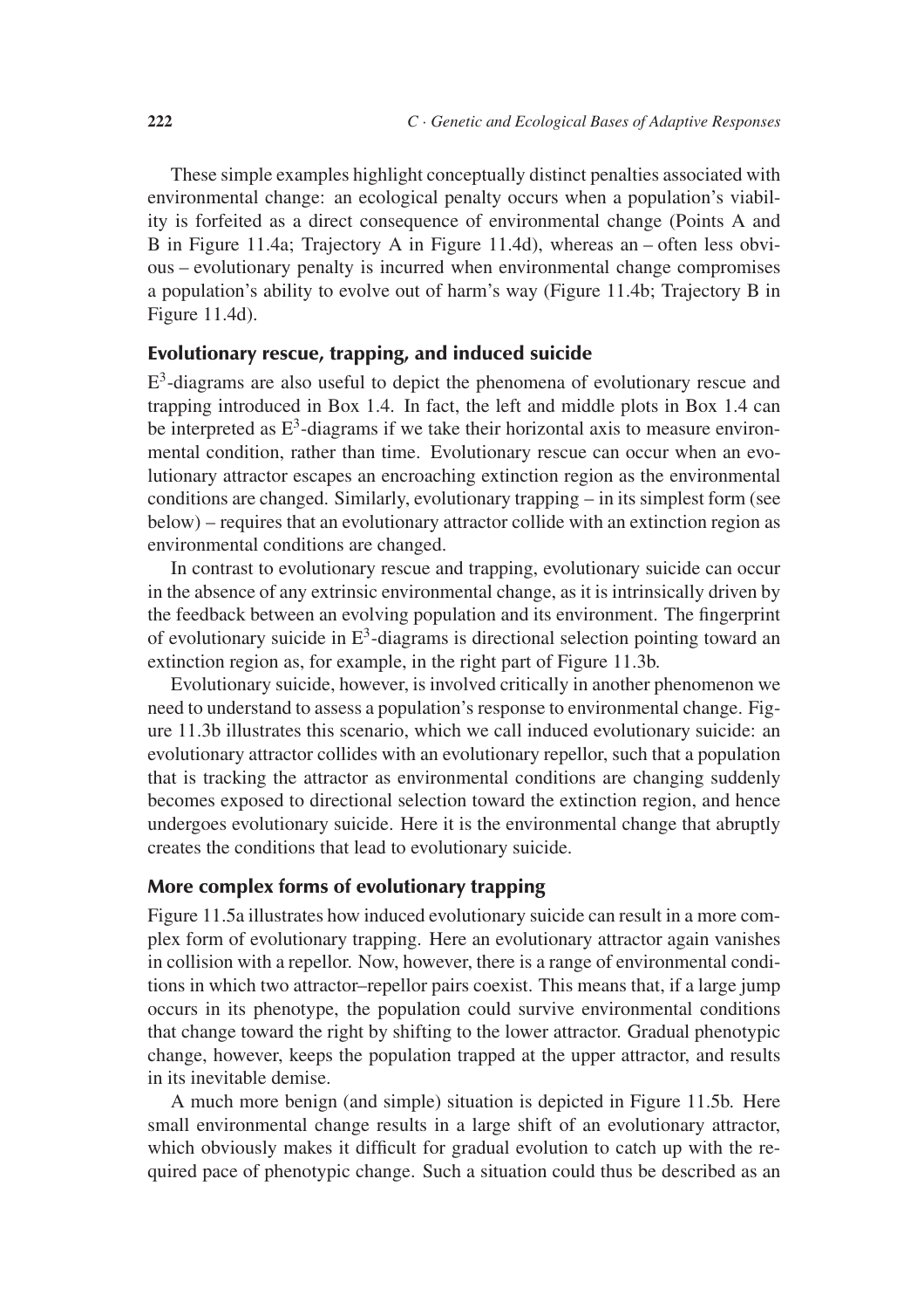These simple examples highlight conceptually distinct penalties associated with environmental change: an ecological penalty occurs when a population's viability is forfeited as a direct consequence of environmental change (Points A and B in Figure 11.4a; Trajectory A in Figure 11.4d), whereas an – often less obvious – evolutionary penalty is incurred when environmental change compromises a population's ability to evolve out of harm's way (Figure 11.4b; Trajectory B in Figure 11.4d).

## Evolutionary rescue, trapping, and induced suicide

$E^3$-diagrams are also useful to depict the phenomena of evolutionary rescue and trapping introduced in Box 1.4. In fact, the left and middle plots in Box 1.4 can be interpreted as $E^3$-diagrams if we take their horizontal axis to measure environmental condition, rather than time. Evolutionary rescue can occur when an evolutionary attractor escapes an encroaching extinction region as the environmental conditions are changed. Similarly, evolutionary trapping – in its simplest form (see below) – requires that an evolutionary attractor collide with an extinction region as environmental conditions are changed.

In contrast to evolutionary rescue and trapping, evolutionary suicide can occur in the absence of any extrinsic environmental change, as it is intrinsically driven by the feedback between an evolving population and its environment. The fingerprint of evolutionary suicide in $E^3$-diagrams is directional selection pointing toward an extinction region as, for example, in the right part of Figure 11.3b.

Evolutionary suicide, however, is involved critically in another phenomenon we need to understand to assess a population's response to environmental change. Figure 11.3b illustrates this scenario, which we call induced evolutionary suicide: an evolutionary attractor collides with an evolutionary repellor, such that a population that is tracking the attractor as environmental conditions are changing suddenly becomes exposed to directional selection toward the extinction region, and hence undergoes evolutionary suicide. Here it is the environmental change that abruptly creates the conditions that lead to evolutionary suicide.

## More complex forms of evolutionary trapping

Figure 11.5a illustrates how induced evolutionary suicide can result in a more complex form of evolutionary trapping. Here an evolutionary attractor again vanishes in collision with a repellor. Now, however, there is a range of environmental conditions in which two attractor–repellor pairs coexist. This means that, if a large jump occurs in its phenotype, the population could survive environmental conditions that change toward the right by shifting to the lower attractor. Gradual phenotypic change, however, keeps the population trapped at the upper attractor, and results in its inevitable demise.

A much more benign (and simple) situation is depicted in Figure 11.5b. Here small environmental change results in a large shift of an evolutionary attractor, which obviously makes it difficult for gradual evolution to catch up with the required pace of phenotypic change. Such a situation could thus be described as an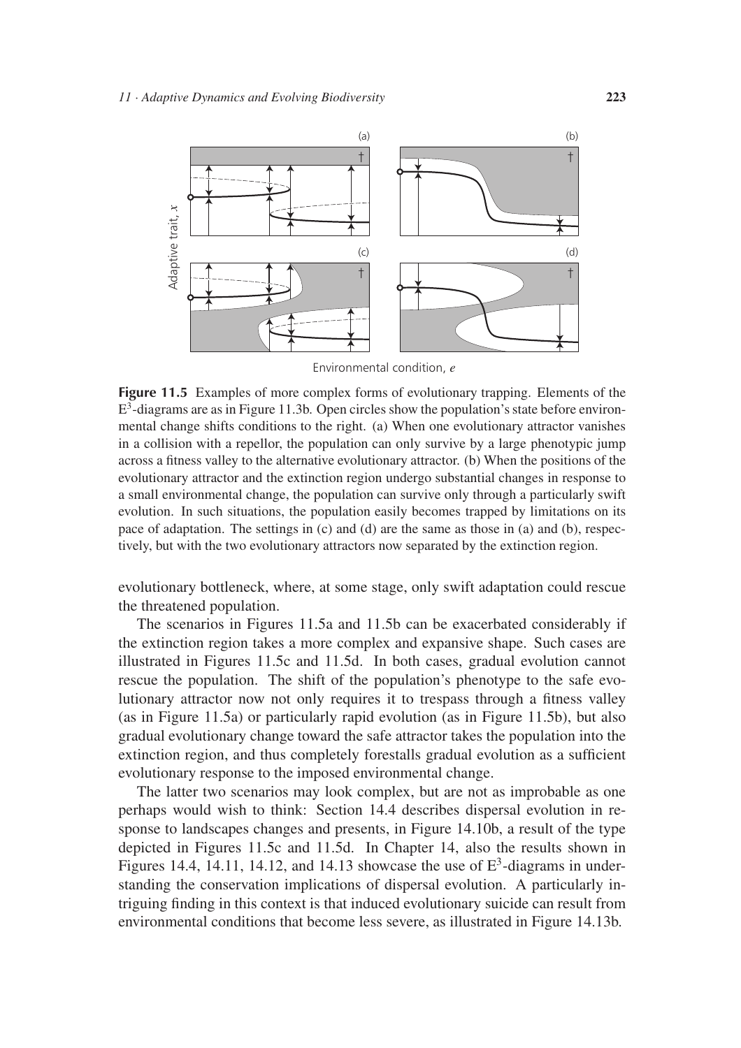**Figure 11.5** Examples of more complex forms of evolutionary trapping. Elements of the $E^3$-diagrams are as in Figure 11.3b. Open circles show the population's state before environmental change shifts conditions to the right. (a) When one evolutionary attractor vanishes in a collision with a repellor, the population can only survive by a large phenotypic jump across a fitness valley to the alternative evolutionary attractor. (b) When the positions of the evolutionary attractor and the extinction region undergo substantial changes in response to a small environmental change, the population can survive only through a particularly swift evolution. In such situations, the population easily becomes trapped by limitations on its pace of adaptation. The settings in (c) and (d) are the same as those in (a) and (b), respectively, but with the two evolutionary attractors now separated by the extinction region.

evolutionary bottleneck, where, at some stage, only swift adaptation could rescue the threatened population.

The scenarios in Figures 11.5a and 11.5b can be exacerbated considerably if the extinction region takes a more complex and expansive shape. Such cases are illustrated in Figures 11.5c and 11.5d. In both cases, gradual evolution cannot rescue the population. The shift of the population's phenotype to the safe evolutionary attractor now not only requires it to trespass through a fitness valley (as in Figure 11.5a) or particularly rapid evolution (as in Figure 11.5b), but also gradual evolutionary change toward the safe attractor takes the population into the extinction region, and thus completely forestalls gradual evolution as a sufficient evolutionary response to the imposed environmental change.

The latter two scenarios may look complex, but are not as improbable as one perhaps would wish to think: Section 14.4 describes dispersal evolution in response to landscapes changes and presents, in Figure 14.10b, a result of the type depicted in Figures 11.5c and 11.5d. In Chapter 14, also the results shown in Figures 14.4, 14.11, 14.12, and 14.13 showcase the use of $E^3$-diagrams in understanding the conservation implications of dispersal evolution. A particularly intriguing finding in this context is that induced evolutionary suicide can result from environmental conditions that become less severe, as illustrated in Figure 14.13b.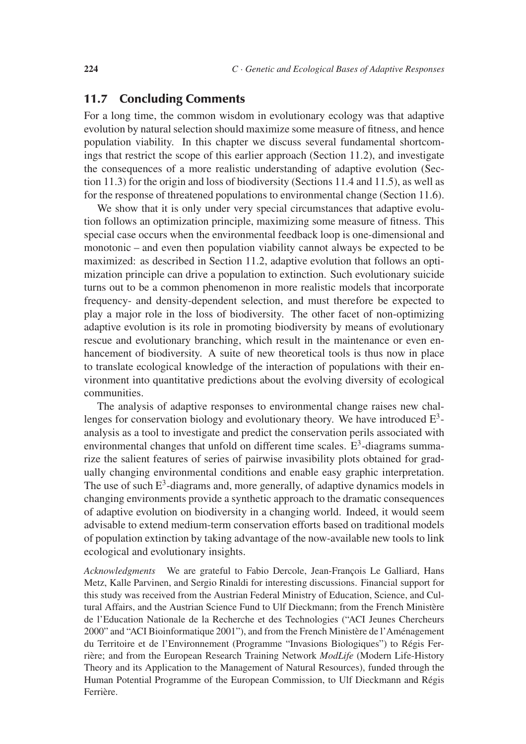## 11.7 Concluding Comments

For a long time, the common wisdom in evolutionary ecology was that adaptive evolution by natural selection should maximize some measure of fitness, and hence population viability. In this chapter we discuss several fundamental shortcomings that restrict the scope of this earlier approach (Section 11.2), and investigate the consequences of a more realistic understanding of adaptive evolution (Section 11.3) for the origin and loss of biodiversity (Sections 11.4 and 11.5), as well as for the response of threatened populations to environmental change (Section 11.6).

We show that it is only under very special circumstances that adaptive evolution follows an optimization principle, maximizing some measure of fitness. This special case occurs when the environmental feedback loop is one-dimensional and monotonic – and even then population viability cannot always be expected to be maximized: as described in Section 11.2, adaptive evolution that follows an optimization principle can drive a population to extinction. Such evolutionary suicide turns out to be a common phenomenon in more realistic models that incorporate frequency- and density-dependent selection, and must therefore be expected to play a major role in the loss of biodiversity. The other facet of non-optimizing adaptive evolution is its role in promoting biodiversity by means of evolutionary rescue and evolutionary branching, which result in the maintenance or even enhancement of biodiversity. A suite of new theoretical tools is thus now in place to translate ecological knowledge of the interaction of populations with their environment into quantitative predictions about the evolving diversity of ecological communities.

The analysis of adaptive responses to environmental change raises new challenges for conservation biology and evolutionary theory. We have introduced $E^3$-analysis as a tool to investigate and predict the conservation perils associated with environmental changes that unfold on different time scales. $E^3$-diagrams summarize the salient features of series of pairwise invasibility plots obtained for gradually changing environmental conditions and enable easy graphic interpretation. The use of such $E^3$-diagrams and, more generally, of adaptive dynamics models in changing environments provide a synthetic approach to the dramatic consequences of adaptive evolution on biodiversity in a changing world. Indeed, it would seem advisable to extend medium-term conservation efforts based on traditional models of population extinction by taking advantage of the now-available new tools to link ecological and evolutionary insights.

*Acknowledgments* We are grateful to Fabio Dercole, Jean-François Le Galliard, Hans Metz, Kalle Parvinen, and Sergio Rinaldi for interesting discussions. Financial support for this study was received from the Austrian Federal Ministry of Education, Science, and Cultural Affairs, and the Austrian Science Fund to Ulf Dieckmann; from the French Ministère de l'Education Nationale de la Recherche et des Technologies ("ACI Jeunes Chercheurs 2000" and "ACI Bioinformatique 2001"), and from the French Ministère de l'Aménagement du Territoire et de l'Environnement (Programme "Invasions Biologiques") to Régis Ferrière; and from the European Research Training Network *ModLife* (Modern Life-History Theory and its Application to the Management of Natural Resources), funded through the Human Potential Programme of the European Commission, to Ulf Dieckmann and Régis Ferrière.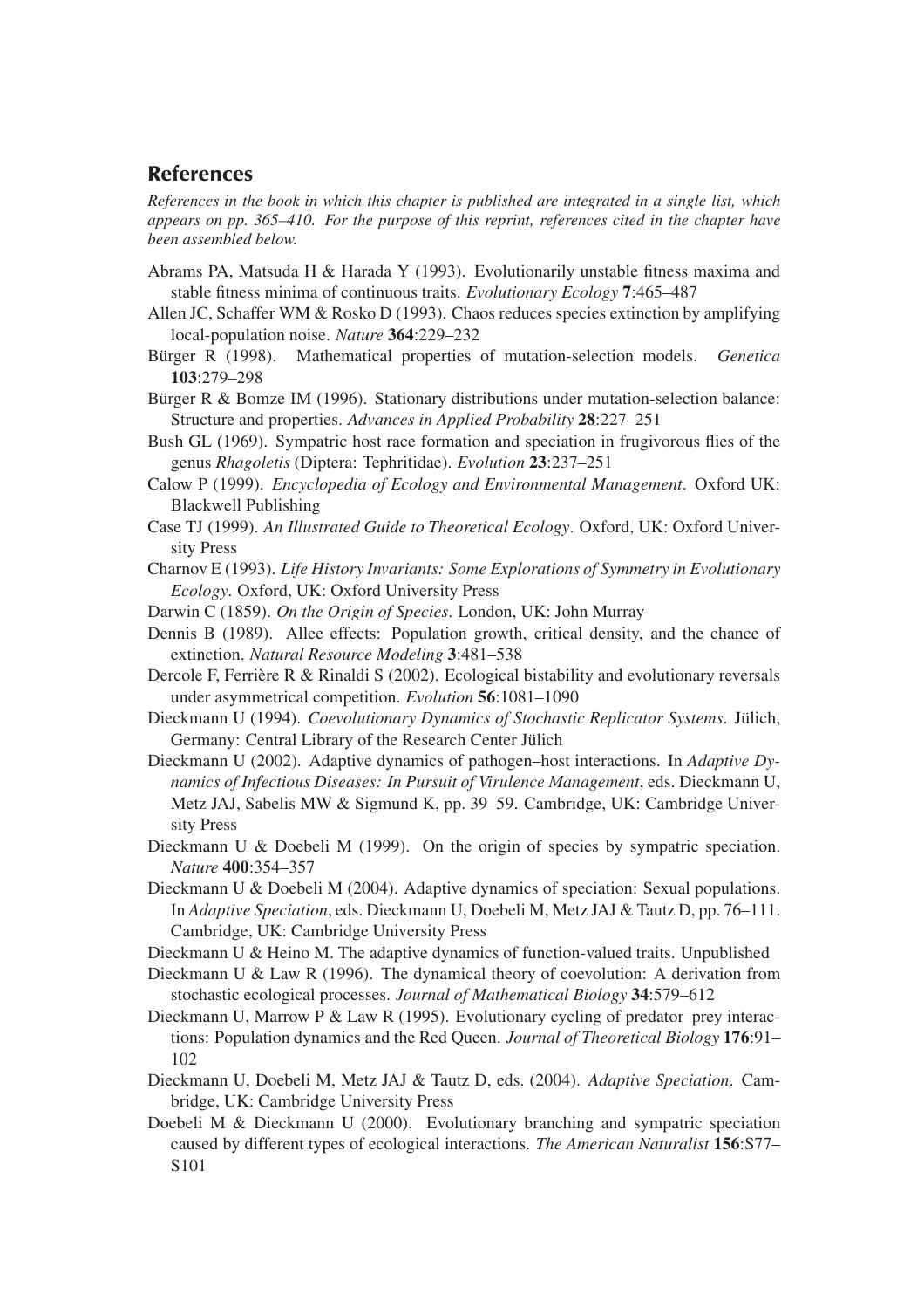## References

*References in the book in which this chapter is published are integrated in a single list, which appears on pp. 365–410. For the purpose of this reprint, references cited in the chapter have been assembled below.*

Abrams PA, Matsuda H & Harada Y (1993). Evolutionarily unstable fitness maxima and stable fitness minima of continuous traits. *Evolutionary Ecology* **7**:465–487

Allen JC, Schaffer WM & Rosko D (1993). Chaos reduces species extinction by amplifying local-population noise. *Nature* **364**:229–232

Bürger R (1998). Mathematical properties of mutation-selection models. *Genetica* **103**:279–298

Bürger R & Bomze IM (1996). Stationary distributions under mutation-selection balance: Structure and properties. *Advances in Applied Probability* **28**:227–251

Bush GL (1969). Sympatric host race formation and speciation in frugivorous flies of the genus *Rhagoletis* (Diptera: Tephritidae). *Evolution* **23**:237–251

Calow P (1999). *Encyclopedia of Ecology and Environmental Management*. Oxford UK: Blackwell Publishing

Case TJ (1999). *An Illustrated Guide to Theoretical Ecology*. Oxford, UK: Oxford University Press

Charnov E (1993). *Life History Invariants: Some Explorations of Symmetry in Evolutionary Ecology*. Oxford, UK: Oxford University Press

Darwin C (1859). *On the Origin of Species*. London, UK: John Murray

Dennis B (1989). Allee effects: Population growth, critical density, and the chance of extinction. *Natural Resource Modeling* **3**:481–538

Dercole F, Ferrière R & Rinaldi S (2002). Ecological bistability and evolutionary reversals under asymmetrical competition. *Evolution* **56**:1081–1090

Dieckmann U (1994). *Coevolutionary Dynamics of Stochastic Replicator Systems*. Jülich, Germany: Central Library of the Research Center Jülich

Dieckmann U (2002). Adaptive dynamics of pathogen–host interactions. In *Adaptive Dynamics of Infectious Diseases: In Pursuit of Virulence Management*, eds. Dieckmann U, Metz JAJ, Sabelis MW & Sigmund K, pp. 39–59. Cambridge, UK: Cambridge University Press

Dieckmann U & Doebeli M (1999). On the origin of species by sympatric speciation. *Nature* **400**:354–357

Dieckmann U & Doebeli M (2004). Adaptive dynamics of speciation: Sexual populations. In *Adaptive Speciation*, eds. Dieckmann U, Doebeli M, Metz JAJ & Tautz D, pp. 76–111. Cambridge, UK: Cambridge University Press

Dieckmann U & Heino M. The adaptive dynamics of function-valued traits. Unpublished

Dieckmann U & Law R (1996). The dynamical theory of coevolution: A derivation from stochastic ecological processes. *Journal of Mathematical Biology* **34**:579–612

Dieckmann U, Marrow P & Law R (1995). Evolutionary cycling of predator–prey interactions: Population dynamics and the Red Queen. *Journal of Theoretical Biology* **176**:91–102

Dieckmann U, Doebeli M, Metz JAJ & Tautz D, eds. (2004). *Adaptive Speciation*. Cambridge, UK: Cambridge University Press

Doebeli M & Dieckmann U (2000). Evolutionary branching and sympatric speciation caused by different types of ecological interactions. *The American Naturalist* **156**:S77–S101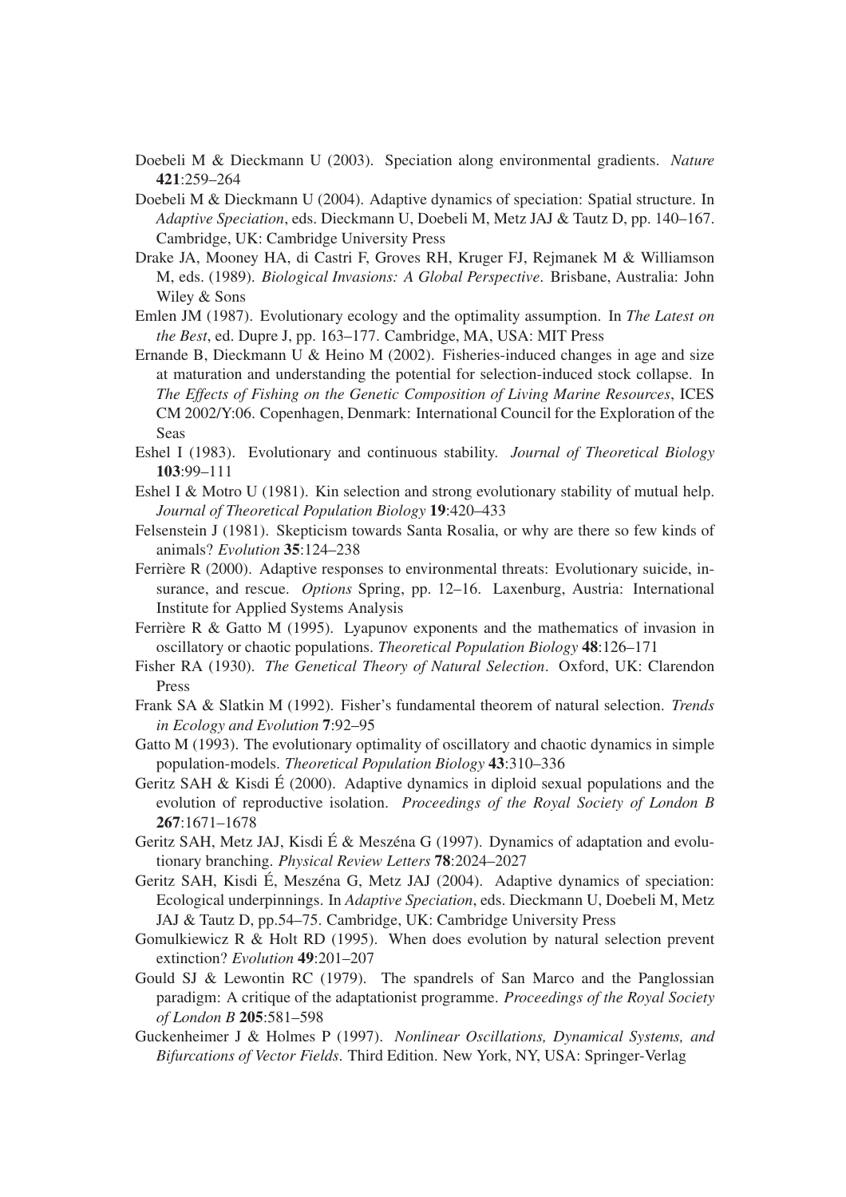Doebeli M & Dieckmann U (2003). Speciation along environmental gradients. *Nature* **421**:259–264

Doebeli M & Dieckmann U (2004). Adaptive dynamics of speciation: Spatial structure. In *Adaptive Speciation*, eds. Dieckmann U, Doebeli M, Metz JAJ & Tautz D, pp. 140–167. Cambridge, UK: Cambridge University Press

Drake JA, Mooney HA, di Castri F, Groves RH, Kruger FJ, Rejmanek M & Williamson M, eds. (1989). *Biological Invasions: A Global Perspective*. Brisbane, Australia: John Wiley & Sons

Emlen JM (1987). Evolutionary ecology and the optimality assumption. In *The Latest on the Best*, ed. Dupre J, pp. 163–177. Cambridge, MA, USA: MIT Press

Ernande B, Dieckmann U & Heino M (2002). Fisheries-induced changes in age and size at maturation and understanding the potential for selection-induced stock collapse. In *The Effects of Fishing on the Genetic Composition of Living Marine Resources*, ICES CM 2002/Y:06. Copenhagen, Denmark: International Council for the Exploration of the Seas

Eshel I (1983). Evolutionary and continuous stability. *Journal of Theoretical Biology* **103**:99–111

Eshel I & Motro U (1981). Kin selection and strong evolutionary stability of mutual help. *Journal of Theoretical Population Biology* **19**:420–433

Felsenstein J (1981). Skepticism towards Santa Rosalia, or why are there so few kinds of animals? *Evolution* **35**:124–238

Ferrière R (2000). Adaptive responses to environmental threats: Evolutionary suicide, insurance, and rescue. *Options* Spring, pp. 12–16. Laxenburg, Austria: International Institute for Applied Systems Analysis

Ferrière R & Gatto M (1995). Lyapunov exponents and the mathematics of invasion in oscillatory or chaotic populations. *Theoretical Population Biology* **48**:126–171

Fisher RA (1930). *The Genetical Theory of Natural Selection*. Oxford, UK: Clarendon Press

Frank SA & Slatkin M (1992). Fisher's fundamental theorem of natural selection. *Trends in Ecology and Evolution* **7**:92–95

Gatto M (1993). The evolutionary optimality of oscillatory and chaotic dynamics in simple population-models. *Theoretical Population Biology* **43**:310–336

Geritz SAH & Kisdi É (2000). Adaptive dynamics in diploid sexual populations and the evolution of reproductive isolation. *Proceedings of the Royal Society of London B* **267**:1671–1678

Geritz SAH, Metz JAJ, Kisdi É & Meszéna G (1997). Dynamics of adaptation and evolutionary branching. *Physical Review Letters* **78**:2024–2027

Geritz SAH, Kisdi É, Meszéna G, Metz JAJ (2004). Adaptive dynamics of speciation: Ecological underpinnings. In *Adaptive Speciation*, eds. Dieckmann U, Doebeli M, Metz JAJ & Tautz D, pp.54–75. Cambridge, UK: Cambridge University Press

Gomulkiewicz R & Holt RD (1995). When does evolution by natural selection prevent extinction? *Evolution* **49**:201–207

Gould SJ & Lewontin RC (1979). The spandrels of San Marco and the Panglossian paradigm: A critique of the adaptationist programme. *Proceedings of the Royal Society of London B* **205**:581–598

Guckenheimer J & Holmes P (1997). *Nonlinear Oscillations, Dynamical Systems, and Bifurcations of Vector Fields*. Third Edition. New York, NY, USA: Springer-Verlag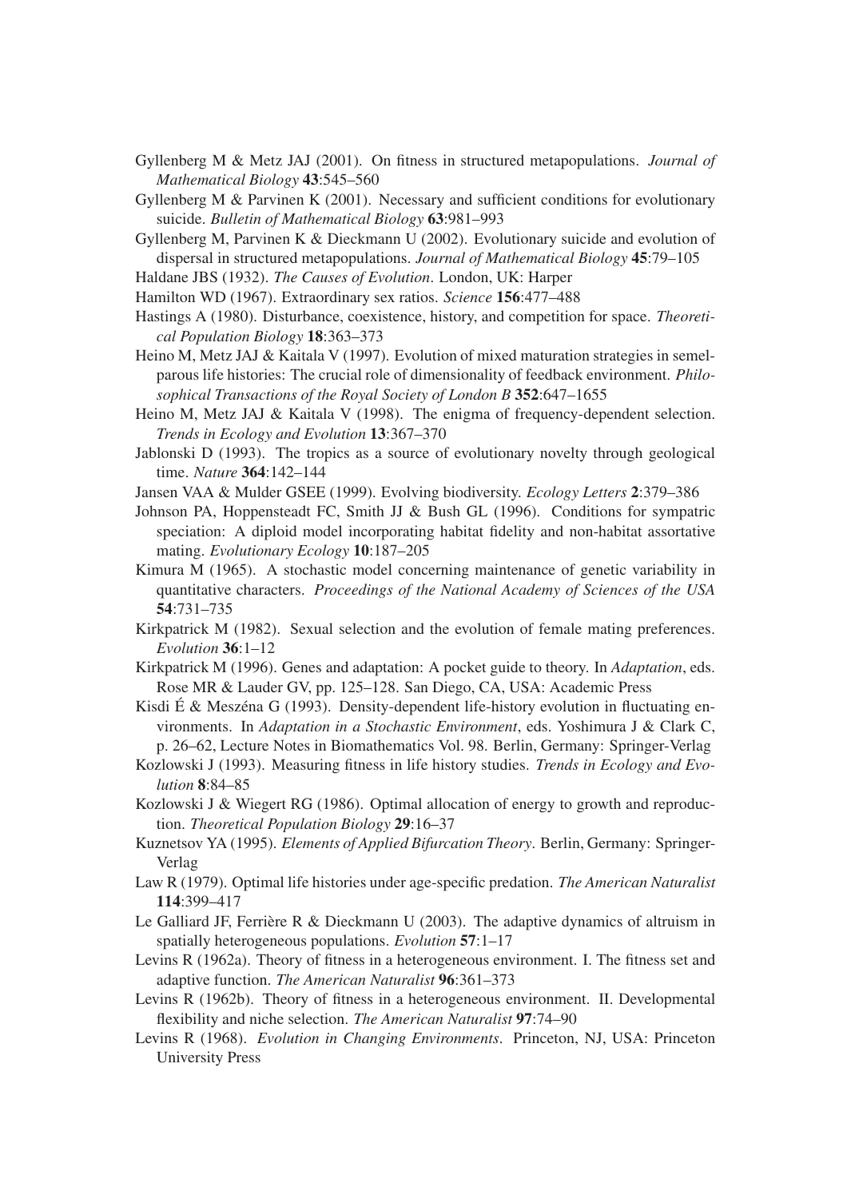Gyllenberg M & Metz JAJ (2001). On fitness in structured metapopulations. *Journal of Mathematical Biology* **43**:545–560

Gyllenberg M & Parvinen K (2001). Necessary and sufficient conditions for evolutionary suicide. *Bulletin of Mathematical Biology* **63**:981–993

Gyllenberg M, Parvinen K & Dieckmann U (2002). Evolutionary suicide and evolution of dispersal in structured metapopulations. *Journal of Mathematical Biology* **45**:79–105

Haldane JBS (1932). *The Causes of Evolution*. London, UK: Harper

Hamilton WD (1967). Extraordinary sex ratios. *Science* **156**:477–488

Hastings A (1980). Disturbance, coexistence, history, and competition for space. *Theoretical Population Biology* **18**:363–373

Heino M, Metz JAJ & Kaitala V (1997). Evolution of mixed maturation strategies in semelparous life histories: The crucial role of dimensionality of feedback environment. *Philosophical Transactions of the Royal Society of London B* **352**:647–1655

Heino M, Metz JAJ & Kaitala V (1998). The enigma of frequency-dependent selection. *Trends in Ecology and Evolution* **13**:367–370

Jablonski D (1993). The tropics as a source of evolutionary novelty through geological time. *Nature* **364**:142–144

Jansen VAA & Mulder GSEE (1999). Evolving biodiversity. *Ecology Letters* **2**:379–386

Johnson PA, Hoppensteadt FC, Smith JJ & Bush GL (1996). Conditions for sympatric speciation: A diploid model incorporating habitat fidelity and non-habitat assortative mating. *Evolutionary Ecology* **10**:187–205

Kimura M (1965). A stochastic model concerning maintenance of genetic variability in quantitative characters. *Proceedings of the National Academy of Sciences of the USA* **54**:731–735

Kirkpatrick M (1982). Sexual selection and the evolution of female mating preferences. *Evolution* **36**:1–12

Kirkpatrick M (1996). Genes and adaptation: A pocket guide to theory. In *Adaptation*, eds. Rose MR & Lauder GV, pp. 125–128. San Diego, CA, USA: Academic Press

Kisdi É & Meszéna G (1993). Density-dependent life-history evolution in fluctuating environments. In *Adaptation in a Stochastic Environment*, eds. Yoshimura J & Clark C, p. 26–62, Lecture Notes in Biomathematics Vol. 98. Berlin, Germany: Springer-Verlag

Kozlowski J (1993). Measuring fitness in life history studies. *Trends in Ecology and Evolution* **8**:84–85

Kozlowski J & Wiegert RG (1986). Optimal allocation of energy to growth and reproduction. *Theoretical Population Biology* **29**:16–37

Kuznetsov YA (1995). *Elements of Applied Bifurcation Theory*. Berlin, Germany: Springer-Verlag

Law R (1979). Optimal life histories under age-specific predation. *The American Naturalist* **114**:399–417

Le Galliard JF, Ferrière R & Dieckmann U (2003). The adaptive dynamics of altruism in spatially heterogeneous populations. *Evolution* **57**:1–17

Levins R (1962a). Theory of fitness in a heterogeneous environment. I. The fitness set and adaptive function. *The American Naturalist* **96**:361–373

Levins R (1962b). Theory of fitness in a heterogeneous environment. II. Developmental flexibility and niche selection. *The American Naturalist* **97**:74–90

Levins R (1968). *Evolution in Changing Environments*. Princeton, NJ, USA: Princeton University Press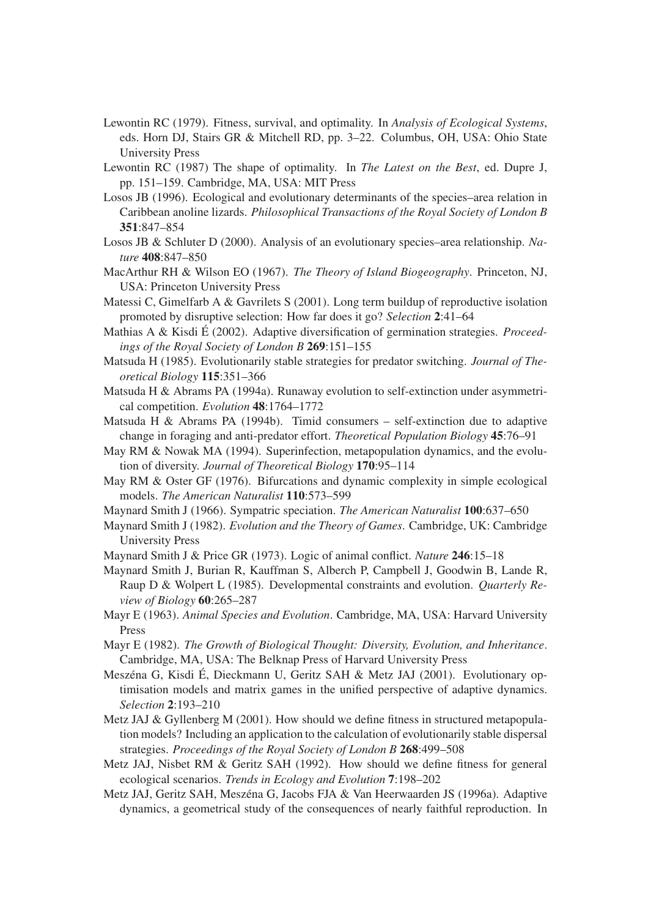Lewontin RC (1979). Fitness, survival, and optimality. In *Analysis of Ecological Systems*, eds. Horn DJ, Stairs GR & Mitchell RD, pp. 3–22. Columbus, OH, USA: Ohio State University Press

Lewontin RC (1987) The shape of optimality. In *The Latest on the Best*, ed. Dupre J, pp. 151–159. Cambridge, MA, USA: MIT Press

Losos JB (1996). Ecological and evolutionary determinants of the species–area relation in Caribbean anoline lizards. *Philosophical Transactions of the Royal Society of London B* **351**:847–854

Losos JB & Schluter D (2000). Analysis of an evolutionary species–area relationship. *Nature* **408**:847–850

MacArthur RH & Wilson EO (1967). *The Theory of Island Biogeography*. Princeton, NJ, USA: Princeton University Press

Matessi C, Gimelfarb A & Gavrilets S (2001). Long term buildup of reproductive isolation promoted by disruptive selection: How far does it go? *Selection* **2**:41–64

Mathias A & Kisdi É (2002). Adaptive diversification of germination strategies. *Proceedings of the Royal Society of London B* **269**:151–155

Matsuda H (1985). Evolutionarily stable strategies for predator switching. *Journal of Theoretical Biology* **115**:351–366

Matsuda H & Abrams PA (1994a). Runaway evolution to self-extinction under asymmetrical competition. *Evolution* **48**:1764–1772

Matsuda H & Abrams PA (1994b). Timid consumers – self-extinction due to adaptive change in foraging and anti-predator effort. *Theoretical Population Biology* **45**:76–91

May RM & Nowak MA (1994). Superinfection, metapopulation dynamics, and the evolution of diversity. *Journal of Theoretical Biology* **170**:95–114

May RM & Oster GF (1976). Bifurcations and dynamic complexity in simple ecological models. *The American Naturalist* **110**:573–599

Maynard Smith J (1966). Sympatric speciation. *The American Naturalist* **100**:637–650

Maynard Smith J (1982). *Evolution and the Theory of Games*. Cambridge, UK: Cambridge University Press

Maynard Smith J & Price GR (1973). Logic of animal conflict. *Nature* **246**:15–18

Maynard Smith J, Burian R, Kauffman S, Alberch P, Campbell J, Goodwin B, Lande R, Raup D & Wolpert L (1985). Developmental constraints and evolution. *Quarterly Review of Biology* **60**:265–287

Mayr E (1963). *Animal Species and Evolution*. Cambridge, MA, USA: Harvard University Press

Mayr E (1982). *The Growth of Biological Thought: Diversity, Evolution, and Inheritance*. Cambridge, MA, USA: The Belknap Press of Harvard University Press

Meszéna G, Kisdi É, Dieckmann U, Geritz SAH & Metz JAJ (2001). Evolutionary optimisation models and matrix games in the unified perspective of adaptive dynamics. *Selection* **2**:193–210

Metz JAJ & Gyllenberg M (2001). How should we define fitness in structured metapopulation models? Including an application to the calculation of evolutionarily stable dispersal strategies. *Proceedings of the Royal Society of London B* **268**:499–508

Metz JAJ, Nisbet RM & Geritz SAH (1992). How should we define fitness for general ecological scenarios. *Trends in Ecology and Evolution* **7**:198–202

Metz JAJ, Geritz SAH, Meszéna G, Jacobs FJA & Van Heerwaarden JS (1996a). Adaptive dynamics, a geometrical study of the consequences of nearly faithful reproduction. In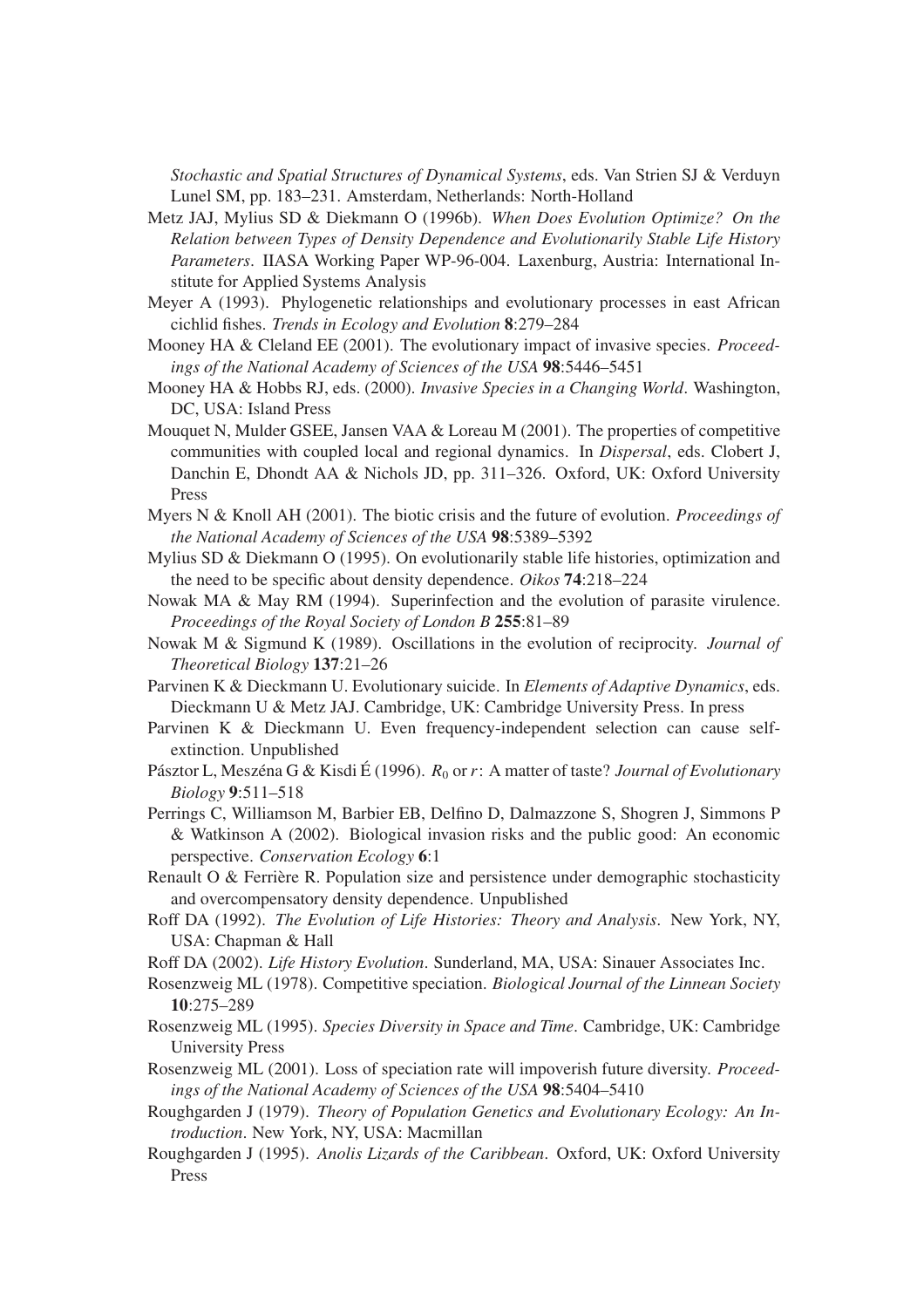*Stochastic and Spatial Structures of Dynamical Systems*, eds. Van Strien SJ & Verduyn Lunel SM, pp. 183–231. Amsterdam, Netherlands: North-Holland

Metz JAJ, Mylius SD & Diekmann O (1996b). *When Does Evolution Optimize? On the Relation between Types of Density Dependence and Evolutionarily Stable Life History Parameters*. IIASA Working Paper WP-96-004. Laxenburg, Austria: International Institute for Applied Systems Analysis

Meyer A (1993). Phylogenetic relationships and evolutionary processes in east African cichlid fishes. *Trends in Ecology and Evolution* **8**:279–284

Mooney HA & Cleland EE (2001). The evolutionary impact of invasive species. *Proceedings of the National Academy of Sciences of the USA* **98**:5446–5451

Mooney HA & Hobbs RJ, eds. (2000). *Invasive Species in a Changing World*. Washington, DC, USA: Island Press

Mouquet N, Mulder GSEE, Jansen VAA & Loreau M (2001). The properties of competitive communities with coupled local and regional dynamics. In *Dispersal*, eds. Clobert J, Danchin E, Dhondt AA & Nichols JD, pp. 311–326. Oxford, UK: Oxford University Press

Myers N & Knoll AH (2001). The biotic crisis and the future of evolution. *Proceedings of the National Academy of Sciences of the USA* **98**:5389–5392

Mylius SD & Diekmann O (1995). On evolutionarily stable life histories, optimization and the need to be specific about density dependence. *Oikos* **74**:218–224

Nowak MA & May RM (1994). Superinfection and the evolution of parasite virulence. *Proceedings of the Royal Society of London B* **255**:81–89

Nowak M & Sigmund K (1989). Oscillations in the evolution of reciprocity. *Journal of Theoretical Biology* **137**:21–26

Parvinen K & Dieckmann U. Evolutionary suicide. In *Elements of Adaptive Dynamics*, eds. Dieckmann U & Metz JAJ. Cambridge, UK: Cambridge University Press. In press

Parvinen K & Dieckmann U. Even frequency-independent selection can cause self-extinction. Unpublished

Pásztor L, Meszéna G & Kisdi É (1996). $R_0$ or $r$: A matter of taste? *Journal of Evolutionary Biology* **9**:511–518

Perrings C, Williamson M, Barbier EB, Delfino D, Dalmazzone S, Shogren J, Simmons P & Watkinson A (2002). Biological invasion risks and the public good: An economic perspective. *Conservation Ecology* **6**:1

Renault O & Ferrière R. Population size and persistence under demographic stochasticity and overcompensatory density dependence. Unpublished

Roff DA (1992). *The Evolution of Life Histories: Theory and Analysis*. New York, NY, USA: Chapman & Hall

Roff DA (2002). *Life History Evolution*. Sunderland, MA, USA: Sinauer Associates Inc.

Rosenzweig ML (1978). Competitive speciation. *Biological Journal of the Linnean Society* **10**:275–289

Rosenzweig ML (1995). *Species Diversity in Space and Time*. Cambridge, UK: Cambridge University Press

Rosenzweig ML (2001). Loss of speciation rate will impoverish future diversity. *Proceedings of the National Academy of Sciences of the USA* **98**:5404–5410

Roughgarden J (1979). *Theory of Population Genetics and Evolutionary Ecology: An Introduction*. New York, NY, USA: Macmillan

Roughgarden J (1995). *Anolis Lizards of the Caribbean*. Oxford, UK: Oxford University Press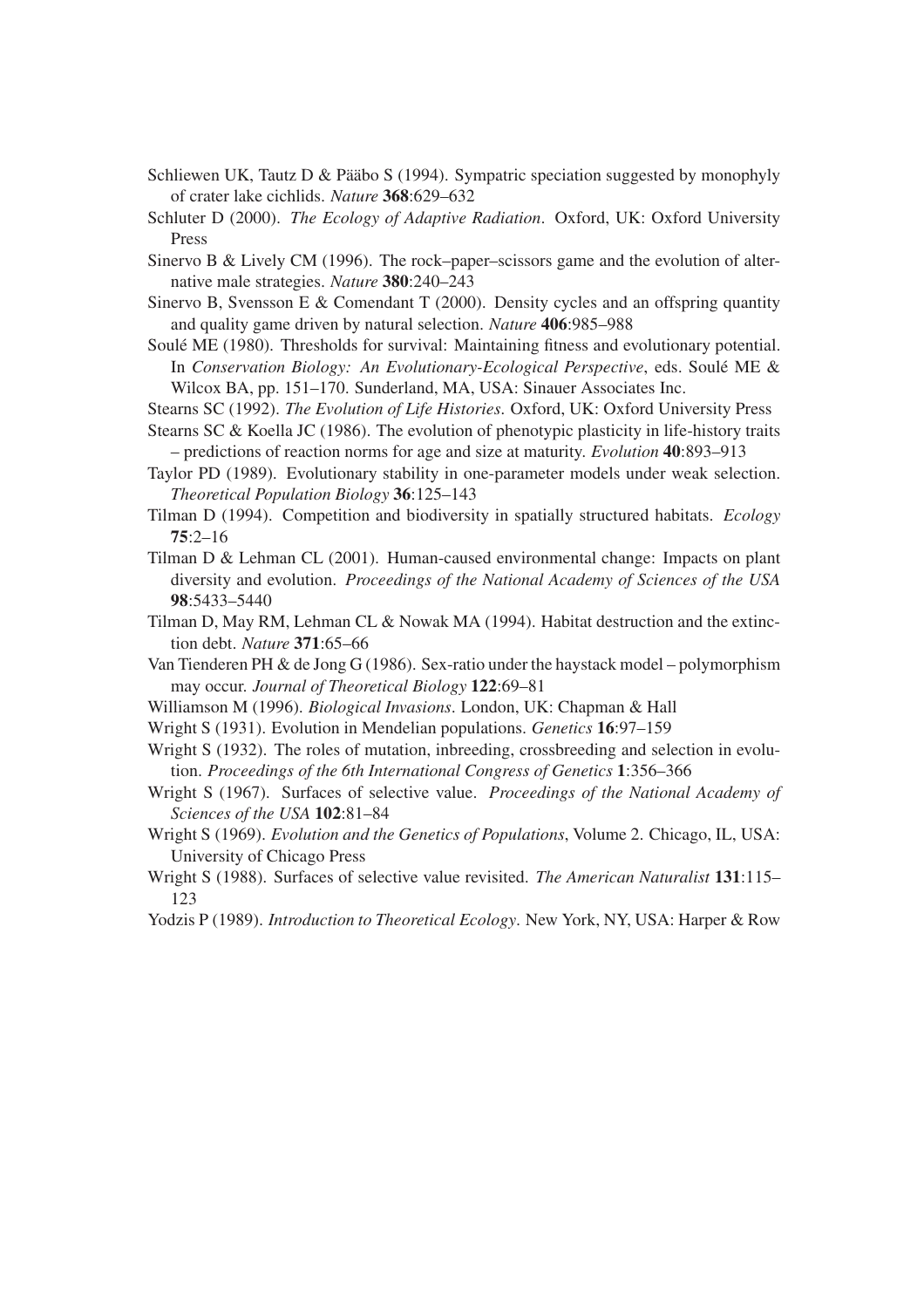Schliewen UK, Tautz D & Pääbo S (1994). Sympatric speciation suggested by monophyly of crater lake cichlids. *Nature* **368**:629–632

Schluter D (2000). *The Ecology of Adaptive Radiation*. Oxford, UK: Oxford University Press

Sinervo B & Lively CM (1996). The rock–paper–scissors game and the evolution of alternative male strategies. *Nature* **380**:240–243

Sinervo B, Svensson E & Comendant T (2000). Density cycles and an offspring quantity and quality game driven by natural selection. *Nature* **406**:985–988

Soulé ME (1980). Thresholds for survival: Maintaining fitness and evolutionary potential. In *Conservation Biology: An Evolutionary-Ecological Perspective*, eds. Soulé ME & Wilcox BA, pp. 151–170. Sunderland, MA, USA: Sinauer Associates Inc.

Stearns SC (1992). *The Evolution of Life Histories*. Oxford, UK: Oxford University Press

Stearns SC & Koella JC (1986). The evolution of phenotypic plasticity in life-history traits – predictions of reaction norms for age and size at maturity. *Evolution* **40**:893–913

Taylor PD (1989). Evolutionary stability in one-parameter models under weak selection. *Theoretical Population Biology* **36**:125–143

Tilman D (1994). Competition and biodiversity in spatially structured habitats. *Ecology* **75**:2–16

Tilman D & Lehman CL (2001). Human-caused environmental change: Impacts on plant diversity and evolution. *Proceedings of the National Academy of Sciences of the USA* **98**:5433–5440

Tilman D, May RM, Lehman CL & Nowak MA (1994). Habitat destruction and the extinction debt. *Nature* **371**:65–66

Van Tienderen PH & de Jong G (1986). Sex-ratio under the haystack model – polymorphism may occur. *Journal of Theoretical Biology* **122**:69–81

Williamson M (1996). *Biological Invasions*. London, UK: Chapman & Hall

Wright S (1931). Evolution in Mendelian populations. *Genetics* **16**:97–159

Wright S (1932). The roles of mutation, inbreeding, crossbreeding and selection in evolution. *Proceedings of the 6th International Congress of Genetics* **1**:356–366

Wright S (1967). Surfaces of selective value. *Proceedings of the National Academy of Sciences of the USA* **102**:81–84

Wright S (1969). *Evolution and the Genetics of Populations*, Volume 2. Chicago, IL, USA: University of Chicago Press

Wright S (1988). Surfaces of selective value revisited. *The American Naturalist* **131**:115–123

Yodzis P (1989). *Introduction to Theoretical Ecology*. New York, NY, USA: Harper & Row